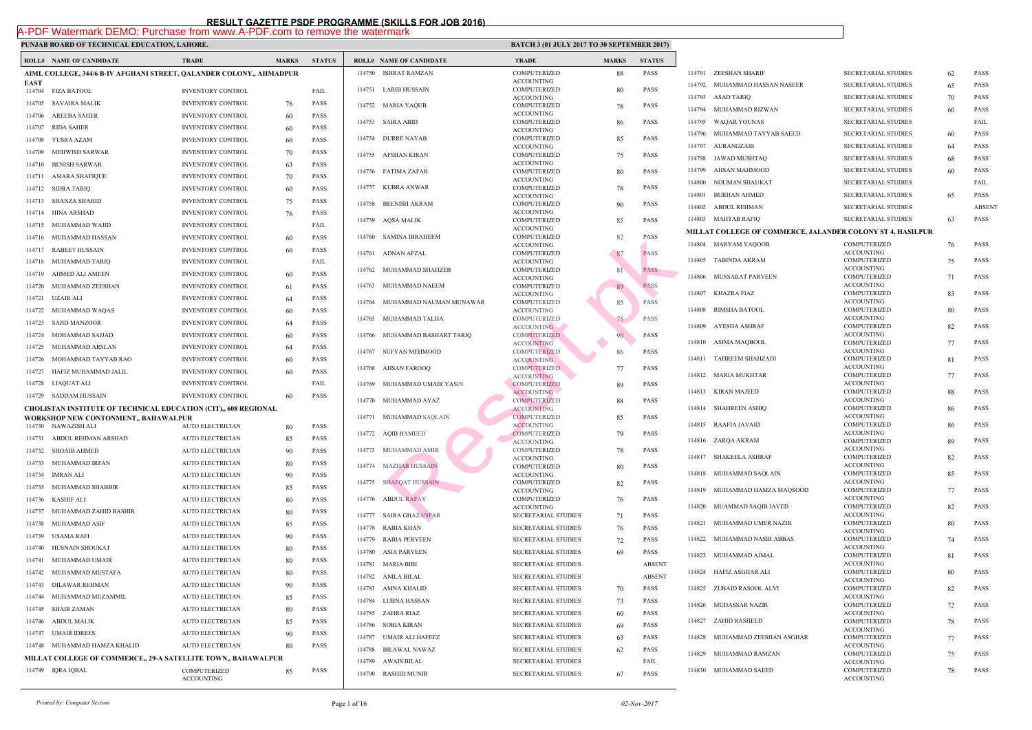# RESULT GAZETTE PSDF PROGRAMME (SKILLS FOR JOB 2016)

A-PDF Watermark DEMO: Purchase from www.A-PDF.com to remove the watermark

**PUNJAB BOARD OF TECHNICAL EDUCATION, LAHORE.** **BATCH 3 (01 JULY 2017 TO 30 SEPTEMBER 2017)**

| ROLL# | NAME OF CANDIDATE | TRADE | MARKS | STATUS |
|---|---|---|---|---|
| **AIML COLLEGE, 344/6 B-IV AFGHANI STREET, QALANDER COLONY,, AHMADPUR EAST** | | | | |
| 114704 | FIZA BATOOL | INVENTORY CONTROL | | FAIL |
| 114705 | SAVAIRA MALIK | INVENTORY CONTROL | 76 | PASS |
| 114706 | AREEBA SAHER | INVENTORY CONTROL | 60 | PASS |
| 114707 | RIDA SAHER | INVENTORY CONTROL | 60 | PASS |
| 114708 | YUSRA AZAM | INVENTORY CONTROL | 60 | PASS |
| 114709 | MEHWISH SARWAR | INVENTORY CONTROL | 70 | PASS |
| 114710 | BENISH SARWAR | INVENTORY CONTROL | 63 | PASS |
| 114711 | AMARA SHAFIQUE | INVENTORY CONTROL | 70 | PASS |
| 114712 | SIDRA TARIQ | INVENTORY CONTROL | 60 | PASS |
| 114713 | SHANZA SHAHID | INVENTORY CONTROL | 75 | PASS |
| 114714 | HINA ARSHAD | INVENTORY CONTROL | 76 | PASS |
| 114715 | MUHAMMAD WAJID | INVENTORY CONTROL | | FAIL |
| 114716 | MUHAMMAD HASSAN | INVENTORY CONTROL | 60 | PASS |
| 114717 | RABEET HUSSAIN | INVENTORY CONTROL | 60 | PASS |
| 114718 | MUHAMMAD TARIQ | INVENTORY CONTROL | | FAIL |
| 114719 | AHMED ALI AMEEN | INVENTORY CONTROL | 60 | PASS |
| 114720 | MUHAMMAD ZEESHAN | INVENTORY CONTROL | 61 | PASS |
| 114721 | UZAIR ALI | INVENTORY CONTROL | 64 | PASS |
| 114722 | MUHAMMAD WAQAS | INVENTORY CONTROL | 60 | PASS |
| 114723 | SAJID MANZOOR | INVENTORY CONTROL | 64 | PASS |
| 114724 | MOHAMMAD SAJJAD | INVENTORY CONTROL | 60 | PASS |
| 114725 | MUHAMMAD ARSLAN | INVENTORY CONTROL | 64 | PASS |
| 114726 | MOHAMMAD TAYYAB RAO | INVENTORY CONTROL | 60 | PASS |
| 114727 | HAFIZ MUHAMMAD JALIL | INVENTORY CONTROL | 60 | PASS |
| 114728 | LIAQUAT ALI | INVENTORY CONTROL | | FAIL |
| 114729 | SADDAM HUSSAIN | INVENTORY CONTROL | 60 | PASS |
| **CHOLISTAN INSTITUTE OF TECHNICAL EDUCATION (CIT),, 608 REGIONAL WORKSHOP NEW CONTONMENT,, BAHAWALPUR** | | | | |
| 114730 | NAWAZISH ALI | AUTO ELECTRICIAN | 80 | PASS |
| 114731 | ABDUL REHMAN ARSHAD | AUTO ELECTRICIAN | 85 | PASS |
| 114732 | SHOAIB AHMED | AUTO ELECTRICIAN | 90 | PASS |
| 114733 | MUHAMMAD IRFAN | AUTO ELECTRICIAN | 80 | PASS |
| 114734 | IMRAN ALI | AUTO ELECTRICIAN | 90 | PASS |
| 114735 | MUHAMMAD SHABBIR | AUTO ELECTRICIAN | 85 | PASS |
| 114736 | KASHIF ALI | AUTO ELECTRICIAN | 80 | PASS |
| 114737 | MUHAMMAD ZAHID BASHIR | AUTO ELECTRICIAN | 80 | PASS |
| 114738 | MUHAMMAD ASIF | AUTO ELECTRICIAN | 85 | PASS |
| 114739 | USAMA RAFI | AUTO ELECTRICIAN | 90 | PASS |
| 114740 | HUSNAIN SHOUKAT | AUTO ELECTRICIAN | 80 | PASS |
| 114741 | MUHAMMAD UMAIR | AUTO ELECTRICIAN | 80 | PASS |
| 114742 | MUHAMMAD MUSTAFA | AUTO ELECTRICIAN | 80 | PASS |
| 114743 | DILAWAR REHMAN | AUTO ELECTRICIAN | 90 | PASS |
| 114744 | MUHAMMAD MUZAMMIL | AUTO ELECTRICIAN | 85 | PASS |
| 114745 | SHAIR ZAMAN | AUTO ELECTRICIAN | 80 | PASS |
| 114746 | ABDUL MALIK | AUTO ELECTRICIAN | 85 | PASS |
| 114747 | UMAIR IDREES | AUTO ELECTRICIAN | 90 | PASS |
| 114748 | MUHAMMAD HAMZA KHALID | AUTO ELECTRICIAN | 80 | PASS |
| **MILLAT COLLEGE OF COMMERCE,, 29-A SATELLITE TOWN,, BAHAWALPUR** | | | | |
| 114749 | IQRA IQBAL | COMPUTERIZED ACCOUNTING | 85 | PASS |
| 114750 | ISHRAT RAMZAN | COMPUTERIZED ACCOUNTING | 88 | PASS |
| 114751 | LARIB HUSSAIN | COMPUTERIZED ACCOUNTING | 80 | PASS |
| 114752 | MARIA YAQUB | COMPUTERIZED ACCOUNTING | 78 | PASS |
| 114753 | SAIRA ABID | COMPUTERIZED ACCOUNTING | 86 | PASS |
| 114754 | DURRE NAYAB | COMPUTERIZED ACCOUNTING | 85 | PASS |
| 114755 | AFSHAN KIRAN | COMPUTERIZED ACCOUNTING | 75 | PASS |
| 114756 | FATIMA ZAFAR | COMPUTERIZED ACCOUNTING | 80 | PASS |
| 114757 | KUBRA ANWAR | COMPUTERIZED ACCOUNTING | 78 | PASS |
| 114758 | BEENISH AKRAM | COMPUTERIZED ACCOUNTING | 90 | PASS |
| 114759 | AQSA MALIK | COMPUTERIZED ACCOUNTING | 85 | PASS |
| 114760 | SAMINA IBRAHEEM | COMPUTERIZED ACCOUNTING | 82 | PASS |
| 114761 | ADNAN AFZAL | COMPUTERIZED ACCOUNTING | 87 | PASS |
| 114762 | MUHAMMAD SHAHZEB | COMPUTERIZED ACCOUNTING | 81 | PASS |
| 114763 | MUHAMMAD NAEEM | COMPUTERIZED ACCOUNTING | 89 | PASS |
| 114764 | MUHAMMAD NAUMAN MUNAWAR | COMPUTERIZED ACCOUNTING | 85 | PASS |
| 114765 | MUHAMMAD TALHA | COMPUTERIZED ACCOUNTING | 75 | PASS |
| 114766 | MUHAMMAD BASHART TARIQ | COMPUTERIZED ACCOUNTING | 90 | PASS |
| 114767 | SUFYAN MEHMOOD | COMPUTERIZED ACCOUNTING | 86 | PASS |
| 114768 | AHSAN FAROOQ | COMPUTERIZED ACCOUNTING | 77 | PASS |
| 114769 | MUHAMMAD UMAIR YASIN | COMPUTERIZED ACCOUNTING | 89 | PASS |
| 114770 | MUHAMMAD AYAZ | COMPUTERIZED ACCOUNTING | 88 | PASS |
| 114771 | MUHAMMAD SAQLAIN | COMPUTERIZED ACCOUNTING | 85 | PASS |
| 114772 | AQIB HAMEED | COMPUTERIZED ACCOUNTING | 79 | PASS |
| 114773 | MUHAMMAD AMIR | COMPUTERIZED ACCOUNTING | 78 | PASS |
| 114774 | MAZHAR HUSSAIN | COMPUTERIZED ACCOUNTING | 80 | PASS |
| 114775 | SHAFQAT HUSSAIN | COMPUTERIZED ACCOUNTING | 82 | PASS |
| 114776 | ABDUL RAFAY | COMPUTERIZED ACCOUNTING | 76 | PASS |
| 114777 | SAIRA GHAZANFAR | SECRETARIAL STUDIES | 71 | PASS |
| 114778 | RABIA KHAN | SECRETARIAL STUDIES | 76 | PASS |
| 114779 | RABIA PERVEEN | SECRETARIAL STUDIES | 72 | PASS |
| 114780 | ASIA PARVEEN | SECRETARIAL STUDIES | 69 | PASS |
| 114781 | MARIA BIBI | SECRETARIAL STUDIES | | ABSENT |
| 114782 | ANILA BILAL | SECRETARIAL STUDIES | | ABSENT |
| 114783 | AMNA KHALID | SECRETARIAL STUDIES | 70 | PASS |
| 114784 | LUBNA HASSAN | SECRETARIAL STUDIES | 73 | PASS |
| 114785 | ZAHRA RIAZ | SECRETARIAL STUDIES | 60 | PASS |
| 114786 | SOBIA KIRAN | SECRETARIAL STUDIES | 69 | PASS |
| 114787 | UMAIR ALI HAFEEZ | SECRETARIAL STUDIES | 63 | PASS |
| 114788 | BILAWAL NAWAZ | SECRETARIAL STUDIES | 62 | PASS |
| 114789 | AWAIS BILAL | SECRETARIAL STUDIES | | FAIL |
| 114790 | RASHID MUNIR | SECRETARIAL STUDIES | 67 | PASS |
| 114791 | ZEESHAN SHARIF | SECRETARIAL STUDIES | 62 | PASS |
| 114792 | MUHAMMAD HASSAN NASEER | SECRETARIAL STUDIES | 65 | PASS |
| 114793 | ASAD TARIQ | SECRETARIAL STUDIES | 70 | PASS |
| 114794 | MUHAMMAD RIZWAN | SECRETARIAL STUDIES | 60 | PASS |
| 114795 | WAQAR YOUNAS | SECRETARIAL STUDIES | | FAIL |
| 114796 | MUHAMMAD TAYYAB SAEED | SECRETARIAL STUDIES | 60 | PASS |
| 114797 | AURANGZAIB | SECRETARIAL STUDIES | 64 | PASS |
| 114798 | JAWAD MUSHTAQ | SECRETARIAL STUDIES | 68 | PASS |
| 114799 | AHSAN MAHMOOD | SECRETARIAL STUDIES | 60 | PASS |
| 114800 | NOUMAN SHAUKAT | SECRETARIAL STUDIES | | FAIL |
| 114801 | BURHAN AHMED | SECRETARIAL STUDIES | 65 | PASS |
| 114802 | ABDUL REHMAN | SECRETARIAL STUDIES | | ABSENT |
| 114803 | MAHTAB RAFIQ | SECRETARIAL STUDIES | 63 | PASS |
| **MILLAT COLLEGE OF COMMERCE, JALANDER COLONY ST 4, HASILPUR** | | | | |
| 114804 | MARYAM YAQOOB | COMPUTERIZED ACCOUNTING | 76 | PASS |
| 114805 | TABINDA AKRAM | COMPUTERIZED ACCOUNTING | 75 | PASS |
| 114806 | MUSSARAT PARVEEN | COMPUTERIZED ACCOUNTING | 71 | PASS |
| 114807 | KHAZRA FIAZ | COMPUTERIZED ACCOUNTING | 83 | PASS |
| 114808 | RIMSHA BATOOL | COMPUTERIZED ACCOUNTING | 80 | PASS |
| 114809 | AYESHA ASHRAF | COMPUTERIZED ACCOUNTING | 82 | PASS |
| 114810 | ASIMA MAQBOOL | COMPUTERIZED ACCOUNTING | 77 | PASS |
| 114811 | TAHREEM SHAHZADI | COMPUTERIZED ACCOUNTING | 81 | PASS |
| 114812 | MARIA MUKHTAR | COMPUTERIZED ACCOUNTING | 77 | PASS |
| 114813 | KIRAN MAJEED | COMPUTERIZED ACCOUNTING | 88 | PASS |
| 114814 | SHAHREEN ASHIQ | COMPUTERIZED ACCOUNTING | 86 | PASS |
| 114815 | RAAFIA JAVAID | COMPUTERIZED ACCOUNTING | 86 | PASS |
| 114816 | ZARQA AKRAM | COMPUTERIZED ACCOUNTING | 89 | PASS |
| 114817 | SHAKEELA ASHRAF | COMPUTERIZED ACCOUNTING | 82 | PASS |
| 114818 | MUHAMMAD SAQLAIN | COMPUTERIZED ACCOUNTING | 85 | PASS |
| 114819 | MUHAMMAD HAMZA MAQSOOD | COMPUTERIZED ACCOUNTING | 77 | PASS |
| 114820 | MUAMMAD SAQIB JAVED | COMPUTERIZED ACCOUNTING | 82 | PASS |
| 114821 | MUHAMMAD UMER NAZIR | COMPUTERIZED ACCOUNTING | 80 | PASS |
| 114822 | MUHAMMAD NASIR ABBAS | COMPUTERIZED ACCOUNTING | 74 | PASS |
| 114823 | MUHAMMAD AJMAL | COMPUTERIZED ACCOUNTING | 81 | PASS |
| 114824 | HAFIZ ASGHAR ALI | COMPUTERIZED ACCOUNTING | 80 | PASS |
| 114825 | ZUBAID RASOOL ALVI | COMPUTERIZED ACCOUNTING | 82 | PASS |
| 114826 | MUDASSAR NAZIR | COMPUTERIZED ACCOUNTING | 72 | PASS |
| 114827 | ZAHID RASHEED | COMPUTERIZED ACCOUNTING | 78 | PASS |
| 114828 | MUHAMMAD ZEESHAN ASGHAR | COMPUTERIZED ACCOUNTING | 77 | PASS |
| 114829 | MUHAMMAD RAMZAN | COMPUTERIZED ACCOUNTING | 75 | PASS |
| 114830 | MUHAMMAD SAEED | COMPUTERIZED ACCOUNTING | 78 | PASS |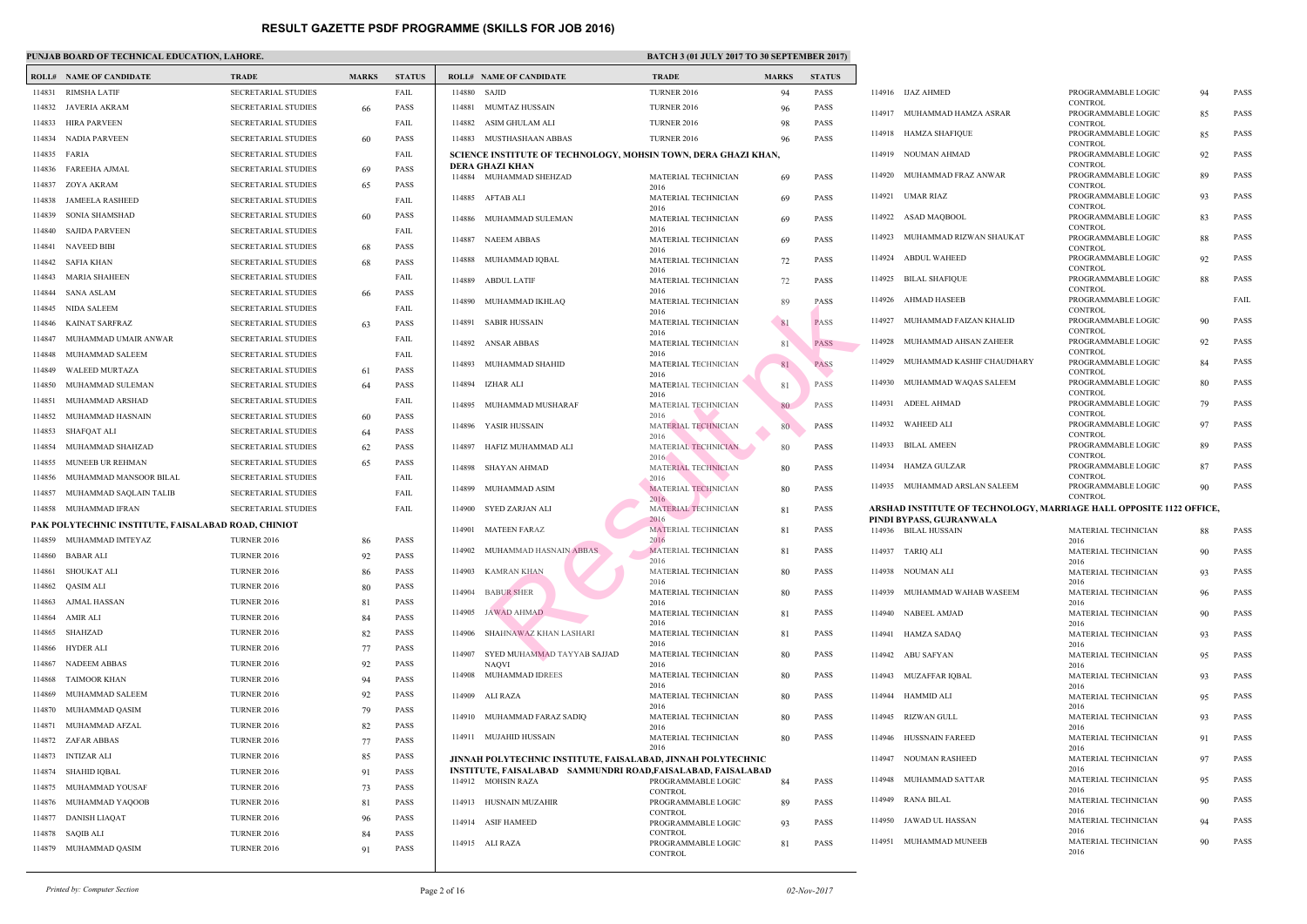# RESULT GAZETTE PSDF PROGRAMME (SKILLS FOR JOB 2016)

**PUNJAB BOARD OF TECHNICAL EDUCATION, LAHORE.**

**BATCH 3 (01 JULY 2017 TO 30 SEPTEMBER 2017)**

| ROLL# | NAME OF CANDIDATE | TRADE | MARKS | STATUS |
|---|---|---|---|---|
| 114831 | RIMSHA LATIF | SECRETARIAL STUDIES | | FAIL |
| 114832 | JAVERIA AKRAM | SECRETARIAL STUDIES | 66 | PASS |
| 114833 | HIRA PARVEEN | SECRETARIAL STUDIES | | FAIL |
| 114834 | NADIA PARVEEN | SECRETARIAL STUDIES | 60 | PASS |
| 114835 | FARIA | SECRETARIAL STUDIES | | FAIL |
| 114836 | FAREEHA AJMAL | SECRETARIAL STUDIES | 69 | PASS |
| 114837 | ZOYA AKRAM | SECRETARIAL STUDIES | 65 | PASS |
| 114838 | JAMEELA RASHEED | SECRETARIAL STUDIES | | FAIL |
| 114839 | SONIA SHAMSHAD | SECRETARIAL STUDIES | 60 | PASS |
| 114840 | SAJIDA PARVEEN | SECRETARIAL STUDIES | | FAIL |
| 114841 | NAVEED BIBI | SECRETARIAL STUDIES | 68 | PASS |
| 114842 | SAFIA KHAN | SECRETARIAL STUDIES | 68 | PASS |
| 114843 | MARIA SHAHEEN | SECRETARIAL STUDIES | | FAIL |
| 114844 | SANA ASLAM | SECRETARIAL STUDIES | 66 | PASS |
| 114845 | NIDA SALEEM | SECRETARIAL STUDIES | | FAIL |
| 114846 | KAINAT SARFRAZ | SECRETARIAL STUDIES | 63 | PASS |
| 114847 | MUHAMMAD UMAIR ANWAR | SECRETARIAL STUDIES | | FAIL |
| 114848 | MUHAMMAD SALEEM | SECRETARIAL STUDIES | | FAIL |
| 114849 | WALEED MURTAZA | SECRETARIAL STUDIES | 61 | PASS |
| 114850 | MUHAMMAD SULEMAN | SECRETARIAL STUDIES | 64 | PASS |
| 114851 | MUHAMMAD ARSHAD | SECRETARIAL STUDIES | | FAIL |
| 114852 | MUHAMMAD HASNAIN | SECRETARIAL STUDIES | 60 | PASS |
| 114853 | SHAFQAT ALI | SECRETARIAL STUDIES | 64 | PASS |
| 114854 | MUHAMMAD SHAHZAD | SECRETARIAL STUDIES | 62 | PASS |
| 114855 | MUNEEB UR REHMAN | SECRETARIAL STUDIES | 65 | PASS |
| 114856 | MUHAMMAD MANSOOR BILAL | SECRETARIAL STUDIES | | FAIL |
| 114857 | MUHAMMAD SAQLAIN TALIB | SECRETARIAL STUDIES | | FAIL |
| 114858 | MUHAMMAD IFRAN | SECRETARIAL STUDIES | | FAIL |

**PAK POLYTECHNIC INSTITUTE, FAISALABAD ROAD, CHINIOT**

| ROLL# | NAME OF CANDIDATE | TRADE | MARKS | STATUS |
|---|---|---|---|---|
| 114859 | MUHAMMAD IMTEYAZ | TURNER 2016 | 86 | PASS |
| 114860 | BABAR ALI | TURNER 2016 | 92 | PASS |
| 114861 | SHOUKAT ALI | TURNER 2016 | 86 | PASS |
| 114862 | QASIM ALI | TURNER 2016 | 80 | PASS |
| 114863 | AJMAL HASSAN | TURNER 2016 | 81 | PASS |
| 114864 | AMIR ALI | TURNER 2016 | 84 | PASS |
| 114865 | SHAHZAD | TURNER 2016 | 82 | PASS |
| 114866 | HYDER ALI | TURNER 2016 | 77 | PASS |
| 114867 | NADEEM ABBAS | TURNER 2016 | 92 | PASS |
| 114868 | TAIMOOR KHAN | TURNER 2016 | 94 | PASS |
| 114869 | MUHAMMAD SALEEM | TURNER 2016 | 92 | PASS |
| 114870 | MUHAMMAD QASIM | TURNER 2016 | 79 | PASS |
| 114871 | MUHAMMAD AFZAL | TURNER 2016 | 82 | PASS |
| 114872 | ZAFAR ABBAS | TURNER 2016 | 77 | PASS |
| 114873 | INTIZAR ALI | TURNER 2016 | 85 | PASS |
| 114874 | SHAHID IQBAL | TURNER 2016 | 91 | PASS |
| 114875 | MUHAMMAD YOUSAF | TURNER 2016 | 73 | PASS |
| 114876 | MUHAMMAD YAQOOB | TURNER 2016 | 81 | PASS |
| 114877 | DANISH LIAQAT | TURNER 2016 | 96 | PASS |
| 114878 | SAQIB ALI | TURNER 2016 | 84 | PASS |
| 114879 | MUHAMMAD QASIM | TURNER 2016 | 91 | PASS |
| 114880 | SAJID | TURNER 2016 | 94 | PASS |
| 114881 | MUMTAZ HUSSAIN | TURNER 2016 | 96 | PASS |
| 114882 | ASIM GHULAM ALI | TURNER 2016 | 98 | PASS |
| 114883 | MUSTHASHAAN ABBAS | TURNER 2016 | 96 | PASS |

**SCIENCE INSTITUTE OF TECHNOLOGY, MOHSIN TOWN, DERA GHAZI KHAN, DERA GHAZI KHAN**

| ROLL# | NAME OF CANDIDATE | TRADE | MARKS | STATUS |
|---|---|---|---|---|
| 114884 | MUHAMMAD SHEHZAD | MATERIAL TECHNICIAN 2016 | 69 | PASS |
| 114885 | AFTAB ALI | MATERIAL TECHNICIAN 2016 | 69 | PASS |
| 114886 | MUHAMMAD SULEMAN | MATERIAL TECHNICIAN 2016 | 69 | PASS |
| 114887 | NAEEM ABBAS | MATERIAL TECHNICIAN 2016 | 69 | PASS |
| 114888 | MUHAMMAD IQBAL | MATERIAL TECHNICIAN 2016 | 72 | PASS |
| 114889 | ABDUL LATIF | MATERIAL TECHNICIAN 2016 | 72 | PASS |
| 114890 | MUHAMMAD IKHLAQ | MATERIAL TECHNICIAN 2016 | 89 | PASS |
| 114891 | SABIR HUSSAIN | MATERIAL TECHNICIAN 2016 | 81 | PASS |
| 114892 | ANSAR ABBAS | MATERIAL TECHNICIAN 2016 | 81 | PASS |
| 114893 | MUHAMMAD SHAHID | MATERIAL TECHNICIAN 2016 | 81 | PASS |
| 114894 | IZHAR ALI | MATERIAL TECHNICIAN 2016 | 81 | PASS |
| 114895 | MUHAMMAD MUSHARAF | MATERIAL TECHNICIAN 2016 | 80 | PASS |
| 114896 | YASIR HUSSAIN | MATERIAL TECHNICIAN 2016 | 80 | PASS |
| 114897 | HAFIZ MUHAMMAD ALI | MATERIAL TECHNICIAN 2016 | 80 | PASS |
| 114898 | SHAYAN AHMAD | MATERIAL TECHNICIAN 2016 | 80 | PASS |
| 114899 | MUHAMMAD ASIM | MATERIAL TECHNICIAN 2016 | 80 | PASS |
| 114900 | SYED ZARJAN ALI | MATERIAL TECHNICIAN 2016 | 81 | PASS |
| 114901 | MATEEN FARAZ | MATERIAL TECHNICIAN 2016 | 81 | PASS |
| 114902 | MUHAMMAD HASNAIN ABBAS | MATERIAL TECHNICIAN 2016 | 81 | PASS |
| 114903 | KAMRAN KHAN | MATERIAL TECHNICIAN 2016 | 80 | PASS |
| 114904 | BABUR SHER | MATERIAL TECHNICIAN 2016 | 80 | PASS |
| 114905 | JAWAD AHMAD | MATERIAL TECHNICIAN 2016 | 81 | PASS |
| 114906 | SHAHNAWAZ KHAN LASHARI | MATERIAL TECHNICIAN 2016 | 81 | PASS |
| 114907 | SYED MUHAMMAD TAYYAB SAJJAD NAQVI | MATERIAL TECHNICIAN 2016 | 80 | PASS |
| 114908 | MUHAMMAD IDREES | MATERIAL TECHNICIAN 2016 | 80 | PASS |
| 114909 | ALI RAZA | MATERIAL TECHNICIAN 2016 | 80 | PASS |
| 114910 | MUHAMMAD FARAZ SADIQ | MATERIAL TECHNICIAN 2016 | 80 | PASS |
| 114911 | MUJAHID HUSSAIN | MATERIAL TECHNICIAN 2016 | 80 | PASS |

**JINNAH POLYTECHNIC INSTITUTE, FAISALABAD, JINNAH POLYTECHNIC INSTITUTE, FAISALABAD SAMMUNDRI ROAD,FAISALABAD, FAISALABAD**

| ROLL# | NAME OF CANDIDATE | TRADE | MARKS | STATUS |
|---|---|---|---|---|
| 114912 | MOHSIN RAZA | PROGRAMMABLE LOGIC CONTROL | 84 | PASS |
| 114913 | HUSNAIN MUZAHIR | PROGRAMMABLE LOGIC CONTROL | 89 | PASS |
| 114914 | ASIF HAMEED | PROGRAMMABLE LOGIC CONTROL | 93 | PASS |
| 114915 | ALI RAZA | PROGRAMMABLE LOGIC CONTROL | 81 | PASS |
| 114916 | IJAZ AHMED | PROGRAMMABLE LOGIC CONTROL | 94 | PASS |
| 114917 | MUHAMMAD HAMZA ASRAR | PROGRAMMABLE LOGIC CONTROL | 85 | PASS |
| 114918 | HAMZA SHAFIQUE | PROGRAMMABLE LOGIC CONTROL | 85 | PASS |
| 114919 | NOUMAN AHMAD | PROGRAMMABLE LOGIC CONTROL | 92 | PASS |
| 114920 | MUHAMMAD FRAZ ANWAR | PROGRAMMABLE LOGIC CONTROL | 89 | PASS |
| 114921 | UMAR RIAZ | PROGRAMMABLE LOGIC CONTROL | 93 | PASS |
| 114922 | ASAD MAQBOOL | PROGRAMMABLE LOGIC CONTROL | 83 | PASS |
| 114923 | MUHAMMAD RIZWAN SHAUKAT | PROGRAMMABLE LOGIC CONTROL | 88 | PASS |
| 114924 | ABDUL WAHEED | PROGRAMMABLE LOGIC CONTROL | 92 | PASS |
| 114925 | BILAL SHAFIQUE | PROGRAMMABLE LOGIC CONTROL | 88 | PASS |
| 114926 | AHMAD HASEEB | PROGRAMMABLE LOGIC CONTROL | | FAIL |
| 114927 | MUHAMMAD FAIZAN KHALID | PROGRAMMABLE LOGIC CONTROL | 90 | PASS |
| 114928 | MUHAMMAD AHSAN ZAHEER | PROGRAMMABLE LOGIC CONTROL | 92 | PASS |
| 114929 | MUHAMMAD KASHIF CHAUDHARY | PROGRAMMABLE LOGIC CONTROL | 84 | PASS |
| 114930 | MUHAMMAD WAQAS SALEEM | PROGRAMMABLE LOGIC CONTROL | 80 | PASS |
| 114931 | ADEEL AHMAD | PROGRAMMABLE LOGIC CONTROL | 79 | PASS |
| 114932 | WAHEED ALI | PROGRAMMABLE LOGIC CONTROL | 97 | PASS |
| 114933 | BILAL AMEEN | PROGRAMMABLE LOGIC CONTROL | 89 | PASS |
| 114934 | HAMZA GULZAR | PROGRAMMABLE LOGIC CONTROL | 87 | PASS |
| 114935 | MUHAMMAD ARSLAN SALEEM | PROGRAMMABLE LOGIC CONTROL | 90 | PASS |

**ARSHAD INSTITUTE OF TECHNOLOGY, MARRIAGE HALL OPPOSITE 1122 OFFICE, PINDI BYPASS, GUJRANWALA**

| ROLL# | NAME OF CANDIDATE | TRADE | MARKS | STATUS |
|---|---|---|---|---|
| 114936 | BILAL HUSSAIN | MATERIAL TECHNICIAN 2016 | 88 | PASS |
| 114937 | TARIQ ALI | MATERIAL TECHNICIAN 2016 | 90 | PASS |
| 114938 | NOUMAN ALI | MATERIAL TECHNICIAN 2016 | 93 | PASS |
| 114939 | MUHAMMAD WAHAB WASEEM | MATERIAL TECHNICIAN 2016 | 96 | PASS |
| 114940 | NABEEL AMJAD | MATERIAL TECHNICIAN 2016 | 90 | PASS |
| 114941 | HAMZA SADAQ | MATERIAL TECHNICIAN 2016 | 93 | PASS |
| 114942 | ABU SAFYAN | MATERIAL TECHNICIAN 2016 | 95 | PASS |
| 114943 | MUZAFFAR IQBAL | MATERIAL TECHNICIAN 2016 | 93 | PASS |
| 114944 | HAMMID ALI | MATERIAL TECHNICIAN 2016 | 95 | PASS |
| 114945 | RIZWAN GULL | MATERIAL TECHNICIAN 2016 | 93 | PASS |
| 114946 | HUSSNAIN FAREED | MATERIAL TECHNICIAN 2016 | 91 | PASS |
| 114947 | NOUMAN RASHEED | MATERIAL TECHNICIAN 2016 | 97 | PASS |
| 114948 | MUHAMMAD SATTAR | MATERIAL TECHNICIAN 2016 | 95 | PASS |
| 114949 | RANA BILAL | MATERIAL TECHNICIAN 2016 | 90 | PASS |
| 114950 | JAWAD UL HASSAN | MATERIAL TECHNICIAN 2016 | 94 | PASS |
| 114951 | MUHAMMAD MUNEEB | MATERIAL TECHNICIAN 2016 | 90 | PASS |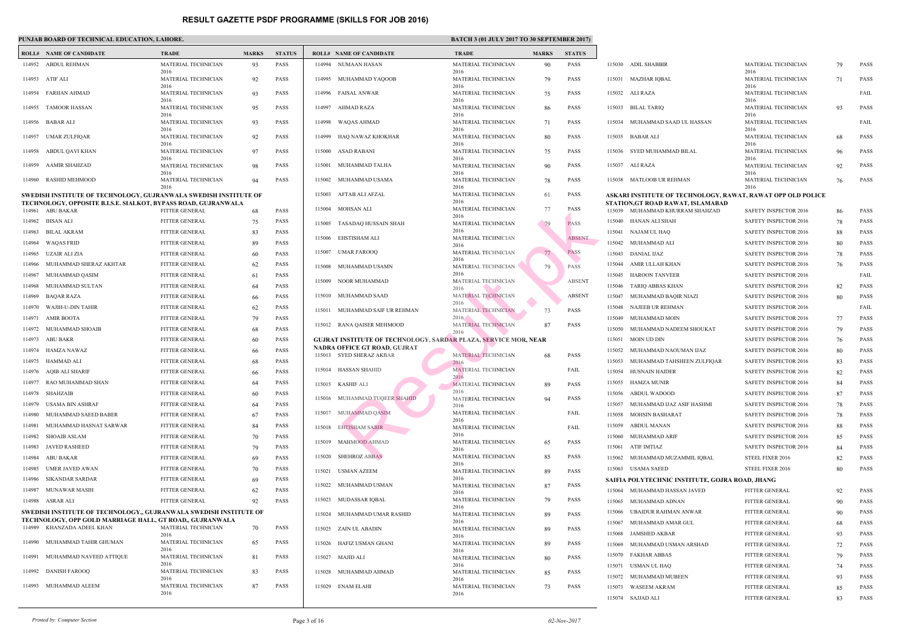# RESULT GAZETTE PSDF PROGRAMME (SKILLS FOR JOB 2016)

**PUNJAB BOARD OF TECHNICAL EDUCATION, LAHORE.**

**BATCH 3 (01 JULY 2017 TO 30 SEPTEMBER 2017)**

| ROLL# | NAME OF CANDIDATE | TRADE | MARKS | STATUS |
|---|---|---|---|---|
| 114952 | ABDUL REHMAN | MATERIAL TECHNICIAN 2016 | 93 | PASS |
| 114953 | ATIF ALI | MATERIAL TECHNICIAN 2016 | 92 | PASS |
| 114954 | FARHAN AHMAD | MATERIAL TECHNICIAN 2016 | 93 | PASS |
| 114955 | TAMOOR HASSAN | MATERIAL TECHNICIAN 2016 | 95 | PASS |
| 114956 | BABAR ALI | MATERIAL TECHNICIAN 2016 | 93 | PASS |
| 114957 | UMAR ZULFIQAR | MATERIAL TECHNICIAN 2016 | 92 | PASS |
| 114958 | ABDUL QAVI KHAN | MATERIAL TECHNICIAN 2016 | 97 | PASS |
| 114959 | AAMIR SHAHZAD | MATERIAL TECHNICIAN 2016 | 98 | PASS |
| 114960 | RASHID MEHMOOD | MATERIAL TECHNICIAN 2016 | 94 | PASS |

**SWEDISH INSTITUTE OF TECHNOLOGY, GUJRANWALA SWEDISH INSTITUTE OF TECHNOLOGY, OPPOSITE B.I.S.E. SIALKOT, BYPASS ROAD, GUJRANWALA**

| ROLL# | NAME OF CANDIDATE | TRADE | MARKS | STATUS |
|---|---|---|---|---|
| 114961 | ABU BAKAR | FITTER GENERAL | 68 | PASS |
| 114962 | IHSAN ALI | FITTER GENERAL | 75 | PASS |
| 114963 | BILAL AKRAM | FITTER GENERAL | 83 | PASS |
| 114964 | WAQAS FRID | FITTER GENERAL | 89 | PASS |
| 114965 | UZAIR ALI ZIA | FITTER GENERAL | 60 | PASS |
| 114966 | MUHAMMAD SHERAZ AKHTAR | FITTER GENERAL | 62 | PASS |
| 114967 | MUHAMMAD QASIM | FITTER GENERAL | 61 | PASS |
| 114968 | MUHAMMAD SULTAN | FITTER GENERAL | 64 | PASS |
| 114969 | BAQAR RAZA | FITTER GENERAL | 66 | PASS |
| 114970 | WAJIH-U-DIN TAHIR | FITTER GENERAL | 62 | PASS |
| 114971 | AMIR BOOTA | FITTER GENERAL | 79 | PASS |
| 114972 | MUHAMMAD SHOAIB | FITTER GENERAL | 68 | PASS |
| 114973 | ABU BAKR | FITTER GENERAL | 60 | PASS |
| 114974 | HAMZA NAWAZ | FITTER GENERAL | 66 | PASS |
| 114975 | HAMMAD ALI | FITTER GENERAL | 68 | PASS |
| 114976 | AQIB ALI SHARIF | FITTER GENERAL | 66 | PASS |
| 114977 | RAO MUHAMMAD SHAN | FITTER GENERAL | 64 | PASS |
| 114978 | SHAHZAIB | FITTER GENERAL | 60 | PASS |
| 114979 | USAMA BIN ASHRAF | FITTER GENERAL | 64 | PASS |
| 114980 | MUHAMMAD SAEED BABER | FITTER GENERAL | 67 | PASS |
| 114981 | MUHAMMAD HASNAT SARWAR | FITTER GENERAL | 84 | PASS |
| 114982 | SHOAIB ASLAM | FITTER GENERAL | 70 | PASS |
| 114983 | JAVED RASHEED | FITTER GENERAL | 79 | PASS |
| 114984 | ABU BAKAR | FITTER GENERAL | 69 | PASS |
| 114985 | UMER JAVED AWAN | FITTER GENERAL | 70 | PASS |
| 114986 | SIKANDAR SARDAR | FITTER GENERAL | 69 | PASS |
| 114987 | MUNAWAR MASIH | FITTER GENERAL | 62 | PASS |
| 114988 | ASRAR ALI | FITTER GENERAL | 92 | PASS |

**SWEDISH INSTITUTE OF TECHNOLOGY,, GUJRANWALA SWEDISH INSTITUTE OF TECHNOLOGY, OPP GOLD MARRIAGE HALL, GT ROAD,, GUJRANWALA**

| ROLL# | NAME OF CANDIDATE | TRADE | MARKS | STATUS |
|---|---|---|---|---|
| 114989 | KHANZADA ADEEL KHAN | MATERIAL TECHNICIAN 2016 | 70 | PASS |
| 114990 | MUHAMMAD TAHIR GHUMAN | MATERIAL TECHNICIAN 2016 | 65 | PASS |
| 114991 | MUHAMMAD NAVEED ATTIQUE | MATERIAL TECHNICIAN 2016 | 81 | PASS |
| 114992 | DANISH FAROOQ | MATERIAL TECHNICIAN 2016 | 83 | PASS |
| 114993 | MUHAMMAD ALEEM | MATERIAL TECHNICIAN 2016 | 87 | PASS |
| 114994 | NUMAAN HASAN | MATERIAL TECHNICIAN 2016 | 90 | PASS |
| 114995 | MUHAMMAD YAQOOB | MATERIAL TECHNICIAN 2016 | 79 | PASS |
| 114996 | FAISAL ANWAR | MATERIAL TECHNICIAN 2016 | 75 | PASS |
| 114997 | AHMAD RAZA | MATERIAL TECHNICIAN 2016 | 86 | PASS |
| 114998 | WAQAS AHMAD | MATERIAL TECHNICIAN 2016 | 71 | PASS |
| 114999 | HAQ NAWAZ KHOKHAR | MATERIAL TECHNICIAN 2016 | 80 | PASS |
| 115000 | ASAD RABANI | MATERIAL TECHNICIAN 2016 | 75 | PASS |
| 115001 | MUHAMMAD TALHA | MATERIAL TECHNICIAN 2016 | 90 | PASS |
| 115002 | MUHAMMAD USAMA | MATERIAL TECHNICIAN 2016 | 78 | PASS |
| 115003 | AFTAB ALI AFZAL | MATERIAL TECHNICIAN 2016 | 61 | PASS |
| 115004 | MOHSAN ALI | MATERIAL TECHNICIAN 2016 | 77 | PASS |
| 115005 | TASADAQ HUSSAIN SHAH | MATERIAL TECHNICIAN 2016 | 79 | PASS |
| 115006 | EHSTISHAM ALI | MATERIAL TECHNICIAN 2016 | | ABSENT |
| 115007 | UMAR FAROOQ | MATERIAL TECHNICIAN 2016 | 77 | PASS |
| 115008 | MUHAMMAD USAMN | MATERIAL TECHNICIAN 2016 | 79 | PASS |
| 115009 | NOOR MUHAMMAD | MATERIAL TECHNICIAN 2016 | | ABSENT |
| 115010 | MUHAMMAD SAAD | MATERIAL TECHNICIAN 2016 | | ABSENT |
| 115011 | MUHAMMAD SAIF UR REHMAN | MATERIAL TECHNICIAN 2016 | 73 | PASS |
| 115012 | RANA QAISER MEHMOOD | MATERIAL TECHNICIAN 2016 | 87 | PASS |

**GUJRAT INSTITUTE OF TECHNOLOGY, SARDAR PLAZA, SERVICE MOR, NEAR NADRA OFFICE GT ROAD, GUJRAT**

| ROLL# | NAME OF CANDIDATE | TRADE | MARKS | STATUS |
|---|---|---|---|---|
| 115013 | SYED SHERAZ AKBAR | MATERIAL TECHNICIAN 2016 | 68 | PASS |
| 115014 | HASSAN SHAHID | MATERIAL TECHNICIAN 2016 | | FAIL |
| 115015 | KASHIF ALI | MATERIAL TECHNICIAN 2016 | 89 | PASS |
| 115016 | MUHAMMAD TUQEER SHAHID | MATERIAL TECHNICIAN 2016 | 94 | PASS |
| 115017 | MUHAMMAD QASIM | MATERIAL TECHNICIAN 2016 | | FAIL |
| 115018 | EHTISHAM SABIR | MATERIAL TECHNICIAN 2016 | | FAIL |
| 115019 | MAHMOOD AHMAD | MATERIAL TECHNICIAN 2016 | 65 | PASS |
| 115020 | SHEHROZ ABBAS | MATERIAL TECHNICIAN 2016 | 85 | PASS |
| 115021 | USMAN AZEEM | MATERIAL TECHNICIAN 2016 | 89 | PASS |
| 115022 | MUHAMMAD USMAN | MATERIAL TECHNICIAN 2016 | 87 | PASS |
| 115023 | MUDASSAR IQBAL | MATERIAL TECHNICIAN 2016 | 79 | PASS |
| 115024 | MUHAMMAD UMAR RASHID | MATERIAL TECHNICIAN 2016 | 89 | PASS |
| 115025 | ZAIN UL ABADIN | MATERIAL TECHNICIAN 2016 | 89 | PASS |
| 115026 | HAFIZ USMAN GHANI | MATERIAL TECHNICIAN 2016 | 89 | PASS |
| 115027 | MAJID ALI | MATERIAL TECHNICIAN 2016 | 80 | PASS |
| 115028 | MUHAMMAD AHMAD | MATERIAL TECHNICIAN 2016 | 85 | PASS |
| 115029 | ENAM ELAHI | MATERIAL TECHNICIAN 2016 | 73 | PASS |
| 115030 | ADIL SHABBIR | MATERIAL TECHNICIAN 2016 | 79 | PASS |
| 115031 | MAZHAR IQBAL | MATERIAL TECHNICIAN 2016 | 71 | PASS |
| 115032 | ALI RAZA | MATERIAL TECHNICIAN 2016 | | FAIL |
| 115033 | BILAL TARIQ | MATERIAL TECHNICIAN 2016 | 93 | PASS |
| 115034 | MUHAMMAD SAAD UL HASSAN | MATERIAL TECHNICIAN 2016 | | FAIL |
| 115035 | BABAR ALI | MATERIAL TECHNICIAN 2016 | 68 | PASS |
| 115036 | SYED MUHAMMAD BILAL | MATERIAL TECHNICIAN 2016 | 96 | PASS |
| 115037 | ALI RAZA | MATERIAL TECHNICIAN 2016 | 92 | PASS |
| 115038 | MATLOOB UR REHMAN | MATERIAL TECHNICIAN 2016 | 76 | PASS |

**ASKARI INSTITUTE OF TECHNOLOGY, RAWAT, RAWAT OPP OLD POLICE STATION,GT ROAD RAWAT, ISLAMABAD**

| ROLL# | NAME OF CANDIDATE | TRADE | MARKS | STATUS |
|---|---|---|---|---|
| 115039 | MUHAMMAD KHURRAM SHAHZAD | SAFETY INSPECTOR 2016 | 86 | PASS |
| 115040 | HANAN ALI SHAH | SAFETY INSPECTOR 2016 | 78 | PASS |
| 115041 | NAJAM UL HAQ | SAFETY INSPECTOR 2016 | 88 | PASS |
| 115042 | MUHAMMAD ALI | SAFETY INSPECTOR 2016 | 80 | PASS |
| 115043 | DANIAL IJAZ | SAFETY INSPECTOR 2016 | 78 | PASS |
| 115044 | AMIR ULLAH KHAN | SAFETY INSPECTOR 2016 | 76 | PASS |
| 115045 | HAROON TANVEER | SAFETY INSPECTOR 2016 | | FAIL |
| 115046 | TARIQ ABBAS KHAN | SAFETY INSPECTOR 2016 | 82 | PASS |
| 115047 | MUHAMMAD BAQIR NIAZI | SAFETY INSPECTOR 2016 | 80 | PASS |
| 115048 | NAJEEB UR REHMAN | SAFETY INSPECTOR 2016 | | FAIL |
| 115049 | MUHAMMAD MOIN | SAFETY INSPECTOR 2016 | 77 | PASS |
| 115050 | MUHAMMAD NADEEM SHOUKAT | SAFETY INSPECTOR 2016 | 79 | PASS |
| 115051 | MOIN UD DIN | SAFETY INSPECTOR 2016 | 76 | PASS |
| 115052 | MUHAMMAD NAOUMAN IJAZ | SAFETY INSPECTOR 2016 | 80 | PASS |
| 115053 | MUHAMMAD TAHSHEEN ZULFIQAR | SAFETY INSPECTOR 2016 | 83 | PASS |
| 115054 | HUSNAIN HAIDER | SAFETY INSPECTOR 2016 | 82 | PASS |
| 115055 | HAMZA MUNIR | SAFETY INSPECTOR 2016 | 84 | PASS |
| 115056 | ABDUL WADOOD | SAFETY INSPECTOR 2016 | 87 | PASS |
| 115057 | MUHAMMAD IJAZ ASIF HASHMI | SAFETY INSPECTOR 2016 | 78 | PASS |
| 115058 | MOHSIN BASHARAT | SAFETY INSPECTOR 2016 | 78 | PASS |
| 115059 | ABDUL MANAN | SAFETY INSPECTOR 2016 | 88 | PASS |
| 115060 | MUHAMMAD ARIF | SAFETY INSPECTOR 2016 | 85 | PASS |
| 115061 | ATIF IMTIAZ | SAFETY INSPECTOR 2016 | 84 | PASS |
| 115062 | MUHAMMAD MUZAMMIL IQBAL | STEEL FIXER 2016 | 82 | PASS |
| 115063 | USAMA SAEED | STEEL FIXER 2016 | 80 | PASS |

**SAIFIA POLYTECHNIC INSTITUTE, GOJRA ROAD, JHANG**

| ROLL# | NAME OF CANDIDATE | TRADE | MARKS | STATUS |
|---|---|---|---|---|
| 115064 | MUHAMMAD HASSAN JAVED | FITTER GENERAL | 92 | PASS |
| 115065 | MUHAMMAD ADNAN | FITTER GENERAL | 90 | PASS |
| 115066 | UBAIDUR RAHMAN ANWAR | FITTER GENERAL | 90 | PASS |
| 115067 | MUHAMMAD AMAR GUL | FITTER GENERAL | 68 | PASS |
| 115068 | JAMSHED AKBAR | FITTER GENERAL | 93 | PASS |
| 115069 | MUHAMMAD USMAN ARSHAD | FITTER GENERAL | 72 | PASS |
| 115070 | FAKHAR ABBAS | FITTER GENERAL | 79 | PASS |
| 115071 | USMAN UL HAQ | FITTER GENERAL | 74 | PASS |
| 115072 | MUHAMMAD MUBEEN | FITTER GENERAL | 93 | PASS |
| 115073 | WASEEM AKRAM | FITTER GENERAL | 85 | PASS |
| 115074 | SAJJAD ALI | FITTER GENERAL | 83 | PASS |

*Printed by: Computer Section*

*02-Nov-2017*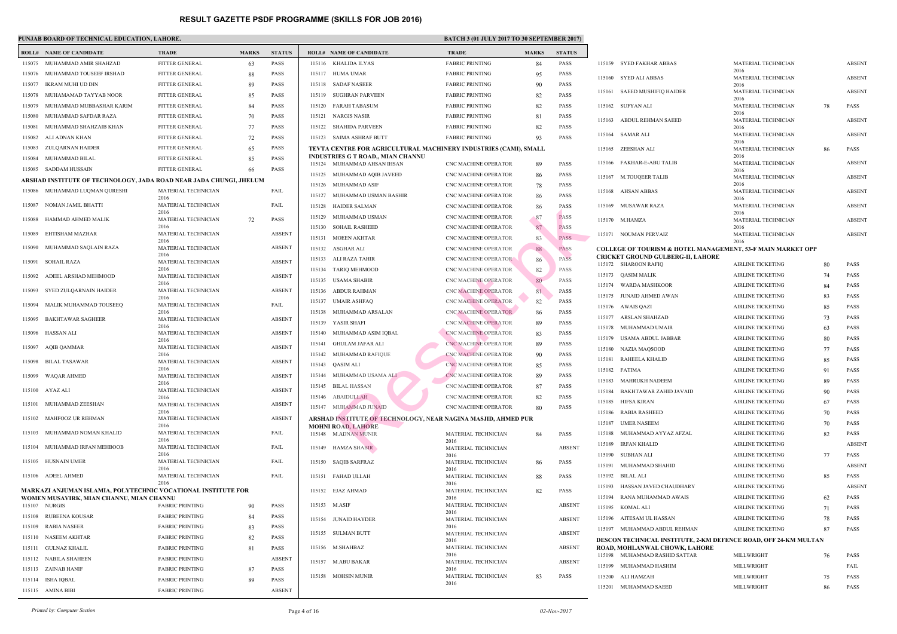# RESULT GAZETTE PSDF PROGRAMME (SKILLS FOR JOB 2016)

**PUNJAB BOARD OF TECHNICAL EDUCATION, LAHORE.** **BATCH 3 (01 JULY 2017 TO 30 SEPTEMBER 2017)**

| ROLL# | NAME OF CANDIDATE | TRADE | MARKS | STATUS |
|---|---|---|---|---|
| 115075 | MUHAMMAD AMIR SHAHZAD | FITTER GENERAL | 63 | PASS |
| 115076 | MUHAMMAD TOUSEEF IRSHAD | FITTER GENERAL | 88 | PASS |
| 115077 | IKRAM MUHI UD DIN | FITTER GENERAL | 89 | PASS |
| 115078 | MUHAMAMAD TAYYAB NOOR | FITTER GENERAL | 85 | PASS |
| 115079 | MUHAMMAD MUBBASHAR KARIM | FITTER GENERAL | 84 | PASS |
| 115080 | MUHAMMAD SAFDAR RAZA | FITTER GENERAL | 70 | PASS |
| 115081 | MUHAMMAD SHAHZAIB KHAN | FITTER GENERAL | 77 | PASS |
| 115082 | ALI ADNAN KHAN | FITTER GENERAL | 72 | PASS |
| 115083 | ZULQARNAN HAIDER | FITTER GENERAL | 65 | PASS |
| 115084 | MUHAMMAD BILAL | FITTER GENERAL | 85 | PASS |
| 115085 | SADDAM HUSSAIN | FITTER GENERAL | 66 | PASS |

**ARSHAD INSTITUTE OF TECHNOLOGY, JADA ROAD NEAR JADA CHUNGI, JHELUM**

| ROLL# | NAME OF CANDIDATE | TRADE | MARKS | STATUS |
|---|---|---|---|---|
| 115086 | MUHAMMAD LUQMAN QURESHI | MATERIAL TECHNICIAN 2016 | | FAIL |
| 115087 | NOMAN JAMIL BHATTI | MATERIAL TECHNICIAN 2016 | | FAIL |
| 115088 | HAMMAD AHMED MALIK | MATERIAL TECHNICIAN 2016 | 72 | PASS |
| 115089 | EHTISHAM MAZHAR | MATERIAL TECHNICIAN 2016 | | ABSENT |
| 115090 | MUHAMMAD SAQLAIN RAZA | MATERIAL TECHNICIAN 2016 | | ABSENT |
| 115091 | SOHAIL RAZA | MATERIAL TECHNICIAN 2016 | | ABSENT |
| 115092 | ADEEL ARSHAD MEHMOOD | MATERIAL TECHNICIAN 2016 | | ABSENT |
| 115093 | SYED ZULQARNAIN HAIDER | MATERIAL TECHNICIAN 2016 | | ABSENT |
| 115094 | MALIK MUHAMMAD TOUSEEQ | MATERIAL TECHNICIAN 2016 | | FAIL |
| 115095 | BAKHTAWAR SAGHEER | MATERIAL TECHNICIAN 2016 | | ABSENT |
| 115096 | HASSAN ALI | MATERIAL TECHNICIAN 2016 | | ABSENT |
| 115097 | AQIB QAMMAR | MATERIAL TECHNICIAN 2016 | | ABSENT |
| 115098 | BILAL TASAWAR | MATERIAL TECHNICIAN 2016 | | ABSENT |
| 115099 | WAQAR AHMED | MATERIAL TECHNICIAN 2016 | | ABSENT |
| 115100 | AYAZ ALI | MATERIAL TECHNICIAN 2016 | | ABSENT |
| 115101 | MUHAMMAD ZEESHAN | MATERIAL TECHNICIAN 2016 | | ABSENT |
| 115102 | MAHFOOZ UR REHMAN | MATERIAL TECHNICIAN 2016 | | ABSENT |
| 115103 | MUHAMMAD NOMAN KHALID | MATERIAL TECHNICIAN 2016 | | FAIL |
| 115104 | MUHAMMAD IRFAN MEHBOOB | MATERIAL TECHNICIAN 2016 | | FAIL |
| 115105 | HUSNAIN UMER | MATERIAL TECHNICIAN 2016 | | FAIL |
| 115106 | ADEEL AHMED | MATERIAL TECHNICIAN 2016 | | FAIL |

**MARKAZI ANJUMAN ISLAMIA, POLYTECHNIC VOCATIONAL INSTITUTE FOR WOMEN MUSAVIRK, MIAN CHANNU, MIAN CHANNU**

| ROLL# | NAME OF CANDIDATE | TRADE | MARKS | STATUS |
|---|---|---|---|---|
| 115107 | NURGIS | FABRIC PRINTING | 90 | PASS |
| 115108 | RUBEENA KOUSAR | FABRIC PRINTING | 84 | PASS |
| 115109 | RABIA NASEER | FABRIC PRINTING | 83 | PASS |
| 115110 | NASEEM AKHTAR | FABRIC PRINTING | 82 | PASS |
| 115111 | GULNAZ KHALIL | FABRIC PRINTING | 81 | PASS |
| 115112 | NABILA SHAHEEN | FABRIC PRINTING | | ABSENT |
| 115113 | ZAINAB HANIF | FABRIC PRINTING | 87 | PASS |
| 115114 | ISHA IQBAL | FABRIC PRINTING | 89 | PASS |
| 115115 | AMINA BIBI | FABRIC PRINTING | | ABSENT |
| 115116 | KHALIDA ILYAS | FABRIC PRINTING | 84 | PASS |
| 115117 | HUMA UMAR | FABRIC PRINTING | 95 | PASS |
| 115118 | SADAF NASEER | FABRIC PRINTING | 90 | PASS |
| 115119 | SUGHRAN PARVEEN | FABRIC PRINTING | 82 | PASS |
| 115120 | FARAH TABASUM | FABRIC PRINTING | 82 | PASS |
| 115121 | NARGIS NASIR | FABRIC PRINTING | 81 | PASS |
| 115122 | SHAHIDA PARVEEN | FABRIC PRINTING | 82 | PASS |
| 115123 | SAIMA ASHRAF BUTT | FABRIC PRINTING | 93 | PASS |

**TEVTA CENTRE FOR AGRICULTURAL MACHINERY INDUSTRIES (CAMI), SMALL INDUSTRIES G T ROAD,, MIAN CHANNU**

| ROLL# | NAME OF CANDIDATE | TRADE | MARKS | STATUS |
|---|---|---|---|---|
| 115124 | MUHAMMAD AHSAN IHSAN | CNC MACHINE OPERATOR | 89 | PASS |
| 115125 | MUHAMMAD AQIB JAVEED | CNC MACHINE OPERATOR | 86 | PASS |
| 115126 | MUHAMMAD ASIF | CNC MACHINE OPERATOR | 78 | PASS |
| 115127 | MUHAMMAD USMAN BASHIR | CNC MACHINE OPERATOR | 86 | PASS |
| 115128 | HAIDER SALMAN | CNC MACHINE OPERATOR | 86 | PASS |
| 115129 | MUHAMMAD USMAN | CNC MACHINE OPERATOR | 87 | PASS |
| 115130 | SOHAIL RASHEED | CNC MACHINE OPERATOR | 87 | PASS |
| 115131 | MOEEN AKHTAR | CNC MACHINE OPERATOR | 83 | PASS |
| 115132 | ASGHAR ALI | CNC MACHINE OPERATOR | 88 | PASS |
| 115133 | ALI RAZA TAHIR | CNC MACHINE OPERATOR | 86 | PASS |
| 115134 | TARIQ MEHMOOD | CNC MACHINE OPERATOR | 82 | PASS |
| 115135 | USAMA SHABIR | CNC MACHINE OPERATOR | 80 | PASS |
| 115136 | ABDUR RAHMAN | CNC MACHINE OPERATOR | 81 | PASS |
| 115137 | UMAIR ASHFAQ | CNC MACHINE OPERATOR | 82 | PASS |
| 115138 | MUHAMMAD ARSALAN | CNC MACHINE OPERATOR | 86 | PASS |
| 115139 | YASIR SHAFI | CNC MACHINE OPERATOR | 89 | PASS |
| 115140 | MUHAMMAD ASIM IQBAL | CNC MACHINE OPERATOR | 83 | PASS |
| 115141 | GHULAM JAFAR ALI | CNC MACHINE OPERATOR | 89 | PASS |
| 115142 | MUHAMMAD RAFIQUE | CNC MACHINE OPERATOR | 90 | PASS |
| 115143 | QASIM ALI | CNC MACHINE OPERATOR | 85 | PASS |
| 115144 | MUHAMMAD USAMA ALI | CNC MACHINE OPERATOR | 89 | PASS |
| 115145 | BILAL HASSAN | CNC MACHINE OPERATOR | 87 | PASS |
| 115146 | ABAIDULLAH | CNC MACHINE OPERATOR | 82 | PASS |
| 115147 | MUHAMMAD JUNAID | CNC MACHINE OPERATOR | 80 | PASS |

**ARSHAD INSTITUTE OF TECHNOLOGY, NEAR NAGINA MASJID, AHMED PUR MOHNI ROAD, LAHORE**

| ROLL# | NAME OF CANDIDATE | TRADE | MARKS | STATUS |
|---|---|---|---|---|
| 115148 | M.ADNAN MUNIR | MATERIAL TECHNICIAN 2016 | 84 | PASS |
| 115149 | HAMZA SHABIR | MATERIAL TECHNICIAN 2016 | | ABSENT |
| 115150 | SAQIB SARFRAZ | MATERIAL TECHNICIAN 2016 | 86 | PASS |
| 115151 | FAHAD ULLAH | MATERIAL TECHNICIAN 2016 | 88 | PASS |
| 115152 | EJAZ AHMAD | MATERIAL TECHNICIAN 2016 | 82 | PASS |
| 115153 | M.ASIF | MATERIAL TECHNICIAN 2016 | | ABSENT |
| 115154 | JUNAID HAYDER | MATERIAL TECHNICIAN 2016 | | ABSENT |
| 115155 | SULMAN BUTT | MATERIAL TECHNICIAN 2016 | | ABSENT |
| 115156 | M.SHAHBAZ | MATERIAL TECHNICIAN 2016 | | ABSENT |
| 115157 | M.ABU BAKAR | MATERIAL TECHNICIAN 2016 | | ABSENT |
| 115158 | MOHSIN MUNIR | MATERIAL TECHNICIAN 2016 | 83 | PASS |
| 115159 | SYED FAKHAR ABBAS | MATERIAL TECHNICIAN 2016 | | ABSENT |
| 115160 | SYED ALI ABBAS | MATERIAL TECHNICIAN 2016 | | ABSENT |
| 115161 | SAEED MUSHIFIQ HAIDER | MATERIAL TECHNICIAN 2016 | | ABSENT |
| 115162 | SUFYAN ALI | MATERIAL TECHNICIAN 2016 | 78 | PASS |
| 115163 | ABDUL REHMAN SAEED | MATERIAL TECHNICIAN 2016 | | ABSENT |
| 115164 | SAMAR ALI | MATERIAL TECHNICIAN 2016 | | ABSENT |
| 115165 | ZEESHAN ALI | MATERIAL TECHNICIAN 2016 | 86 | PASS |
| 115166 | FAKHAR-E-ABU TALIB | MATERIAL TECHNICIAN 2016 | | ABSENT |
| 115167 | M.TOUQEER TALIB | MATERIAL TECHNICIAN 2016 | | ABSENT |
| 115168 | AHSAN ABBAS | MATERIAL TECHNICIAN 2016 | | ABSENT |
| 115169 | MUSAWAR RAZA | MATERIAL TECHNICIAN 2016 | | ABSENT |
| 115170 | M.HAMZA | MATERIAL TECHNICIAN 2016 | | ABSENT |
| 115171 | NOUMAN PERVAIZ | MATERIAL TECHNICIAN 2016 | | ABSENT |

**COLLEGE OF TOURISM & HOTEL MANAGEMENT, 53-F MAIN MARKET OPP CRICKET GROUND GULBERG-II, LAHORE**

| ROLL# | NAME OF CANDIDATE | TRADE | MARKS | STATUS |
|---|---|---|---|---|
| 115172 | SHAROON RAFIQ | AIRLINE TICKETING | 80 | PASS |
| 115173 | QASIM MALIK | AIRLINE TICKETING | 74 | PASS |
| 115174 | WARDA MASHKOOR | AIRLINE TICKETING | 84 | PASS |
| 115175 | JUNAID AHMED AWAN | AIRLINE TICKETING | 83 | PASS |
| 115176 | AWAIS QAZI | AIRLINE TICKETING | 85 | PASS |
| 115177 | ARSLAN SHAHZAD | AIRLINE TICKETING | 73 | PASS |
| 115178 | MUHAMMAD UMAIR | AIRLINE TICKETING | 63 | PASS |
| 115179 | USAMA ABDUL JABBAR | AIRLINE TICKETING | 80 | PASS |
| 115180 | NAZIA MAQSOOD | AIRLINE TICKETING | 77 | PASS |
| 115181 | RAHEELA KHALID | AIRLINE TICKETING | 85 | PASS |
| 115182 | FATIMA | AIRLINE TICKETING | 91 | PASS |
| 115183 | MAHRUKH NADEEM | AIRLINE TICKETING | 89 | PASS |
| 115184 | BAKHTAWAR ZAHID JAVAID | AIRLINE TICKETING | 90 | PASS |
| 115185 | HIFSA KIRAN | AIRLINE TICKETING | 67 | PASS |
| 115186 | RABIA RASHEED | AIRLINE TICKETING | 70 | PASS |
| 115187 | UMER NASEEM | AIRLINE TICKETING | 70 | PASS |
| 115188 | MUHAMMAD AYYAZ AFZAL | AIRLINE TICKETING | 82 | PASS |
| 115189 | IRFAN KHALID | AIRLINE TICKETING | | ABSENT |
| 115190 | SUBHAN ALI | AIRLINE TICKETING | 77 | PASS |
| 115191 | MUHAMMAD SHAHID | AIRLINE TICKETING | | ABSENT |
| 115192 | BILAL ALI | AIRLINE TICKETING | 85 | PASS |
| 115193 | HASSAN JAVED CHAUDHARY | AIRLINE TICKETING | | ABSENT |
| 115194 | RANA MUHAMMAD AWAIS | AIRLINE TICKETING | 62 | PASS |
| 115195 | KOMAL ALI | AIRLINE TICKETING | 71 | PASS |
| 115196 | AITESAM UL HASSAN | AIRLINE TICKETING | 78 | PASS |
| 115197 | MUHAMMAD ABDUL REHMAN | AIRLINE TICKETING | 87 | PASS |

**DESCON TECHNICAL INSTITUTE, 2-KM DEFENCE ROAD, OFF 24-KM MULTAN ROAD, MOHLANWAL CHOWK, LAHORE**

| ROLL# | NAME OF CANDIDATE | TRADE | MARKS | STATUS |
|---|---|---|---|---|
| 115198 | MUHAMMAD RASHID SATTAR | MILLWRIGHT | 76 | PASS |
| 115199 | MUHAMMAD HASHIM | MILLWRIGHT | | FAIL |
| 115200 | ALI HAMZAH | MILLWRIGHT | 75 | PASS |
| 115201 | MUHAMMAD SAEED | MILLWRIGHT | 86 | PASS |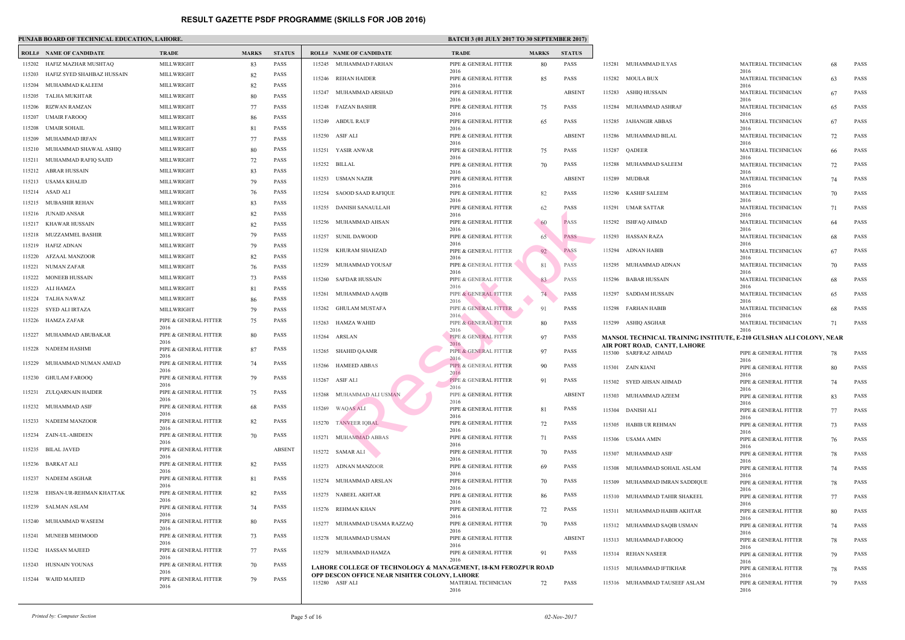# RESULT GAZETTE PSDF PROGRAMME (SKILLS FOR JOB 2016)

**PUNJAB BOARD OF TECHNICAL EDUCATION, LAHORE.**

**BATCH 3 (01 JULY 2017 TO 30 SEPTEMBER 2017)**

| ROLL# | NAME OF CANDIDATE | TRADE | MARKS | STATUS |
|---|---|---|---|---|
| 115202 | HAFIZ MAZHAR MUSHTAQ | MILLWRIGHT | 83 | PASS |
| 115203 | HAFIZ SYED SHAHBAZ HUSSAIN | MILLWRIGHT | 82 | PASS |
| 115204 | MUHAMMAD KALEEM | MILLWRIGHT | 82 | PASS |
| 115205 | TALHA MUKHTAR | MILLWRIGHT | 80 | PASS |
| 115206 | RIZWAN RAMZAN | MILLWRIGHT | 77 | PASS |
| 115207 | UMAIR FAROOQ | MILLWRIGHT | 86 | PASS |
| 115208 | UMAIR SOHAIL | MILLWRIGHT | 81 | PASS |
| 115209 | MUHAMMAD IRFAN | MILLWRIGHT | 77 | PASS |
| 115210 | MUHAMMAD SHAWAL ASHIQ | MILLWRIGHT | 80 | PASS |
| 115211 | MUHAMMAD RAFIQ SAJID | MILLWRIGHT | 72 | PASS |
| 115212 | ABRAR HUSSAIN | MILLWRIGHT | 83 | PASS |
| 115213 | USAMA KHALID | MILLWRIGHT | 79 | PASS |
| 115214 | ASAD ALI | MILLWRIGHT | 76 | PASS |
| 115215 | MUBASHIR REHAN | MILLWRIGHT | 83 | PASS |
| 115216 | JUNAID ANSAR | MILLWRIGHT | 82 | PASS |
| 115217 | KHAWAR HUSSAIN | MILLWRIGHT | 82 | PASS |
| 115218 | MUZZAMMEL BASHIR | MILLWRIGHT | 79 | PASS |
| 115219 | HAFIZ ADNAN | MILLWRIGHT | 79 | PASS |
| 115220 | AFZAAL MANZOOR | MILLWRIGHT | 82 | PASS |
| 115221 | NUMAN ZAFAR | MILLWRIGHT | 76 | PASS |
| 115222 | MONEEB HUSSAIN | MILLWRIGHT | 73 | PASS |
| 115223 | ALI HAMZA | MILLWRIGHT | 81 | PASS |
| 115224 | TALHA NAWAZ | MILLWRIGHT | 86 | PASS |
| 115225 | SYED ALI IRTAZA | MILLWRIGHT | 79 | PASS |
| 115226 | HAMZA ZAFAR | PIPE & GENERAL FITTER 2016 | 75 | PASS |
| 115227 | MUHAMMAD ABUBAKAR | PIPE & GENERAL FITTER 2016 | 80 | PASS |
| 115228 | NADEEM HASHMI | PIPE & GENERAL FITTER 2016 | 87 | PASS |
| 115229 | MUHAMMAD NUMAN AMJAD | PIPE & GENERAL FITTER 2016 | 74 | PASS |
| 115230 | GHULAM FAROOQ | PIPE & GENERAL FITTER 2016 | 79 | PASS |
| 115231 | ZULQARNAIN HAIDER | PIPE & GENERAL FITTER 2016 | 75 | PASS |
| 115232 | MUHAMMAD ASIF | PIPE & GENERAL FITTER 2016 | 68 | PASS |
| 115233 | NADEEM MANZOOR | PIPE & GENERAL FITTER 2016 | 82 | PASS |
| 115234 | ZAIN-UL-ABIDEEN | PIPE & GENERAL FITTER 2016 | 70 | PASS |
| 115235 | BILAL JAVED | PIPE & GENERAL FITTER 2016 | | ABSENT |
| 115236 | BARKAT ALI | PIPE & GENERAL FITTER 2016 | 82 | PASS |
| 115237 | NADEEM ASGHAR | PIPE & GENERAL FITTER 2016 | 81 | PASS |
| 115238 | EHSAN-UR-REHMAN KHATTAK | PIPE & GENERAL FITTER 2016 | 82 | PASS |
| 115239 | SALMAN ASLAM | PIPE & GENERAL FITTER 2016 | 74 | PASS |
| 115240 | MUHAMMAD WASEEM | PIPE & GENERAL FITTER 2016 | 80 | PASS |
| 115241 | MUNEEB MEHMOOD | PIPE & GENERAL FITTER 2016 | 73 | PASS |
| 115242 | HASSAN MAJEED | PIPE & GENERAL FITTER 2016 | 77 | PASS |
| 115243 | HUSNAIN YOUNAS | PIPE & GENERAL FITTER 2016 | 70 | PASS |
| 115244 | WAJID MAJEED | PIPE & GENERAL FITTER 2016 | 79 | PASS |
| 115245 | MUHAMMAD FARHAN | PIPE & GENERAL FITTER 2016 | 80 | PASS |
| 115246 | REHAN HAIDER | PIPE & GENERAL FITTER 2016 | 85 | PASS |
| 115247 | MUHAMMAD ARSHAD | PIPE & GENERAL FITTER 2016 | | ABSENT |
| 115248 | FAIZAN BASHIR | PIPE & GENERAL FITTER 2016 | 75 | PASS |
| 115249 | ABDUL RAUF | PIPE & GENERAL FITTER 2016 | 65 | PASS |
| 115250 | ASIF ALI | PIPE & GENERAL FITTER 2016 | | ABSENT |
| 115251 | YASIR ANWAR | PIPE & GENERAL FITTER 2016 | 75 | PASS |
| 115252 | BILLAL | PIPE & GENERAL FITTER 2016 | 70 | PASS |
| 115253 | USMAN NAZIR | PIPE & GENERAL FITTER 2016 | | ABSENT |
| 115254 | SAOOD SAAD RAFIQUE | PIPE & GENERAL FITTER 2016 | 82 | PASS |
| 115255 | DANISH SANAULLAH | PIPE & GENERAL FITTER 2016 | 62 | PASS |
| 115256 | MUHAMMAD AHSAN | PIPE & GENERAL FITTER 2016 | 60 | PASS |
| 115257 | SUNIL DAWOOD | PIPE & GENERAL FITTER 2016 | 65 | PASS |
| 115258 | KHURAM SHAHZAD | PIPE & GENERAL FITTER 2016 | 92 | PASS |
| 115259 | MUHAMMAD YOUSAF | PIPE & GENERAL FITTER 2016 | 81 | PASS |
| 115260 | SAFDAR HUSSAIN | PIPE & GENERAL FITTER 2016 | 83 | PASS |
| 115261 | MUHAMMAD AAQIB | PIPE & GENERAL FITTER 2016 | 74 | PASS |
| 115262 | GHULAM MUSTAFA | PIPE & GENERAL FITTER 2016 | 91 | PASS |
| 115263 | HAMZA WAHID | PIPE & GENERAL FITTER 2016 | 80 | PASS |
| 115264 | ARSLAN | PIPE & GENERAL FITTER 2016 | 97 | PASS |
| 115265 | SHAHID QAAMR | PIPE & GENERAL FITTER 2016 | 97 | PASS |
| 115266 | HAMEED ABBAS | PIPE & GENERAL FITTER 2016 | 90 | PASS |
| 115267 | ASIF ALI | PIPE & GENERAL FITTER 2016 | 91 | PASS |
| 115268 | MUHAMMAD ALI USMAN | PIPE & GENERAL FITTER 2016 | | ABSENT |
| 115269 | WAQAS ALI | PIPE & GENERAL FITTER 2016 | 81 | PASS |
| 115270 | TANVEER IQBAL | PIPE & GENERAL FITTER 2016 | 72 | PASS |
| 115271 | MUHAMMAD ABBAS | PIPE & GENERAL FITTER 2016 | 71 | PASS |
| 115272 | SAMAR ALI | PIPE & GENERAL FITTER 2016 | 70 | PASS |
| 115273 | ADNAN MANZOOR | PIPE & GENERAL FITTER 2016 | 69 | PASS |
| 115274 | MUHAMMAD ARSLAN | PIPE & GENERAL FITTER 2016 | 70 | PASS |
| 115275 | NABEEL AKHTAR | PIPE & GENERAL FITTER 2016 | 86 | PASS |
| 115276 | REHMAN KHAN | PIPE & GENERAL FITTER 2016 | 72 | PASS |
| 115277 | MUHAMMAD USAMA RAZZAQ | PIPE & GENERAL FITTER 2016 | 70 | PASS |
| 115278 | MUHAMMAD USMAN | PIPE & GENERAL FITTER 2016 | | ABSENT |
| 115279 | MUHAMMAD HAMZA | PIPE & GENERAL FITTER 2016 | 91 | PASS |

**LAHORE COLLEGE OF TECHNOLOGY & MANAGEMENT, 18-KM FEROZPUR ROAD OPP DESCON OFFICE NEAR NISHTER COLONY, LAHORE**

| ROLL# | NAME OF CANDIDATE | TRADE | MARKS | STATUS |
|---|---|---|---|---|
| 115280 | ASIF ALI | MATERIAL TECHNICIAN 2016 | 72 | PASS |
| 115281 | MUHAMMAD ILYAS | MATERIAL TECHNICIAN 2016 | 68 | PASS |
| 115282 | MOULA BUX | MATERIAL TECHNICIAN 2016 | 63 | PASS |
| 115283 | ASHIQ HUSSAIN | MATERIAL TECHNICIAN 2016 | 67 | PASS |
| 115284 | MUHAMMAD ASHRAF | MATERIAL TECHNICIAN 2016 | 65 | PASS |
| 115285 | JAHANGIR ABBAS | MATERIAL TECHNICIAN 2016 | 67 | PASS |
| 115286 | MUHAMMAD BILAL | MATERIAL TECHNICIAN 2016 | 72 | PASS |
| 115287 | QADEER | MATERIAL TECHNICIAN 2016 | 66 | PASS |
| 115288 | MUHAMMAD SALEEM | MATERIAL TECHNICIAN 2016 | 72 | PASS |
| 115289 | MUDBAR | MATERIAL TECHNICIAN 2016 | 74 | PASS |
| 115290 | KASHIF SALEEM | MATERIAL TECHNICIAN 2016 | 70 | PASS |
| 115291 | UMAR SATTAR | MATERIAL TECHNICIAN 2016 | 71 | PASS |
| 115292 | ISHFAQ AHMAD | MATERIAL TECHNICIAN 2016 | 64 | PASS |
| 115293 | HASSAN RAZA | MATERIAL TECHNICIAN 2016 | 68 | PASS |
| 115294 | ADNAN HABIB | MATERIAL TECHNICIAN 2016 | 67 | PASS |
| 115295 | MUHAMMAD ADNAN | MATERIAL TECHNICIAN 2016 | 70 | PASS |
| 115296 | BABAR HUSSAIN | MATERIAL TECHNICIAN 2016 | 68 | PASS |
| 115297 | SADDAM HUSSAIN | MATERIAL TECHNICIAN 2016 | 65 | PASS |
| 115298 | FARHAN HABIB | MATERIAL TECHNICIAN 2016 | 68 | PASS |
| 115299 | ASHIQ ASGHAR | MATERIAL TECHNICIAN 2016 | 71 | PASS |

**MANSOL TECHNICAL TRAINING INSTITUTE, E-210 GULSHAN ALI COLONY, NEAR AIR PORT ROAD, CANTT, LAHORE**

| ROLL# | NAME OF CANDIDATE | TRADE | MARKS | STATUS |
|---|---|---|---|---|
| 115300 | SARFRAZ AHMAD | PIPE & GENERAL FITTER 2016 | 78 | PASS |
| 115301 | ZAIN KIANI | PIPE & GENERAL FITTER 2016 | 80 | PASS |
| 115302 | SYED AHSAN AHMAD | PIPE & GENERAL FITTER 2016 | 74 | PASS |
| 115303 | MUHAMMAD AZEEM | PIPE & GENERAL FITTER 2016 | 83 | PASS |
| 115304 | DANISH ALI | PIPE & GENERAL FITTER 2016 | 77 | PASS |
| 115305 | HABIB UR REHMAN | PIPE & GENERAL FITTER 2016 | 73 | PASS |
| 115306 | USAMA AMIN | PIPE & GENERAL FITTER 2016 | 76 | PASS |
| 115307 | MUHAMMAD ASIF | PIPE & GENERAL FITTER 2016 | 78 | PASS |
| 115308 | MUHAMMAD SOHAIL ASLAM | PIPE & GENERAL FITTER 2016 | 74 | PASS |
| 115309 | MUHAMMAD IMRAN SADDIQUE | PIPE & GENERAL FITTER 2016 | 78 | PASS |
| 115310 | MUHAMMAD TAHIR SHAKEEL | PIPE & GENERAL FITTER 2016 | 77 | PASS |
| 115311 | MUHAMMAD HABIB AKHTAR | PIPE & GENERAL FITTER 2016 | 80 | PASS |
| 115312 | MUHAMMAD SAQIB USMAN | PIPE & GENERAL FITTER 2016 | 74 | PASS |
| 115313 | MUHAMMAD FAROOQ | PIPE & GENERAL FITTER 2016 | 78 | PASS |
| 115314 | REHAN NASEER | PIPE & GENERAL FITTER 2016 | 79 | PASS |
| 115315 | MUHAMMAD IFTIKHAR | PIPE & GENERAL FITTER 2016 | 78 | PASS |
| 115316 | MUHAMMAD TAUSEEF ASLAM | PIPE & GENERAL FITTER 2016 | 79 | PASS |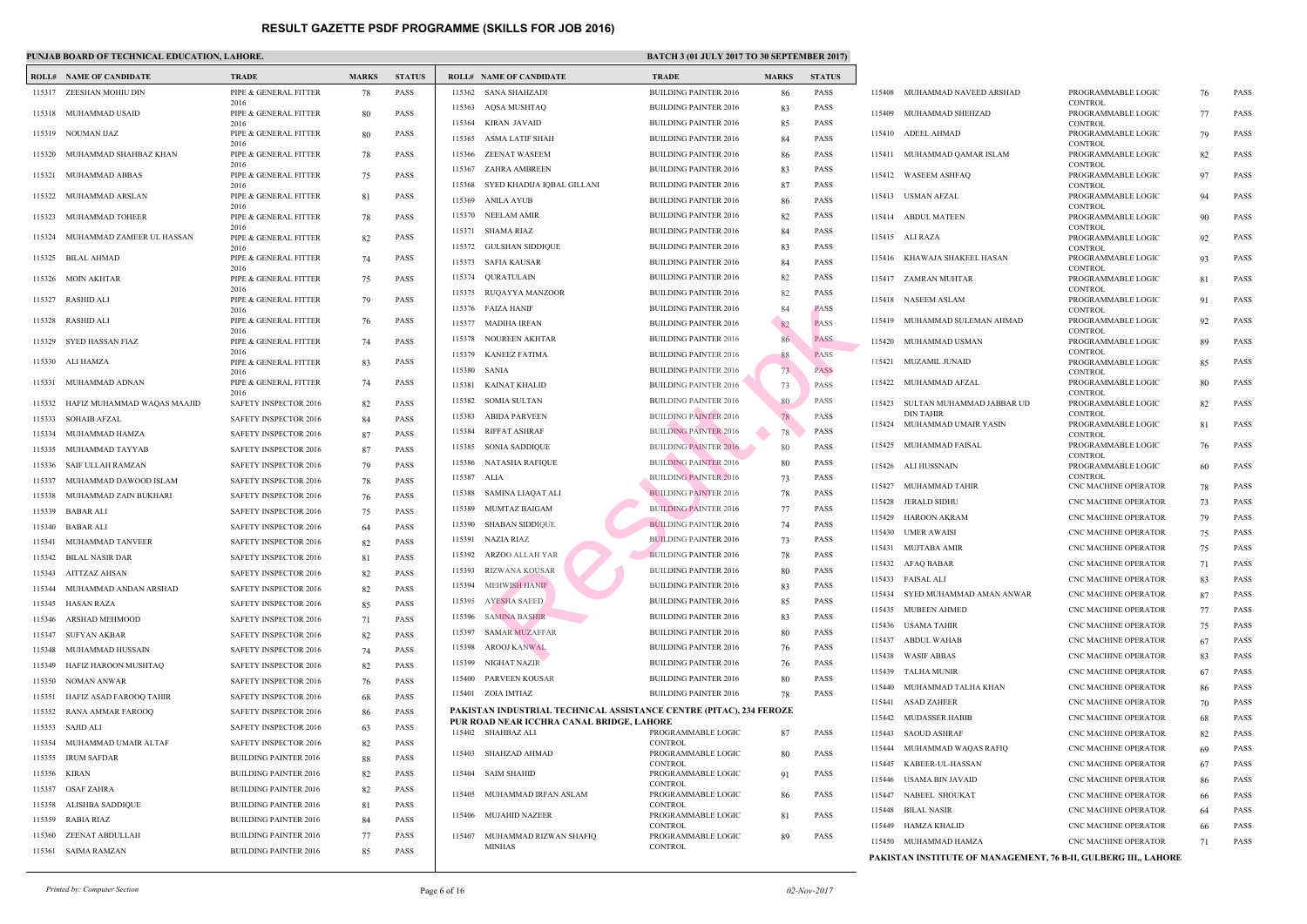# RESULT GAZETTE PSDF PROGRAMME (SKILLS FOR JOB 2016)

**PUNJAB BOARD OF TECHNICAL EDUCATION, LAHORE.**

**BATCH 3 (01 JULY 2017 TO 30 SEPTEMBER 2017)**

| ROLL# | NAME OF CANDIDATE | TRADE | MARKS | STATUS |
|---|---|---|---|---|
| 115317 | ZEESHAN MOHIU DIN | PIPE & GENERAL FITTER 2016 | 78 | PASS |
| 115318 | MUHAMMAD USAID | PIPE & GENERAL FITTER 2016 | 80 | PASS |
| 115319 | NOUMAN IJAZ | PIPE & GENERAL FITTER 2016 | 80 | PASS |
| 115320 | MUHAMMAD SHAHBAZ KHAN | PIPE & GENERAL FITTER 2016 | 78 | PASS |
| 115321 | MUHAMMAD ABBAS | PIPE & GENERAL FITTER 2016 | 75 | PASS |
| 115322 | MUHAMMAD ARSLAN | PIPE & GENERAL FITTER 2016 | 81 | PASS |
| 115323 | MUHAMMAD TOHEER | PIPE & GENERAL FITTER 2016 | 78 | PASS |
| 115324 | MUHAMMAD ZAMEER UL HASSAN | PIPE & GENERAL FITTER 2016 | 82 | PASS |
| 115325 | BILAL AHMAD | PIPE & GENERAL FITTER 2016 | 74 | PASS |
| 115326 | MOIN AKHTAR | PIPE & GENERAL FITTER 2016 | 75 | PASS |
| 115327 | RASHID ALI | PIPE & GENERAL FITTER 2016 | 79 | PASS |
| 115328 | RASHID ALI | PIPE & GENERAL FITTER 2016 | 76 | PASS |
| 115329 | SYED HASSAN FIAZ | PIPE & GENERAL FITTER 2016 | 74 | PASS |
| 115330 | ALI HAMZA | PIPE & GENERAL FITTER 2016 | 83 | PASS |
| 115331 | MUHAMMAD ADNAN | PIPE & GENERAL FITTER 2016 | 74 | PASS |
| 115332 | HAFIZ MUHAMMAD WAQAS MAAJID | SAFETY INSPECTOR 2016 | 82 | PASS |
| 115333 | SOHAIB AFZAL | SAFETY INSPECTOR 2016 | 84 | PASS |
| 115334 | MUHAMMAD HAMZA | SAFETY INSPECTOR 2016 | 87 | PASS |
| 115335 | MUHAMMAD TAYYAB | SAFETY INSPECTOR 2016 | 87 | PASS |
| 115336 | SAIF ULLAH RAMZAN | SAFETY INSPECTOR 2016 | 79 | PASS |
| 115337 | MUHAMMAD DAWOOD ISLAM | SAFETY INSPECTOR 2016 | 78 | PASS |
| 115338 | MUHAMMAD ZAIN BUKHARI | SAFETY INSPECTOR 2016 | 76 | PASS |
| 115339 | BABAR ALI | SAFETY INSPECTOR 2016 | 75 | PASS |
| 115340 | BABAR ALI | SAFETY INSPECTOR 2016 | 64 | PASS |
| 115341 | MUHAMMAD TANVEER | SAFETY INSPECTOR 2016 | 82 | PASS |
| 115342 | BILAL NASIR DAR | SAFETY INSPECTOR 2016 | 81 | PASS |
| 115343 | AITTZAZ AHSAN | SAFETY INSPECTOR 2016 | 82 | PASS |
| 115344 | MUHAMMAD ANDAN ARSHAD | SAFETY INSPECTOR 2016 | 82 | PASS |
| 115345 | HASAN RAZA | SAFETY INSPECTOR 2016 | 85 | PASS |
| 115346 | ARSHAD MEHMOOD | SAFETY INSPECTOR 2016 | 71 | PASS |
| 115347 | SUFYAN AKBAR | SAFETY INSPECTOR 2016 | 82 | PASS |
| 115348 | MUHAMMAD HUSSAIN | SAFETY INSPECTOR 2016 | 74 | PASS |
| 115349 | HAFIZ HAROON MUSHTAQ | SAFETY INSPECTOR 2016 | 82 | PASS |
| 115350 | NOMAN ANWAR | SAFETY INSPECTOR 2016 | 76 | PASS |
| 115351 | HAFIZ ASAD FAROOQ TAHIR | SAFETY INSPECTOR 2016 | 68 | PASS |
| 115352 | RANA AMMAR FAROOQ | SAFETY INSPECTOR 2016 | 86 | PASS |
| 115353 | SAJID ALI | SAFETY INSPECTOR 2016 | 63 | PASS |
| 115354 | MUHAMMAD UMAIR ALTAF | SAFETY INSPECTOR 2016 | 82 | PASS |
| 115355 | IRUM SAFDAR | BUILDING PAINTER 2016 | 88 | PASS |
| 115356 | KIRAN | BUILDING PAINTER 2016 | 82 | PASS |
| 115357 | OSAF ZAHRA | BUILDING PAINTER 2016 | 82 | PASS |
| 115358 | ALISHBA SADDIQUE | BUILDING PAINTER 2016 | 81 | PASS |
| 115359 | RABIA RIAZ | BUILDING PAINTER 2016 | 84 | PASS |
| 115360 | ZEENAT ABDULLAH | BUILDING PAINTER 2016 | 77 | PASS |
| 115361 | SAIMA RAMZAN | BUILDING PAINTER 2016 | 85 | PASS |
| 115362 | SANA SHAHZADI | BUILDING PAINTER 2016 | 86 | PASS |
| 115363 | AQSA MUSHTAQ | BUILDING PAINTER 2016 | 83 | PASS |
| 115364 | KIRAN JAVAID | BUILDING PAINTER 2016 | 85 | PASS |
| 115365 | ASMA LATIF SHAH | BUILDING PAINTER 2016 | 84 | PASS |
| 115366 | ZEENAT WASEEM | BUILDING PAINTER 2016 | 86 | PASS |
| 115367 | ZAHRA AMBREEN | BUILDING PAINTER 2016 | 83 | PASS |
| 115368 | SYED KHADIJA IQBAL GILLANI | BUILDING PAINTER 2016 | 87 | PASS |
| 115369 | ANILA AYUB | BUILDING PAINTER 2016 | 86 | PASS |
| 115370 | NEELAM AMIR | BUILDING PAINTER 2016 | 82 | PASS |
| 115371 | SHAMA RIAZ | BUILDING PAINTER 2016 | 84 | PASS |
| 115372 | GULSHAN SIDDIQUE | BUILDING PAINTER 2016 | 83 | PASS |
| 115373 | SAFIA KAUSAR | BUILDING PAINTER 2016 | 84 | PASS |
| 115374 | QURATULAIN | BUILDING PAINTER 2016 | 82 | PASS |
| 115375 | RUQAYYA MANZOOR | BUILDING PAINTER 2016 | 82 | PASS |
| 115376 | FAIZA HANIF | BUILDING PAINTER 2016 | 84 | PASS |
| 115377 | MADIHA IRFAN | BUILDING PAINTER 2016 | 82 | PASS |
| 115378 | NOUREEN AKHTAR | BUILDING PAINTER 2016 | 86 | PASS |
| 115379 | KANEEZ FATIMA | BUILDING PAINTER 2016 | 88 | PASS |
| 115380 | SANIA | BUILDING PAINTER 2016 | 73 | PASS |
| 115381 | KAINAT KHALID | BUILDING PAINTER 2016 | 73 | PASS |
| 115382 | SOMIA SULTAN | BUILDING PAINTER 2016 | 80 | PASS |
| 115383 | ABIDA PARVEEN | BUILDING PAINTER 2016 | 78 | PASS |
| 115384 | RIFFAT ASHRAF | BUILDING PAINTER 2016 | 78 | PASS |
| 115385 | SONIA SADDIQUE | BUILDING PAINTER 2016 | 80 | PASS |
| 115386 | NATASHA RAFIQUE | BUILDING PAINTER 2016 | 80 | PASS |
| 115387 | ALIA | BUILDING PAINTER 2016 | 73 | PASS |
| 115388 | SAMINA LIAQAT ALI | BUILDING PAINTER 2016 | 78 | PASS |
| 115389 | MUMTAZ BAIGAM | BUILDING PAINTER 2016 | 77 | PASS |
| 115390 | SHABAN SIDDIQUE | BUILDING PAINTER 2016 | 74 | PASS |
| 115391 | NAZIA RIAZ | BUILDING PAINTER 2016 | 73 | PASS |
| 115392 | ARZOO ALLAH YAR | BUILDING PAINTER 2016 | 78 | PASS |
| 115393 | RIZWANA KOUSAR | BUILDING PAINTER 2016 | 80 | PASS |
| 115394 | MEHWISH HANIF | BUILDING PAINTER 2016 | 83 | PASS |
| 115395 | AYESHA SAEED | BUILDING PAINTER 2016 | 85 | PASS |
| 115396 | SAMINA BASHIR | BUILDING PAINTER 2016 | 83 | PASS |
| 115397 | SAMAR MUZAFFAR | BUILDING PAINTER 2016 | 80 | PASS |
| 115398 | AROOJ KANWAL | BUILDING PAINTER 2016 | 76 | PASS |
| 115399 | NIGHAT NAZIR | BUILDING PAINTER 2016 | 76 | PASS |
| 115400 | PARVEEN KOUSAR | BUILDING PAINTER 2016 | 80 | PASS |
| 115401 | ZOIA IMTIAZ | BUILDING PAINTER 2016 | 78 | PASS |

**PAKISTAN INDUSTRIAL TECHNICAL ASSISTANCE CENTRE (PITAC), 234 FEROZE PUR ROAD NEAR ICCHRA CANAL BRIDGE, LAHORE**

| ROLL# | NAME OF CANDIDATE | TRADE | MARKS | STATUS |
|---|---|---|---|---|
| 115402 | SHAHBAZ ALI | PROGRAMMABLE LOGIC CONTROL | 87 | PASS |
| 115403 | SHAHZAD AHMAD | PROGRAMMABLE LOGIC CONTROL | 80 | PASS |
| 115404 | SAIM SHAHID | PROGRAMMABLE LOGIC CONTROL | 91 | PASS |
| 115405 | MUHAMMAD IRFAN ASLAM | PROGRAMMABLE LOGIC CONTROL | 86 | PASS |
| 115406 | MUJAHID NAZEER | PROGRAMMABLE LOGIC CONTROL | 81 | PASS |
| 115407 | MUHAMMAD RIZWAN SHAFIQ MINHAS | PROGRAMMABLE LOGIC CONTROL | 89 | PASS |
| 115408 | MUHAMMAD NAVEED ARSHAD | PROGRAMMABLE LOGIC CONTROL | 76 | PASS |
| 115409 | MUHAMMAD SHEHZAD | PROGRAMMABLE LOGIC CONTROL | 77 | PASS |
| 115410 | ADEEL AHMAD | PROGRAMMABLE LOGIC CONTROL | 79 | PASS |
| 115411 | MUHAMMAD QAMAR ISLAM | PROGRAMMABLE LOGIC CONTROL | 82 | PASS |
| 115412 | WASEEM ASHFAQ | PROGRAMMABLE LOGIC CONTROL | 97 | PASS |
| 115413 | USMAN AFZAL | PROGRAMMABLE LOGIC CONTROL | 94 | PASS |
| 115414 | ABDUL MATEEN | PROGRAMMABLE LOGIC CONTROL | 90 | PASS |
| 115415 | ALI RAZA | PROGRAMMABLE LOGIC CONTROL | 92 | PASS |
| 115416 | KHAWAJA SHAKEEL HASAN | PROGRAMMABLE LOGIC CONTROL | 93 | PASS |
| 115417 | ZAMRAN MUHTAR | PROGRAMMABLE LOGIC CONTROL | 81 | PASS |
| 115418 | NASEEM ASLAM | PROGRAMMABLE LOGIC CONTROL | 91 | PASS |
| 115419 | MUHAMMAD SULEMAN AHMAD | PROGRAMMABLE LOGIC CONTROL | 92 | PASS |
| 115420 | MUHAMMAD USMAN | PROGRAMMABLE LOGIC CONTROL | 89 | PASS |
| 115421 | MUZAMIL JUNAID | PROGRAMMABLE LOGIC CONTROL | 85 | PASS |
| 115422 | MUHAMMAD AFZAL | PROGRAMMABLE LOGIC CONTROL | 80 | PASS |
| 115423 | SULTAN MUHAMMAD JABBAR UD DIN TAHIR | PROGRAMMABLE LOGIC CONTROL | 82 | PASS |
| 115424 | MUHAMMAD UMAIR YASIN | PROGRAMMABLE LOGIC CONTROL | 81 | PASS |
| 115425 | MUHAMMAD FAISAL | PROGRAMMABLE LOGIC CONTROL | 76 | PASS |
| 115426 | ALI HUSSNAIN | PROGRAMMABLE LOGIC CONTROL | 60 | PASS |
| 115427 | MUHAMMAD TAHIR | CNC MACHINE OPERATOR | 78 | PASS |
| 115428 | JERALD SIDHU | CNC MACHINE OPERATOR | 73 | PASS |
| 115429 | HAROON AKRAM | CNC MACHINE OPERATOR | 79 | PASS |
| 115430 | UMER AWAISI | CNC MACHINE OPERATOR | 75 | PASS |
| 115431 | MUJTABA AMIR | CNC MACHINE OPERATOR | 75 | PASS |
| 115432 | AFAQ BABAR | CNC MACHINE OPERATOR | 71 | PASS |
| 115433 | FAISAL ALI | CNC MACHINE OPERATOR | 83 | PASS |
| 115434 | SYED MUHAMMAD AMAN ANWAR | CNC MACHINE OPERATOR | 87 | PASS |
| 115435 | MUBEEN AHMED | CNC MACHINE OPERATOR | 77 | PASS |
| 115436 | USAMA TAHIR | CNC MACHINE OPERATOR | 75 | PASS |
| 115437 | ABDUL WAHAB | CNC MACHINE OPERATOR | 67 | PASS |
| 115438 | WASIF ABBAS | CNC MACHINE OPERATOR | 83 | PASS |
| 115439 | TALHA MUNIR | CNC MACHINE OPERATOR | 67 | PASS |
| 115440 | MUHAMMAD TALHA KHAN | CNC MACHINE OPERATOR | 86 | PASS |
| 115441 | ASAD ZAHEER | CNC MACHINE OPERATOR | 70 | PASS |
| 115442 | MUDASSER HABIB | CNC MACHINE OPERATOR | 68 | PASS |
| 115443 | SAOUD ASHRAF | CNC MACHINE OPERATOR | 82 | PASS |
| 115444 | MUHAMMAD WAQAS RAFIQ | CNC MACHINE OPERATOR | 69 | PASS |
| 115445 | KABEER-UL-HASSAN | CNC MACHINE OPERATOR | 67 | PASS |
| 115446 | USAMA BIN JAVAID | CNC MACHINE OPERATOR | 86 | PASS |
| 115447 | NABEEL SHOUKAT | CNC MACHINE OPERATOR | 66 | PASS |
| 115448 | BILAL NASIR | CNC MACHINE OPERATOR | 64 | PASS |
| 115449 | HAMZA KHALID | CNC MACHINE OPERATOR | 66 | PASS |
| 115450 | MUHAMMAD HAMZA | CNC MACHINE OPERATOR | 71 | PASS |

**PAKISTAN INSTITUTE OF MANAGEMENT, 76 B-II, GULBERG III,, LAHORE**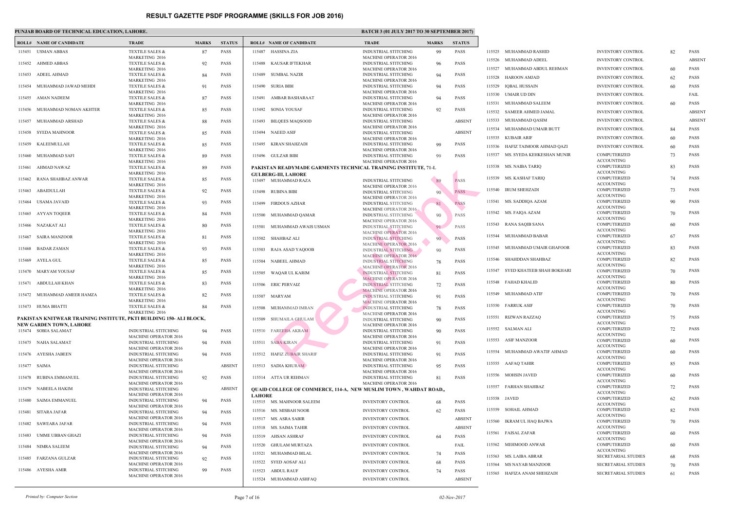# RESULT GAZETTE PSDF PROGRAMME (SKILLS FOR JOB 2016)

**PUNJAB BOARD OF TECHNICAL EDUCATION, LAHORE.**

**BATCH 3 (01 JULY 2017 TO 30 SEPTEMBER 2017)**

| ROLL# | NAME OF CANDIDATE | TRADE | MARKS | STATUS |
|---|---|---|---|---|
| 115451 | USMAN ABBAS | TEXTILE SALES & MARKETING 2016 | 87 | PASS |
| 115452 | AHMED ABBAS | TEXTILE SALES & MARKETING 2016 | 92 | PASS |
| 115453 | ADEEL AHMAD | TEXTILE SALES & MARKETING 2016 | 84 | PASS |
| 115454 | MUHAMMAD JAWAD MEHDI | TEXTILE SALES & MARKETING 2016 | 91 | PASS |
| 115455 | AMAN NADEEM | TEXTILE SALES & MARKETING 2016 | 87 | PASS |
| 115456 | MUHAMMAD NOMAN AKHTER | TEXTILE SALES & MARKETING 2016 | 85 | PASS |
| 115457 | MUHAMMAD ARSHAD | TEXTILE SALES & MARKETING 2016 | 88 | PASS |
| 115458 | SYEDA MAHNOOR | TEXTILE SALES & MARKETING 2016 | 85 | PASS |
| 115459 | KALEEMULLAH | TEXTILE SALES & MARKETING 2016 | 85 | PASS |
| 115460 | MUHAMMAD SAFI | TEXTILE SALES & MARKETING 2016 | 89 | PASS |
| 115461 | AHMAD NAWAZ | TEXTILE SALES & MARKETING 2016 | 89 | PASS |
| 115462 | RANA SHAHBAZ ANWAR | TEXTILE SALES & MARKETING 2016 | 85 | PASS |
| 115463 | ABAIDULLAH | TEXTILE SALES & MARKETING 2016 | 92 | PASS |
| 115464 | USAMA JAVAID | TEXTILE SALES & MARKETING 2016 | 93 | PASS |
| 115465 | AYYAN TOQEER | TEXTILE SALES & MARKETING 2016 | 84 | PASS |
| 115466 | NAZAKAT ALI | TEXTILE SALES & MARKETING 2016 | 80 | PASS |
| 115467 | SAIRA MANZOOR | TEXTILE SALES & MARKETING 2016 | 81 | PASS |
| 115468 | BADAR ZAMAN | TEXTILE SALES & MARKETING 2016 | 93 | PASS |
| 115469 | AYELA GUL | TEXTILE SALES & MARKETING 2016 | 85 | PASS |
| 115470 | MARYAM YOUSAF | TEXTILE SALES & MARKETING 2016 | 85 | PASS |
| 115471 | ABDULLAH KHAN | TEXTILE SALES & MARKETING 2016 | 83 | PASS |
| 115472 | MUHAMMAD AMEER HAMZA | TEXTILE SALES & MARKETING 2016 | 82 | PASS |
| 115473 | HUMA BHATTI | TEXTILE SALES & MARKETING 2016 | 84 | PASS |

**PAKISTAN KNITWEAR TRAINING INSTITUTE, PKTI BUILDING 150- ALI BLOCK, NEW GARDEN TOWN, LAHORE**

| ROLL# | NAME OF CANDIDATE | TRADE | MARKS | STATUS |
|---|---|---|---|---|
| 115474 | SOBIA SALAMAT | INDUSTRIAL STITCHING MACHINE OPERATOR 2016 | 94 | PASS |
| 115475 | NAHA SALAMAT | INDUSTRIAL STITCHING MACHINE OPERATOR 2016 | 94 | PASS |
| 115476 | AYESHA JABEEN | INDUSTRIAL STITCHING MACHINE OPERATOR 2016 | 94 | PASS |
| 115477 | SAIMA | INDUSTRIAL STITCHING MACHINE OPERATOR 2016 | | ABSENT |
| 115478 | RUBINA EMMANUEL | INDUSTRIAL STITCHING MACHINE OPERATOR 2016 | 92 | PASS |
| 115479 | NABEELA HAKIM | INDUSTRIAL STITCHING MACHINE OPERATOR 2016 | | ABSENT |
| 115480 | SAIMA EMMANUEL | INDUSTRIAL STITCHING MACHINE OPERATOR 2016 | 94 | PASS |
| 115481 | SITARA JAFAR | INDUSTRIAL STITCHING MACHINE OPERATOR 2016 | 94 | PASS |
| 115482 | SAWEARA JAFAR | INDUSTRIAL STITCHING MACHINE OPERATOR 2016 | 94 | PASS |
| 115483 | UMME UBBAN GHAZI | INDUSTRIAL STITCHING MACHINE OPERATOR 2016 | 94 | PASS |
| 115484 | NIMRA SALEEM | INDUSTRIAL STITCHING MACHINE OPERATOR 2016 | 94 | PASS |
| 115485 | FARZANA GULZAR | INDUSTRIAL STITCHING MACHINE OPERATOR 2016 | 92 | PASS |
| 115486 | AYESHA AMIR | INDUSTRIAL STITCHING MACHINE OPERATOR 2016 | 99 | PASS |
| 115487 | HASSINA ZIA | INDUSTRIAL STITCHING MACHINE OPERATOR 2016 | 99 | PASS |
| 115488 | KAUSAR IFTEKHAR | INDUSTRIAL STITCHING MACHINE OPERATOR 2016 | 96 | PASS |
| 115489 | SUMBAL NAZIR | INDUSTRIAL STITCHING MACHINE OPERATOR 2016 | 94 | PASS |
| 115490 | SURIA BIBI | INDUSTRIAL STITCHING MACHINE OPERATOR 2016 | 94 | PASS |
| 115491 | AMBAR BASHARAAT | INDUSTRIAL STITCHING MACHINE OPERATOR 2016 | 94 | PASS |
| 115492 | SONIA YOUSAF | INDUSTRIAL STITCHING MACHINE OPERATOR 2016 | 92 | PASS |
| 115493 | BILQEES MAQSOOD | INDUSTRIAL STITCHING MACHINE OPERATOR 2016 | | ABSENT |
| 115494 | NAEED ASIF | INDUSTRIAL STITCHING MACHINE OPERATOR 2016 | | ABSENT |
| 115495 | KIRAN SHAHZADI | INDUSTRIAL STITCHING MACHINE OPERATOR 2016 | 99 | PASS |
| 115496 | GULZAR BIBI | INDUSTRIAL STITCHING MACHINE OPERATOR 2016 | 99 | PASS |

**PAKISTAN READYMADE GARMENTS TECHNICAL TRAINING INSTITUTE, 71-L GULBERG-III, LAHORE**

| ROLL# | NAME OF CANDIDATE | TRADE | MARKS | STATUS |
|---|---|---|---|---|
| 115497 | MUHAMMAD RAZA | INDUSTRIAL STITCHING MACHINE OPERATOR 2016 | 89 | PASS |
| 115498 | RUBINA BIBI | INDUSTRIAL STITCHING MACHINE OPERATOR 2016 | 90 | PASS |
| 115499 | FIRDOUS AZHAR | INDUSTRIAL STITCHING MACHINE OPERATOR 2016 | 81 | PASS |
| 115500 | MUHAMMAD QAMAR | INDUSTRIAL STITCHING MACHINE OPERATOR 2016 | 90 | PASS |
| 115501 | MUHAMMAD AWAIS USMAN | INDUSTRIAL STITCHING MACHINE OPERATOR 2016 | 91 | PASS |
| 115502 | SHAHBAZ ALI | INDUSTRIAL STITCHING MACHINE OPERATOR 2016 | 90 | PASS |
| 115503 | RAJA ASAD YAQOOB | INDUSTRIAL STITCHING MACHINE OPERATOR 2016 | 90 | PASS |
| 115504 | NABEEL AHMAD | INDUSTRIAL STITCHING MACHINE OPERATOR 2016 | 78 | PASS |
| 115505 | WAQAR UL KARIM | INDUSTRIAL STITCHING MACHINE OPERATOR 2016 | 81 | PASS |
| 115506 | ERIC PERVAIZ | INDUSTRIAL STITCHING MACHINE OPERATOR 2016 | 72 | PASS |
| 115507 | MARYAM | INDUSTRIAL STITCHING MACHINE OPERATOR 2016 | 91 | PASS |
| 115508 | MUHAMMAD IMRAN | INDUSTRIAL STITCHING MACHINE OPERATOR 2016 | 78 | PASS |
| 115509 | SHUMAILA GHULAM | INDUSTRIAL STITCHING MACHINE OPERATOR 2016 | 90 | PASS |
| 115510 | FAREEHA AKRAM | INDUSTRIAL STITCHING MACHINE OPERATOR 2016 | 90 | PASS |
| 115511 | SABA KIRAN | INDUSTRIAL STITCHING MACHINE OPERATOR 2016 | 91 | PASS |
| 115512 | HAFIZ ZUBAIR SHARIF | INDUSTRIAL STITCHING MACHINE OPERATOR 2016 | 91 | PASS |
| 115513 | SADIA KHURAM | INDUSTRIAL STITCHING MACHINE OPERATOR 2016 | 95 | PASS |
| 115514 | ATTA UR REHMAN | INDUSTRIAL STITCHING MACHINE OPERATOR 2016 | 81 | PASS |

**QUAID COLLEGE OF COMMERCE, 114-A, NEW MUSLIM TOWN , WAHDAT ROAD,, LAHORE**

| ROLL# | NAME OF CANDIDATE | TRADE | MARKS | STATUS |
|---|---|---|---|---|
| 115515 | MS. MAHNOOR SALEEM | INVENTORY CONTROL | 68 | PASS |
| 115516 | MS. MISBAH NOOR | INVENTORY CONTROL | 62 | PASS |
| 115517 | MS. ASRA SABIR | INVENTORY CONTROL | | ABSENT |
| 115518 | MS. SAIMA TAHIR | INVENTORY CONTROL | | ABSENT |
| 115519 | AHSAN ASHRAF | INVENTORY CONTROL | 64 | PASS |
| 115520 | GHULAM MURTAZA | INVENTORY CONTROL | | FAIL |
| 115521 | MUHAMMAD BILAL | INVENTORY CONTROL | 74 | PASS |
| 115522 | SYED AOSAF ALI | INVENTORY CONTROL | 68 | PASS |
| 115523 | ABDUL RAUF | INVENTORY CONTROL | 74 | PASS |
| 115524 | MUHAMMAD ASHFAQ | INVENTORY CONTROL | | ABSENT |
| 115525 | MUHAMMAD RASHID | INVENTORY CONTROL | 82 | PASS |
| 115526 | MUHAMMAD ADEEL | INVENTORY CONTROL | | ABSENT |
| 115527 | MUHAMMAD ABDUL REHMAN | INVENTORY CONTROL | 60 | PASS |
| 115528 | HAROON AMJAD | INVENTORY CONTROL | 62 | PASS |
| 115529 | IQBAL HUSSAIN | INVENTORY CONTROL | 60 | PASS |
| 115530 | UMAIR UD DIN | INVENTORY CONTROL | | FAIL |
| 115531 | MUHAMMAD SALEEM | INVENTORY CONTROL | 60 | PASS |
| 115532 | SAMEER AHMED JAMAL | INVENTORY CONTROL | | ABSENT |
| 115533 | MUHAMMAD QASIM | INVENTORY CONTROL | | ABSENT |
| 115534 | MUHAMMAD UMAIR BUTT | INVENTORY CONTROL | 84 | PASS |
| 115535 | KUBAIR ARIF | INVENTORY CONTROL | 60 | PASS |
| 115536 | HAFIZ TAIMOOR AHMAD QAZI | INVENTORY CONTROL | 60 | PASS |
| 115537 | MS. SYEDA KEHKESHAN MUNIR | COMPUTERIZED ACCOUNTING | 73 | PASS |
| 115538 | MS. NAIBA TARIQ | COMPUTERIZED ACCOUNTING | 83 | PASS |
| 115539 | MS. KASHAF TARIQ | COMPUTERIZED ACCOUNTING | 74 | PASS |
| 115540 | IRUM SHEHZADI | COMPUTERIZED ACCOUNTING | 73 | PASS |
| 115541 | MS. SADDIQA AZAM | COMPUTERIZED ACCOUNTING | 90 | PASS |
| 115542 | MS. FAIQA AZAM | COMPUTERIZED ACCOUNTING | 70 | PASS |
| 115543 | RANA SAQIB SANA | COMPUTERIZED ACCOUNTING | 60 | PASS |
| 115544 | MUHAMMAD BABAR | COMPUTERIZED ACCOUNTING | 67 | PASS |
| 115545 | MUHAMMAD UMAIR GHAFOOR | COMPUTERIZED ACCOUNTING | 83 | PASS |
| 115546 | SHAHDDAN SHAHBAZ | COMPUTERIZED ACCOUNTING | 82 | PASS |
| 115547 | SYED KHATEEB SHAH BOKHARI | COMPUTERIZED ACCOUNTING | 70 | PASS |
| 115548 | FAHAD KHALID | COMPUTERIZED ACCOUNTING | 80 | PASS |
| 115549 | MUHAMMAD ATIF | COMPUTERIZED ACCOUNTING | 70 | PASS |
| 115550 | FARRUK ASIF | COMPUTERIZED ACCOUNTING | 70 | PASS |
| 115551 | RIZWAN RAZZAQ | COMPUTERIZED ACCOUNTING | 75 | PASS |
| 115552 | SALMAN ALI | COMPUTERIZED ACCOUNTING | 72 | PASS |
| 115553 | ASIF MANZOOR | COMPUTERIZED ACCOUNTING | 60 | PASS |
| 115554 | MUHAMMAD AWATIF AHMAD | COMPUTERIZED ACCOUNTING | 60 | PASS |
| 115555 | AAFAQ TAHIR | COMPUTERIZED ACCOUNTING | 85 | PASS |
| 115556 | MOHSIN JAVED | COMPUTERIZED ACCOUNTING | 60 | PASS |
| 115557 | FARHAN SHAHBAZ | COMPUTERIZED ACCOUNTING | 72 | PASS |
| 115558 | JAVED | COMPUTERIZED ACCOUNTING | 62 | PASS |
| 115559 | SOHAIL AHMAD | COMPUTERIZED ACCOUNTING | 82 | PASS |
| 115560 | IKRAM UL HAQ BAJWA | COMPUTERIZED ACCOUNTING | 70 | PASS |
| 115561 | FAISAL ZAFAR | COMPUTERIZED ACCOUNTING | 60 | PASS |
| 115562 | MEHMOOD ANWAR | COMPUTERIZED ACCOUNTING | 60 | PASS |
| 115563 | MS. LAIBA ABRAR | SECRETARIAL STUDIES | 68 | PASS |
| 115564 | MS NAYAB MANZOOR | SECRETARIAL STUDIES | 70 | PASS |
| 115565 | HAFIZA ANAM SHEHZADI | SECRETARIAL STUDIES | 61 | PASS |

*Printed by: Computer Section* 02-Nov-2017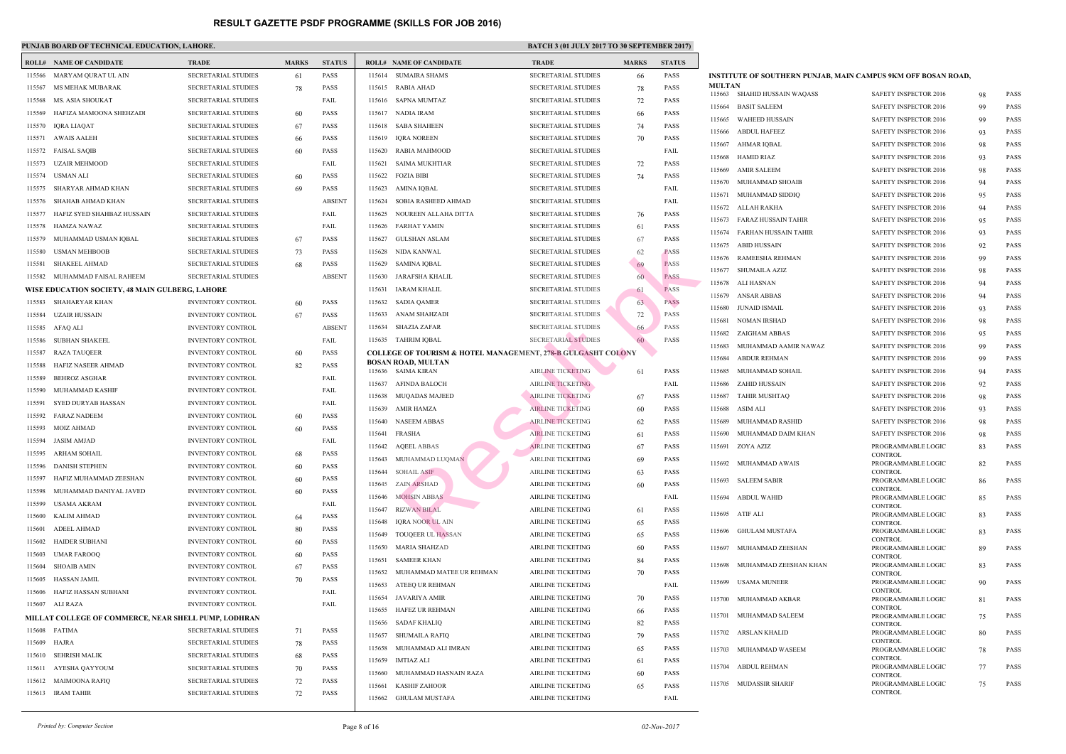# RESULT GAZETTE PSDF PROGRAMME (SKILLS FOR JOB 2016)

**PUNJAB BOARD OF TECHNICAL EDUCATION, LAHORE.**

**BATCH 3 (01 JULY 2017 TO 30 SEPTEMBER 2017)**

| ROLL# | NAME OF CANDIDATE | TRADE | MARKS | STATUS |
|---|---|---|---|---|
| 115566 | MARYAM QURAT UL AIN | SECRETARIAL STUDIES | 61 | PASS |
| 115567 | MS MEHAK MUBARAK | SECRETARIAL STUDIES | 78 | PASS |
| 115568 | MS. ASIA SHOUKAT | SECRETARIAL STUDIES | | FAIL |
| 115569 | HAFIZA MAMOONA SHEHZADI | SECRETARIAL STUDIES | 60 | PASS |
| 115570 | IQRA LIAQAT | SECRETARIAL STUDIES | 67 | PASS |
| 115571 | AWAIS AALEH | SECRETARIAL STUDIES | 66 | PASS |
| 115572 | FAISAL SAQIB | SECRETARIAL STUDIES | 60 | PASS |
| 115573 | UZAIR MEHMOOD | SECRETARIAL STUDIES | | FAIL |
| 115574 | USMAN ALI | SECRETARIAL STUDIES | 60 | PASS |
| 115575 | SHARYAR AHMAD KHAN | SECRETARIAL STUDIES | 69 | PASS |
| 115576 | SHAHAB AHMAD KHAN | SECRETARIAL STUDIES | | ABSENT |
| 115577 | HAFIZ SYED SHAHBAZ HUSSAIN | SECRETARIAL STUDIES | | FAIL |
| 115578 | HAMZA NAWAZ | SECRETARIAL STUDIES | | FAIL |
| 115579 | MUHAMMAD USMAN IQBAL | SECRETARIAL STUDIES | 67 | PASS |
| 115580 | USMAN MEHBOOB | SECRETARIAL STUDIES | 73 | PASS |
| 115581 | SHAKEEL AHMAD | SECRETARIAL STUDIES | 68 | PASS |
| 115582 | MUHAMMAD FAISAL RAHEEM | SECRETARIAL STUDIES | | ABSENT |

**WISE EDUCATION SOCIETY, 48 MAIN GULBERG, LAHORE**

| ROLL# | NAME OF CANDIDATE | TRADE | MARKS | STATUS |
|---|---|---|---|---|
| 115583 | SHAHARYAR KHAN | INVENTORY CONTROL | 60 | PASS |
| 115584 | UZAIR HUSSAIN | INVENTORY CONTROL | 67 | PASS |
| 115585 | AFAQ ALI | INVENTORY CONTROL | | ABSENT |
| 115586 | SUBHAN SHAKEEL | INVENTORY CONTROL | | FAIL |
| 115587 | RAZA TAUQEER | INVENTORY CONTROL | 60 | PASS |
| 115588 | HAFIZ NASEER AHMAD | INVENTORY CONTROL | 82 | PASS |
| 115589 | BEHROZ ASGHAR | INVENTORY CONTROL | | FAIL |
| 115590 | MUHAMMAD KASHIF | INVENTORY CONTROL | | FAIL |
| 115591 | SYED DURYAB HASSAN | INVENTORY CONTROL | | FAIL |
| 115592 | FARAZ NADEEM | INVENTORY CONTROL | 60 | PASS |
| 115593 | MOIZ AHMAD | INVENTORY CONTROL | 60 | PASS |
| 115594 | JASIM AMJAD | INVENTORY CONTROL | | FAIL |
| 115595 | ARHAM SOHAIL | INVENTORY CONTROL | 68 | PASS |
| 115596 | DANISH STEPHEN | INVENTORY CONTROL | 60 | PASS |
| 115597 | HAFIZ MUHAMMAD ZEESHAN | INVENTORY CONTROL | 60 | PASS |
| 115598 | MUHAMMAD DANIYAL JAVED | INVENTORY CONTROL | 60 | PASS |
| 115599 | USAMA AKRAM | INVENTORY CONTROL | | FAIL |
| 115600 | KALIM AHMAD | INVENTORY CONTROL | 64 | PASS |
| 115601 | ADEEL AHMAD | INVENTORY CONTROL | 80 | PASS |
| 115602 | HAIDER SUBHANI | INVENTORY CONTROL | 60 | PASS |
| 115603 | UMAR FAROOQ | INVENTORY CONTROL | 60 | PASS |
| 115604 | SHOAIB AMIN | INVENTORY CONTROL | 67 | PASS |
| 115605 | HASSAN JAMIL | INVENTORY CONTROL | 70 | PASS |
| 115606 | HAFIZ HASSAN SUBHANI | INVENTORY CONTROL | | FAIL |
| 115607 | ALI RAZA | INVENTORY CONTROL | | FAIL |

**MILLAT COLLEGE OF COMMERCE, NEAR SHELL PUMP, LODHRAN**

| ROLL# | NAME OF CANDIDATE | TRADE | MARKS | STATUS |
|---|---|---|---|---|
| 115608 | FATIMA | SECRETARIAL STUDIES | 71 | PASS |
| 115609 | HAJRA | SECRETARIAL STUDIES | 78 | PASS |
| 115610 | SEHRISH MALIK | SECRETARIAL STUDIES | 68 | PASS |
| 115611 | AYESHA QAYYOUM | SECRETARIAL STUDIES | 70 | PASS |
| 115612 | MAIMOONA RAFIQ | SECRETARIAL STUDIES | 72 | PASS |
| 115613 | IRAM TAHIR | SECRETARIAL STUDIES | 72 | PASS |
| 115614 | SUMAIRA SHAMS | SECRETARIAL STUDIES | 66 | PASS |
| 115615 | RABIA AHAD | SECRETARIAL STUDIES | 78 | PASS |
| 115616 | SAPNA MUMTAZ | SECRETARIAL STUDIES | 72 | PASS |
| 115617 | NADIA IRAM | SECRETARIAL STUDIES | 66 | PASS |
| 115618 | SABA SHAHEEN | SECRETARIAL STUDIES | 74 | PASS |
| 115619 | IQRA NOREEN | SECRETARIAL STUDIES | 70 | PASS |
| 115620 | RABIA MAHMOOD | SECRETARIAL STUDIES | | FAIL |
| 115621 | SAIMA MUKHTIAR | SECRETARIAL STUDIES | 72 | PASS |
| 115622 | FOZIA BIBI | SECRETARIAL STUDIES | 74 | PASS |
| 115623 | AMINA IQBAL | SECRETARIAL STUDIES | | FAIL |
| 115624 | SOBIA RASHEED AHMAD | SECRETARIAL STUDIES | | FAIL |
| 115625 | NOUREEN ALLAHA DITTA | SECRETARIAL STUDIES | 76 | PASS |
| 115626 | FARHAT YAMIN | SECRETARIAL STUDIES | 61 | PASS |
| 115627 | GULSHAN ASLAM | SECRETARIAL STUDIES | 67 | PASS |
| 115628 | NIDA KANWAL | SECRETARIAL STUDIES | 62 | PASS |
| 115629 | SAMINA IQBAL | SECRETARIAL STUDIES | 69 | PASS |
| 115630 | JARAFSHA KHALIL | SECRETARIAL STUDIES | 60 | PASS |
| 115631 | IARAM KHALIL | SECRETARIAL STUDIES | 61 | PASS |
| 115632 | SADIA QAMER | SECRETARIAL STUDIES | 63 | PASS |
| 115633 | ANAM SHAHZADI | SECRETARIAL STUDIES | 72 | PASS |
| 115634 | SHAZIA ZAFAR | SECRETARIAL STUDIES | 66 | PASS |
| 115635 | TAHRIM IQBAL | SECRETARIAL STUDIES | 60 | PASS |

**COLLEGE OF TOURISM & HOTEL MANAGEMENT, 278-B GULGASHT COLONY BOSAN ROAD, MULTAN**

| ROLL# | NAME OF CANDIDATE | TRADE | MARKS | STATUS |
|---|---|---|---|---|
| 115636 | SAIMA KIRAN | AIRLINE TICKETING | 61 | PASS |
| 115637 | AFINDA BALOCH | AIRLINE TICKETING | | FAIL |
| 115638 | MUQADAS MAJEED | AIRLINE TICKETING | 67 | PASS |
| 115639 | AMIR HAMZA | AIRLINE TICKETING | 60 | PASS |
| 115640 | NASEEM ABBAS | AIRLINE TICKETING | 62 | PASS |
| 115641 | FRASHA | AIRLINE TICKETING | 61 | PASS |
| 115642 | AQEEL ABBAS | AIRLINE TICKETING | 67 | PASS |
| 115643 | MUHAMMAD LUQMAN | AIRLINE TICKETING | 69 | PASS |
| 115644 | SOHAIL ASIF | AIRLINE TICKETING | 63 | PASS |
| 115645 | ZAIN ARSHAD | AIRLINE TICKETING | 60 | PASS |
| 115646 | MOHSIN ABBAS | AIRLINE TICKETING | | FAIL |
| 115647 | RIZWAN BILAL | AIRLINE TICKETING | 61 | PASS |
| 115648 | IQRA NOOR UL AIN | AIRLINE TICKETING | 65 | PASS |
| 115649 | TOUQEER UL HASSAN | AIRLINE TICKETING | 65 | PASS |
| 115650 | MARIA SHAHZAD | AIRLINE TICKETING | 60 | PASS |
| 115651 | SAMEER KHAN | AIRLINE TICKETING | 84 | PASS |
| 115652 | MUHAMMAD MATEE UR REHMAN | AIRLINE TICKETING | 70 | PASS |
| 115653 | ATEEQ UR REHMAN | AIRLINE TICKETING | | FAIL |
| 115654 | JAVARIYA AMIR | AIRLINE TICKETING | 70 | PASS |
| 115655 | HAFEZ UR REHMAN | AIRLINE TICKETING | 66 | PASS |
| 115656 | SADAF KHALIQ | AIRLINE TICKETING | 82 | PASS |
| 115657 | SHUMAILA RAFIQ | AIRLINE TICKETING | 79 | PASS |
| 115658 | MUHAMMAD ALI IMRAN | AIRLINE TICKETING | 65 | PASS |
| 115659 | IMTIAZ ALI | AIRLINE TICKETING | 61 | PASS |
| 115660 | MUHAMMAD HASNAIN RAZA | AIRLINE TICKETING | 60 | PASS |
| 115661 | KASHIF ZAHOOR | AIRLINE TICKETING | 65 | PASS |
| 115662 | GHULAM MUSTAFA | AIRLINE TICKETING | | FAIL |

**INSTITUTE OF SOUTHERN PUNJAB, MAIN CAMPUS 9KM OFF BOSAN ROAD, MULTAN**

| ROLL# | NAME OF CANDIDATE | TRADE | MARKS | STATUS |
|---|---|---|---|---|
| 115663 | SHAHID HUSSAIN WAQASS | SAFETY INSPECTOR 2016 | 98 | PASS |
| 115664 | BASIT SALEEM | SAFETY INSPECTOR 2016 | 99 | PASS |
| 115665 | WAHEED HUSSAIN | SAFETY INSPECTOR 2016 | 99 | PASS |
| 115666 | ABDUL HAFEEZ | SAFETY INSPECTOR 2016 | 93 | PASS |
| 115667 | AHMAR IQBAL | SAFETY INSPECTOR 2016 | 98 | PASS |
| 115668 | HAMID RIAZ | SAFETY INSPECTOR 2016 | 93 | PASS |
| 115669 | AMIR SALEEM | SAFETY INSPECTOR 2016 | 98 | PASS |
| 115670 | MUHAMMAD SHOAIB | SAFETY INSPECTOR 2016 | 94 | PASS |
| 115671 | MUHAMMAD SIDDIQ | SAFETY INSPECTOR 2016 | 95 | PASS |
| 115672 | ALLAH RAKHA | SAFETY INSPECTOR 2016 | 94 | PASS |
| 115673 | FARAZ HUSSAIN TAHIR | SAFETY INSPECTOR 2016 | 95 | PASS |
| 115674 | FARHAN HUSSAIN TAHIR | SAFETY INSPECTOR 2016 | 93 | PASS |
| 115675 | ABID HUSSAIN | SAFETY INSPECTOR 2016 | 92 | PASS |
| 115676 | RAMEESHA REHMAN | SAFETY INSPECTOR 2016 | 99 | PASS |
| 115677 | SHUMAILA AZIZ | SAFETY INSPECTOR 2016 | 98 | PASS |
| 115678 | ALI HASNAN | SAFETY INSPECTOR 2016 | 94 | PASS |
| 115679 | ANSAR ABBAS | SAFETY INSPECTOR 2016 | 94 | PASS |
| 115680 | JUNAID ISMAIL | SAFETY INSPECTOR 2016 | 93 | PASS |
| 115681 | NOMAN IRSHAD | SAFETY INSPECTOR 2016 | 98 | PASS |
| 115682 | ZAIGHAM ABBAS | SAFETY INSPECTOR 2016 | 95 | PASS |
| 115683 | MUHAMMAD AAMIR NAWAZ | SAFETY INSPECTOR 2016 | 99 | PASS |
| 115684 | ABDUR REHMAN | SAFETY INSPECTOR 2016 | 99 | PASS |
| 115685 | MUHAMMAD SOHAIL | SAFETY INSPECTOR 2016 | 94 | PASS |
| 115686 | ZAHID HUSSAIN | SAFETY INSPECTOR 2016 | 92 | PASS |
| 115687 | TAHIR MUSHTAQ | SAFETY INSPECTOR 2016 | 98 | PASS |
| 115688 | ASIM ALI | SAFETY INSPECTOR 2016 | 93 | PASS |
| 115689 | MUHAMMAD RASHID | SAFETY INSPECTOR 2016 | 98 | PASS |
| 115690 | MUHAMMAD DAIM KHAN | SAFETY INSPECTOR 2016 | 98 | PASS |
| 115691 | ZOYA AZIZ | PROGRAMMABLE LOGIC CONTROL | 83 | PASS |
| 115692 | MUHAMMAD AWAIS | PROGRAMMABLE LOGIC CONTROL | 82 | PASS |
| 115693 | SALEEM SABIR | PROGRAMMABLE LOGIC CONTROL | 86 | PASS |
| 115694 | ABDUL WAHID | PROGRAMMABLE LOGIC CONTROL | 85 | PASS |
| 115695 | ATIF ALI | PROGRAMMABLE LOGIC CONTROL | 83 | PASS |
| 115696 | GHULAM MUSTAFA | PROGRAMMABLE LOGIC CONTROL | 83 | PASS |
| 115697 | MUHAMMAD ZEESHAN | PROGRAMMABLE LOGIC CONTROL | 89 | PASS |
| 115698 | MUHAMMAD ZEESHAN KHAN | PROGRAMMABLE LOGIC CONTROL | 83 | PASS |
| 115699 | USAMA MUNEER | PROGRAMMABLE LOGIC CONTROL | 90 | PASS |
| 115700 | MUHAMMAD AKBAR | PROGRAMMABLE LOGIC CONTROL | 81 | PASS |
| 115701 | MUHAMMAD SALEEM | PROGRAMMABLE LOGIC CONTROL | 75 | PASS |
| 115702 | ARSLAN KHALID | PROGRAMMABLE LOGIC CONTROL | 80 | PASS |
| 115703 | MUHAMMAD WASEEM | PROGRAMMABLE LOGIC CONTROL | 78 | PASS |
| 115704 | ABDUL REHMAN | PROGRAMMABLE LOGIC CONTROL | 77 | PASS |
| 115705 | MUDASSIR SHARIF | PROGRAMMABLE LOGIC CONTROL | 75 | PASS |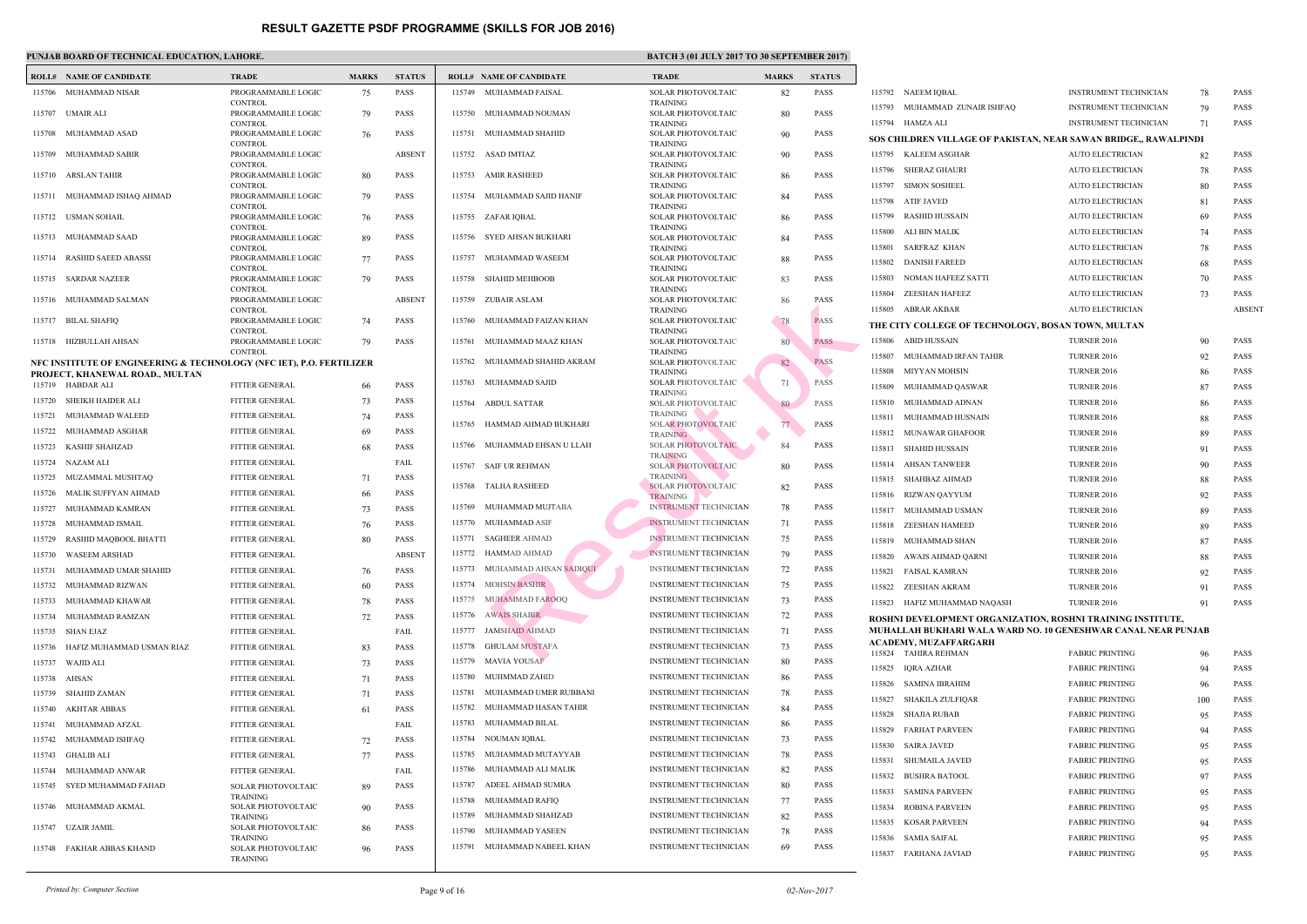# RESULT GAZETTE PSDF PROGRAMME (SKILLS FOR JOB 2016)

**PUNJAB BOARD OF TECHNICAL EDUCATION, LAHORE.**

**BATCH 3 (01 JULY 2017 TO 30 SEPTEMBER 2017)**

| ROLL# | NAME OF CANDIDATE | TRADE | MARKS | STATUS |
|---|---|---|---|---|
| 115706 | MUHAMMAD NISAR | PROGRAMMABLE LOGIC CONTROL | 75 | PASS |
| 115707 | UMAIR ALI | PROGRAMMABLE LOGIC CONTROL | 79 | PASS |
| 115708 | MUHAMMAD ASAD | PROGRAMMABLE LOGIC CONTROL | 76 | PASS |
| 115709 | MUHAMMAD SABIR | PROGRAMMABLE LOGIC CONTROL | | ABSENT |
| 115710 | ARSLAN TAHIR | PROGRAMMABLE LOGIC CONTROL | 80 | PASS |
| 115711 | MUHAMMAD ISHAQ AHMAD | PROGRAMMABLE LOGIC CONTROL | 79 | PASS |
| 115712 | USMAN SOHAIL | PROGRAMMABLE LOGIC CONTROL | 76 | PASS |
| 115713 | MUHAMMAD SAAD | PROGRAMMABLE LOGIC CONTROL | 89 | PASS |
| 115714 | RASHID SAEED ABASSI | PROGRAMMABLE LOGIC CONTROL | 77 | PASS |
| 115715 | SARDAR NAZEER | PROGRAMMABLE LOGIC CONTROL | 79 | PASS |
| 115716 | MUHAMMAD SALMAN | PROGRAMMABLE LOGIC CONTROL | | ABSENT |
| 115717 | BILAL SHAFIQ | PROGRAMMABLE LOGIC CONTROL | 74 | PASS |
| 115718 | HIZBULLAH AHSAN | PROGRAMMABLE LOGIC CONTROL | 79 | PASS |

**NFC INSTITUTE OF ENGINEERING & TECHNOLOGY (NFC IET), P.O. FERTILIZER PROJECT, KHANEWAL ROAD., MULTAN**

| ROLL# | NAME OF CANDIDATE | TRADE | MARKS | STATUS |
|---|---|---|---|---|
| 115719 | HABDAR ALI | FITTER GENERAL | 66 | PASS |
| 115720 | SHEIKH HAIDER ALI | FITTER GENERAL | 73 | PASS |
| 115721 | MUHAMMAD WALEED | FITTER GENERAL | 74 | PASS |
| 115722 | MUHAMMAD ASGHAR | FITTER GENERAL | 69 | PASS |
| 115723 | KASHIF SHAHZAD | FITTER GENERAL | 68 | PASS |
| 115724 | NAZAM ALI | FITTER GENERAL | | FAIL |
| 115725 | MUZAMMAL MUSHTAQ | FITTER GENERAL | 71 | PASS |
| 115726 | MALIK SUFFYAN AHMAD | FITTER GENERAL | 66 | PASS |
| 115727 | MUHAMMAD KAMRAN | FITTER GENERAL | 73 | PASS |
| 115728 | MUHAMMAD ISMAIL | FITTER GENERAL | 76 | PASS |
| 115729 | RASHID MAQBOOL BHATTI | FITTER GENERAL | 80 | PASS |
| 115730 | WASEEM ARSHAD | FITTER GENERAL | | ABSENT |
| 115731 | MUHAMMAD UMAR SHAHID | FITTER GENERAL | 76 | PASS |
| 115732 | MUHAMMAD RIZWAN | FITTER GENERAL | 60 | PASS |
| 115733 | MUHAMMAD KHAWAR | FITTER GENERAL | 78 | PASS |
| 115734 | MUHAMMAD RAMZAN | FITTER GENERAL | 72 | PASS |
| 115735 | SHAN EJAZ | FITTER GENERAL | | FAIL |
| 115736 | HAFIZ MUHAMMAD USMAN RIAZ | FITTER GENERAL | 83 | PASS |
| 115737 | WAJID ALI | FITTER GENERAL | 73 | PASS |
| 115738 | AHSAN | FITTER GENERAL | 71 | PASS |
| 115739 | SHAHID ZAMAN | FITTER GENERAL | 71 | PASS |
| 115740 | AKHTAR ABBAS | FITTER GENERAL | 61 | PASS |
| 115741 | MUHAMMAD AFZAL | FITTER GENERAL | | FAIL |
| 115742 | MUHAMMAD ISHFAQ | FITTER GENERAL | 72 | PASS |
| 115743 | GHALIB ALI | FITTER GENERAL | 77 | PASS |
| 115744 | MUHAMMAD ANWAR | FITTER GENERAL | | FAIL |
| 115745 | SYED MUHAMMAD FAHAD | SOLAR PHOTOVOLTAIC TRAINING | 89 | PASS |
| 115746 | MUHAMMAD AKMAL | SOLAR PHOTOVOLTAIC TRAINING | 90 | PASS |
| 115747 | UZAIR JAMIL | SOLAR PHOTOVOLTAIC TRAINING | 86 | PASS |
| 115748 | FAKHAR ABBAS KHAND | SOLAR PHOTOVOLTAIC TRAINING | 96 | PASS |
| 115749 | MUHAMMAD FAISAL | SOLAR PHOTOVOLTAIC TRAINING | 82 | PASS |
| 115750 | MUHAMMAD NOUMAN | SOLAR PHOTOVOLTAIC TRAINING | 80 | PASS |
| 115751 | MUHAMMAD SHAHID | SOLAR PHOTOVOLTAIC TRAINING | 90 | PASS |
| 115752 | ASAD IMTIAZ | SOLAR PHOTOVOLTAIC TRAINING | 90 | PASS |
| 115753 | AMIR RASHEED | SOLAR PHOTOVOLTAIC TRAINING | 86 | PASS |
| 115754 | MUHAMMAD SAJID HANIF | SOLAR PHOTOVOLTAIC TRAINING | 84 | PASS |
| 115755 | ZAFAR IQBAL | SOLAR PHOTOVOLTAIC TRAINING | 86 | PASS |
| 115756 | SYED AHSAN BUKHARI | SOLAR PHOTOVOLTAIC TRAINING | 84 | PASS |
| 115757 | MUHAMMAD WASEEM | SOLAR PHOTOVOLTAIC TRAINING | 88 | PASS |
| 115758 | SHAHID MEHBOOB | SOLAR PHOTOVOLTAIC TRAINING | 83 | PASS |
| 115759 | ZUBAIR ASLAM | SOLAR PHOTOVOLTAIC TRAINING | 86 | PASS |
| 115760 | MUHAMMAD FAIZAN KHAN | SOLAR PHOTOVOLTAIC TRAINING | 78 | PASS |
| 115761 | MUHAMMAD MAAZ KHAN | SOLAR PHOTOVOLTAIC TRAINING | 80 | PASS |
| 115762 | MUHAMMAD SHAHID AKRAM | SOLAR PHOTOVOLTAIC TRAINING | 82 | PASS |
| 115763 | MUHAMMAD SAJID | SOLAR PHOTOVOLTAIC TRAINING | 71 | PASS |
| 115764 | ABDUL SATTAR | SOLAR PHOTOVOLTAIC TRAINING | 80 | PASS |
| 115765 | HAMMAD AHMAD BUKHARI | SOLAR PHOTOVOLTAIC TRAINING | 77 | PASS |
| 115766 | MUHAMMAD EHSAN U LLAH | SOLAR PHOTOVOLTAIC TRAINING | 84 | PASS |
| 115767 | SAIF UR REHMAN | SOLAR PHOTOVOLTAIC TRAINING | 80 | PASS |
| 115768 | TALHA RASHEED | SOLAR PHOTOVOLTAIC TRAINING | 82 | PASS |
| 115769 | MUHAMMAD MUJTABA | INSTRUMENT TECHNICIAN | 78 | PASS |
| 115770 | MUHAMMAD ASIF | INSTRUMENT TECHNICIAN | 71 | PASS |
| 115771 | SAGHEER AHMAD | INSTRUMENT TECHNICIAN | 75 | PASS |
| 115772 | HAMMAD AHMAD | INSTRUMENT TECHNICIAN | 79 | PASS |
| 115773 | MUHAMMAD AHSAN SADIQUI | INSTRUMENT TECHNICIAN | 72 | PASS |
| 115774 | MOHSIN BASHIR | INSTRUMENT TECHNICIAN | 75 | PASS |
| 115775 | MUHAMMAD FAROOQ | INSTRUMENT TECHNICIAN | 73 | PASS |
| 115776 | AWAIS SHABIR | INSTRUMENT TECHNICIAN | 72 | PASS |
| 115777 | JAMSHAID AHMAD | INSTRUMENT TECHNICIAN | 71 | PASS |
| 115778 | GHULAM MUSTAFA | INSTRUMENT TECHNICIAN | 73 | PASS |
| 115779 | MAVIA YOUSAF | INSTRUMENT TECHNICIAN | 80 | PASS |
| 115780 | MUHMMAD ZAHID | INSTRUMENT TECHNICIAN | 86 | PASS |
| 115781 | MUHAMMAD UMER RUBBANI | INSTRUMENT TECHNICIAN | 78 | PASS |
| 115782 | MUHAMMAD HASAN TAHIR | INSTRUMENT TECHNICIAN | 84 | PASS |
| 115783 | MUHAMMAD BILAL | INSTRUMENT TECHNICIAN | 86 | PASS |
| 115784 | NOUMAN IQBAL | INSTRUMENT TECHNICIAN | 73 | PASS |
| 115785 | MUHAMMAD MUTAYYAB | INSTRUMENT TECHNICIAN | 78 | PASS |
| 115786 | MUHAMMAD ALI MALIK | INSTRUMENT TECHNICIAN | 82 | PASS |
| 115787 | ADEEL AHMAD SUMRA | INSTRUMENT TECHNICIAN | 80 | PASS |
| 115788 | MUHAMMAD RAFIQ | INSTRUMENT TECHNICIAN | 77 | PASS |
| 115789 | MUHAMMAD SHAHZAD | INSTRUMENT TECHNICIAN | 82 | PASS |
| 115790 | MUHAMMAD YASEEN | INSTRUMENT TECHNICIAN | 78 | PASS |
| 115791 | MUHAMMAD NABEEL KHAN | INSTRUMENT TECHNICIAN | 69 | PASS |
| 115792 | NAEEM IQBAL | INSTRUMENT TECHNICIAN | 78 | PASS |
| 115793 | MUHAMMAD ZUNAIR ISHFAQ | INSTRUMENT TECHNICIAN | 79 | PASS |
| 115794 | HAMZA ALI | INSTRUMENT TECHNICIAN | 71 | PASS |

**SOS CHILDREN VILLAGE OF PAKISTAN, NEAR SAWAN BRIDGE,, RAWALPINDI**

| ROLL# | NAME OF CANDIDATE | TRADE | MARKS | STATUS |
|---|---|---|---|---|
| 115795 | KALEEM ASGHAR | AUTO ELECTRICIAN | 82 | PASS |
| 115796 | SHERAZ GHAURI | AUTO ELECTRICIAN | 78 | PASS |
| 115797 | SIMON SOSHEEL | AUTO ELECTRICIAN | 80 | PASS |
| 115798 | ATIF JAVED | AUTO ELECTRICIAN | 81 | PASS |
| 115799 | RASHID HUSSAIN | AUTO ELECTRICIAN | 69 | PASS |
| 115800 | ALI BIN MALIK | AUTO ELECTRICIAN | 74 | PASS |
| 115801 | SARFRAZ KHAN | AUTO ELECTRICIAN | 78 | PASS |
| 115802 | DANISH FAREED | AUTO ELECTRICIAN | 68 | PASS |
| 115803 | NOMAN HAFEEZ SATTI | AUTO ELECTRICIAN | 70 | PASS |
| 115804 | ZEESHAN HAFEEZ | AUTO ELECTRICIAN | 73 | PASS |
| 115805 | ABRAR AKBAR | AUTO ELECTRICIAN | | ABSENT |

**THE CITY COLLEGE OF TECHNOLOGY, BOSAN TOWN, MULTAN**

| ROLL# | NAME OF CANDIDATE | TRADE | MARKS | STATUS |
|---|---|---|---|---|
| 115806 | ABID HUSSAIN | TURNER 2016 | 90 | PASS |
| 115807 | MUHAMMAD IRFAN TAHIR | TURNER 2016 | 92 | PASS |
| 115808 | MIYYAN MOHSIN | TURNER 2016 | 86 | PASS |
| 115809 | MUHAMMAD QASWAR | TURNER 2016 | 87 | PASS |
| 115810 | MUHAMMAD ADNAN | TURNER 2016 | 86 | PASS |
| 115811 | MUHAMMAD HUSNAIN | TURNER 2016 | 88 | PASS |
| 115812 | MUNAWAR GHAFOOR | TURNER 2016 | 89 | PASS |
| 115813 | SHAHID HUSSAIN | TURNER 2016 | 91 | PASS |
| 115814 | AHSAN TANWEER | TURNER 2016 | 90 | PASS |
| 115815 | SHAHBAZ AHMAD | TURNER 2016 | 88 | PASS |
| 115816 | RIZWAN QAYYUM | TURNER 2016 | 92 | PASS |
| 115817 | MUHAMMAD USMAN | TURNER 2016 | 89 | PASS |
| 115818 | ZEESHAN HAMEED | TURNER 2016 | 89 | PASS |
| 115819 | MUHAMMAD SHAN | TURNER 2016 | 87 | PASS |
| 115820 | AWAIS AHMAD QARNI | TURNER 2016 | 88 | PASS |
| 115821 | FAISAL KAMRAN | TURNER 2016 | 92 | PASS |
| 115822 | ZEESHAN AKRAM | TURNER 2016 | 91 | PASS |
| 115823 | HAFIZ MUHAMMAD NAQASH | TURNER 2016 | 91 | PASS |

**ROSHNI DEVELOPMENT ORGANIZATION, ROSHNI TRAINING INSTITUTE, MUHALLAH BUKHARI WALA WARD NO. 10 GENESHWAR CANAL NEAR PUNJAB ACADEMY, MUZAFFARGARH**

| ROLL# | NAME OF CANDIDATE | TRADE | MARKS | STATUS |
|---|---|---|---|---|
| 115824 | TAHIRA REHMAN | FABRIC PRINTING | 96 | PASS |
| 115825 | IQRA AZHAR | FABRIC PRINTING | 94 | PASS |
| 115826 | SAMINA IBRAHIM | FABRIC PRINTING | 96 | PASS |
| 115827 | SHAKILA ZULFIQAR | FABRIC PRINTING | 100 | PASS |
| 115828 | SHAJIA RUBAB | FABRIC PRINTING | 95 | PASS |
| 115829 | FARHAT PARVEEN | FABRIC PRINTING | 94 | PASS |
| 115830 | SAIRA JAVED | FABRIC PRINTING | 95 | PASS |
| 115831 | SHUMAILA JAVED | FABRIC PRINTING | 95 | PASS |
| 115832 | BUSHRA BATOOL | FABRIC PRINTING | 97 | PASS |
| 115833 | SAMINA PARVEEN | FABRIC PRINTING | 95 | PASS |
| 115834 | ROBINA PARVEEN | FABRIC PRINTING | 95 | PASS |
| 115835 | KOSAR PARVEEN | FABRIC PRINTING | 94 | PASS |
| 115836 | SAMIA SAIFAL | FABRIC PRINTING | 95 | PASS |
| 115837 | FARHANA JAVIAD | FABRIC PRINTING | 95 | PASS |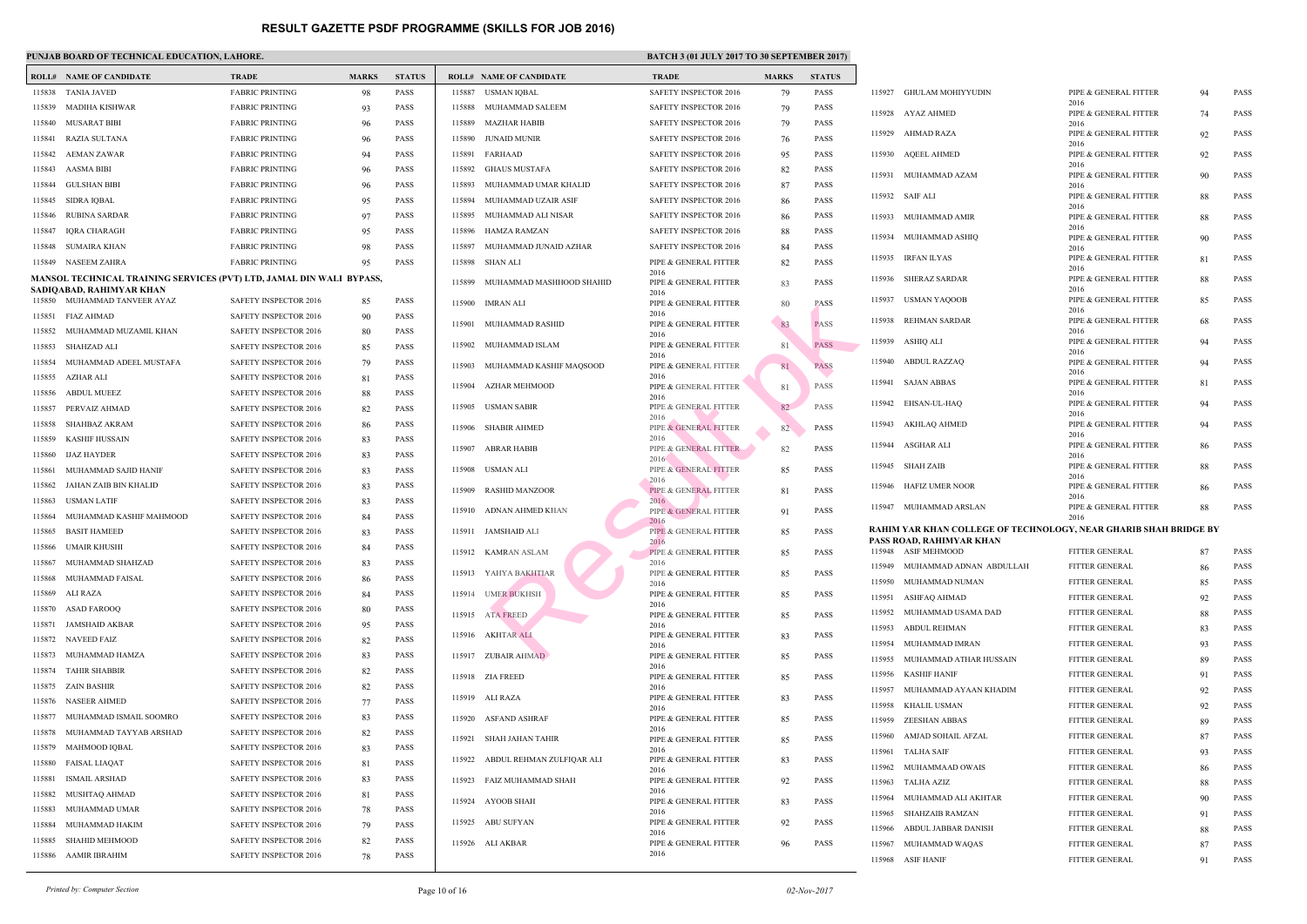# RESULT GAZETTE PSDF PROGRAMME (SKILLS FOR JOB 2016)

**PUNJAB BOARD OF TECHNICAL EDUCATION, LAHORE.**

**BATCH 3 (01 JULY 2017 TO 30 SEPTEMBER 2017)**

| ROLL# | NAME OF CANDIDATE | TRADE | MARKS | STATUS |
|---|---|---|---|---|
| 115838 | TANIA JAVED | FABRIC PRINTING | 98 | PASS |
| 115839 | MADIHA KISHWAR | FABRIC PRINTING | 93 | PASS |
| 115840 | MUSARAT BIBI | FABRIC PRINTING | 96 | PASS |
| 115841 | RAZIA SULTANA | FABRIC PRINTING | 96 | PASS |
| 115842 | AEMAN ZAWAR | FABRIC PRINTING | 94 | PASS |
| 115843 | AASMA BIBI | FABRIC PRINTING | 96 | PASS |
| 115844 | GULSHAN BIBI | FABRIC PRINTING | 96 | PASS |
| 115845 | SIDRA IQBAL | FABRIC PRINTING | 95 | PASS |
| 115846 | RUBINA SARDAR | FABRIC PRINTING | 97 | PASS |
| 115847 | IQRA CHARAGH | FABRIC PRINTING | 95 | PASS |
| 115848 | SUMAIRA KHAN | FABRIC PRINTING | 98 | PASS |
| 115849 | NASEEM ZAHRA | FABRIC PRINTING | 95 | PASS |

**MANSOL TECHNICAL TRAINING SERVICES (PVT) LTD, JAMAL DIN WALI BYPASS, SADIQABAD, RAHIMYAR KHAN**

| ROLL# | NAME OF CANDIDATE | TRADE | MARKS | STATUS |
|---|---|---|---|---|
| 115850 | MUHAMMAD TANVEER AYAZ | SAFETY INSPECTOR 2016 | 85 | PASS |
| 115851 | FIAZ AHMAD | SAFETY INSPECTOR 2016 | 90 | PASS |
| 115852 | MUHAMMAD MUZAMIL KHAN | SAFETY INSPECTOR 2016 | 80 | PASS |
| 115853 | SHAHZAD ALI | SAFETY INSPECTOR 2016 | 85 | PASS |
| 115854 | MUHAMMAD ADEEL MUSTAFA | SAFETY INSPECTOR 2016 | 79 | PASS |
| 115855 | AZHAR ALI | SAFETY INSPECTOR 2016 | 81 | PASS |
| 115856 | ABDUL MUEEZ | SAFETY INSPECTOR 2016 | 88 | PASS |
| 115857 | PERVAIZ AHMAD | SAFETY INSPECTOR 2016 | 82 | PASS |
| 115858 | SHAHBAZ AKRAM | SAFETY INSPECTOR 2016 | 86 | PASS |
| 115859 | KASHIF HUSSAIN | SAFETY INSPECTOR 2016 | 83 | PASS |
| 115860 | IJAZ HAYDER | SAFETY INSPECTOR 2016 | 83 | PASS |
| 115861 | MUHAMMAD SAJID HANIF | SAFETY INSPECTOR 2016 | 83 | PASS |
| 115862 | JAHAN ZAIB BIN KHALID | SAFETY INSPECTOR 2016 | 83 | PASS |
| 115863 | USMAN LATIF | SAFETY INSPECTOR 2016 | 83 | PASS |
| 115864 | MUHAMMAD KASHIF MAHMOOD | SAFETY INSPECTOR 2016 | 84 | PASS |
| 115865 | BASIT HAMEED | SAFETY INSPECTOR 2016 | 83 | PASS |
| 115866 | UMAIR KHUSHI | SAFETY INSPECTOR 2016 | 84 | PASS |
| 115867 | MUHAMMAD SHAHZAD | SAFETY INSPECTOR 2016 | 83 | PASS |
| 115868 | MUHAMMAD FAISAL | SAFETY INSPECTOR 2016 | 86 | PASS |
| 115869 | ALI RAZA | SAFETY INSPECTOR 2016 | 84 | PASS |
| 115870 | ASAD FAROOQ | SAFETY INSPECTOR 2016 | 80 | PASS |
| 115871 | JAMSHAID AKBAR | SAFETY INSPECTOR 2016 | 95 | PASS |
| 115872 | NAVEED FAIZ | SAFETY INSPECTOR 2016 | 82 | PASS |
| 115873 | MUHAMMAD HAMZA | SAFETY INSPECTOR 2016 | 83 | PASS |
| 115874 | TAHIR SHABBIR | SAFETY INSPECTOR 2016 | 82 | PASS |
| 115875 | ZAIN BASHIR | SAFETY INSPECTOR 2016 | 82 | PASS |
| 115876 | NASEER AHMED | SAFETY INSPECTOR 2016 | 77 | PASS |
| 115877 | MUHAMMAD ISMAIL SOOMRO | SAFETY INSPECTOR 2016 | 83 | PASS |
| 115878 | MUHAMMAD TAYYAB ARSHAD | SAFETY INSPECTOR 2016 | 82 | PASS |
| 115879 | MAHMOOD IQBAL | SAFETY INSPECTOR 2016 | 83 | PASS |
| 115880 | FAISAL LIAQAT | SAFETY INSPECTOR 2016 | 81 | PASS |
| 115881 | ISMAIL ARSHAD | SAFETY INSPECTOR 2016 | 83 | PASS |
| 115882 | MUSHTAQ AHMAD | SAFETY INSPECTOR 2016 | 81 | PASS |
| 115883 | MUHAMMAD UMAR | SAFETY INSPECTOR 2016 | 78 | PASS |
| 115884 | MUHAMMAD HAKIM | SAFETY INSPECTOR 2016 | 79 | PASS |
| 115885 | SHAHID MEHMOOD | SAFETY INSPECTOR 2016 | 82 | PASS |
| 115886 | AAMIR IBRAHIM | SAFETY INSPECTOR 2016 | 78 | PASS |
| 115887 | USMAN IQBAL | SAFETY INSPECTOR 2016 | 79 | PASS |
| 115888 | MUHAMMAD SALEEM | SAFETY INSPECTOR 2016 | 79 | PASS |
| 115889 | MAZHAR HABIB | SAFETY INSPECTOR 2016 | 79 | PASS |
| 115890 | JUNAID MUNIR | SAFETY INSPECTOR 2016 | 76 | PASS |
| 115891 | FARHAAD | SAFETY INSPECTOR 2016 | 95 | PASS |
| 115892 | GHAUS MUSTAFA | SAFETY INSPECTOR 2016 | 82 | PASS |
| 115893 | MUHAMMAD UMAR KHALID | SAFETY INSPECTOR 2016 | 87 | PASS |
| 115894 | MUHAMMAD UZAIR ASIF | SAFETY INSPECTOR 2016 | 86 | PASS |
| 115895 | MUHAMMAD ALI NISAR | SAFETY INSPECTOR 2016 | 86 | PASS |
| 115896 | HAMZA RAMZAN | SAFETY INSPECTOR 2016 | 88 | PASS |
| 115897 | MUHAMMAD JUNAID AZHAR | SAFETY INSPECTOR 2016 | 84 | PASS |
| 115898 | SHAN ALI | PIPE & GENERAL FITTER 2016 | 82 | PASS |
| 115899 | MUHAMMAD MASHHOOD SHAHID | PIPE & GENERAL FITTER 2016 | 83 | PASS |
| 115900 | IMRAN ALI | PIPE & GENERAL FITTER 2016 | 80 | PASS |
| 115901 | MUHAMMAD RASHID | PIPE & GENERAL FITTER 2016 | 83 | PASS |
| 115902 | MUHAMMAD ISLAM | PIPE & GENERAL FITTER 2016 | 81 | PASS |
| 115903 | MUHAMMAD KASHIF MAQSOOD | PIPE & GENERAL FITTER 2016 | 81 | PASS |
| 115904 | AZHAR MEHMOOD | PIPE & GENERAL FITTER 2016 | 81 | PASS |
| 115905 | USMAN SABIR | PIPE & GENERAL FITTER 2016 | 82 | PASS |
| 115906 | SHABIR AHMED | PIPE & GENERAL FITTER 2016 | 82 | PASS |
| 115907 | ABRAR HABIB | PIPE & GENERAL FITTER 2016 | 82 | PASS |
| 115908 | USMAN ALI | PIPE & GENERAL FITTER 2016 | 85 | PASS |
| 115909 | RASHID MANZOOR | PIPE & GENERAL FITTER 2016 | 81 | PASS |
| 115910 | ADNAN AHMED KHAN | PIPE & GENERAL FITTER 2016 | 91 | PASS |
| 115911 | JAMSHAID ALI | PIPE & GENERAL FITTER 2016 | 85 | PASS |
| 115912 | KAMRAN ASLAM | PIPE & GENERAL FITTER 2016 | 85 | PASS |
| 115913 | YAHYA BAKHTIAR | PIPE & GENERAL FITTER 2016 | 85 | PASS |
| 115914 | UMER BUKHSH | PIPE & GENERAL FITTER 2016 | 85 | PASS |
| 115915 | ATA FREED | PIPE & GENERAL FITTER 2016 | 85 | PASS |
| 115916 | AKHTAR ALI | PIPE & GENERAL FITTER 2016 | 83 | PASS |
| 115917 | ZUBAIR AHMAD | PIPE & GENERAL FITTER 2016 | 85 | PASS |
| 115918 | ZIA FREED | PIPE & GENERAL FITTER 2016 | 85 | PASS |
| 115919 | ALI RAZA | PIPE & GENERAL FITTER 2016 | 83 | PASS |
| 115920 | ASFAND ASHRAF | PIPE & GENERAL FITTER 2016 | 85 | PASS |
| 115921 | SHAH JAHAN TAHIR | PIPE & GENERAL FITTER 2016 | 85 | PASS |
| 115922 | ABDUL REHMAN ZULFIQAR ALI | PIPE & GENERAL FITTER 2016 | 83 | PASS |
| 115923 | FAIZ MUHAMMAD SHAH | PIPE & GENERAL FITTER 2016 | 92 | PASS |
| 115924 | AYOOB SHAH | PIPE & GENERAL FITTER 2016 | 83 | PASS |
| 115925 | ABU SUFYAN | PIPE & GENERAL FITTER 2016 | 92 | PASS |
| 115926 | ALI AKBAR | PIPE & GENERAL FITTER 2016 | 96 | PASS |
| 115927 | GHULAM MOHIYYUDIN | PIPE & GENERAL FITTER 2016 | 94 | PASS |
| 115928 | AYAZ AHMED | PIPE & GENERAL FITTER 2016 | 74 | PASS |
| 115929 | AHMAD RAZA | PIPE & GENERAL FITTER 2016 | 92 | PASS |
| 115930 | AQEEL AHMED | PIPE & GENERAL FITTER 2016 | 92 | PASS |
| 115931 | MUHAMMAD AZAM | PIPE & GENERAL FITTER 2016 | 90 | PASS |
| 115932 | SAIF ALI | PIPE & GENERAL FITTER 2016 | 88 | PASS |
| 115933 | MUHAMMAD AMIR | PIPE & GENERAL FITTER 2016 | 88 | PASS |
| 115934 | MUHAMMAD ASHIQ | PIPE & GENERAL FITTER 2016 | 90 | PASS |
| 115935 | IRFAN ILYAS | PIPE & GENERAL FITTER 2016 | 81 | PASS |
| 115936 | SHERAZ SARDAR | PIPE & GENERAL FITTER 2016 | 88 | PASS |
| 115937 | USMAN YAQOOB | PIPE & GENERAL FITTER 2016 | 85 | PASS |
| 115938 | REHMAN SARDAR | PIPE & GENERAL FITTER 2016 | 68 | PASS |
| 115939 | ASHIQ ALI | PIPE & GENERAL FITTER 2016 | 94 | PASS |
| 115940 | ABDUL RAZZAQ | PIPE & GENERAL FITTER 2016 | 94 | PASS |
| 115941 | SAJAN ABBAS | PIPE & GENERAL FITTER 2016 | 81 | PASS |
| 115942 | EHSAN-UL-HAQ | PIPE & GENERAL FITTER 2016 | 94 | PASS |
| 115943 | AKHLAQ AHMED | PIPE & GENERAL FITTER 2016 | 94 | PASS |
| 115944 | ASGHAR ALI | PIPE & GENERAL FITTER 2016 | 86 | PASS |
| 115945 | SHAH ZAIB | PIPE & GENERAL FITTER 2016 | 88 | PASS |
| 115946 | HAFIZ UMER NOOR | PIPE & GENERAL FITTER 2016 | 86 | PASS |
| 115947 | MUHAMMAD ARSLAN | PIPE & GENERAL FITTER 2016 | 88 | PASS |

**RAHIM YAR KHAN COLLEGE OF TECHNOLOGY, NEAR GHARIB SHAH BRIDGE BY PASS ROAD, RAHIMYAR KHAN**

| ROLL# | NAME OF CANDIDATE | TRADE | MARKS | STATUS |
|---|---|---|---|---|
| 115948 | ASIF MEHMOOD | FITTER GENERAL | 87 | PASS |
| 115949 | MUHAMMAD ADNAN ABDULLAH | FITTER GENERAL | 86 | PASS |
| 115950 | MUHAMMAD NUMAN | FITTER GENERAL | 85 | PASS |
| 115951 | ASHFAQ AHMAD | FITTER GENERAL | 92 | PASS |
| 115952 | MUHAMMAD USAMA DAD | FITTER GENERAL | 88 | PASS |
| 115953 | ABDUL REHMAN | FITTER GENERAL | 83 | PASS |
| 115954 | MUHAMMAD IMRAN | FITTER GENERAL | 93 | PASS |
| 115955 | MUHAMMAD ATHAR HUSSAIN | FITTER GENERAL | 89 | PASS |
| 115956 | KASHIF HANIF | FITTER GENERAL | 91 | PASS |
| 115957 | MUHAMMAD AYAAN KHADIM | FITTER GENERAL | 92 | PASS |
| 115958 | KHALIL USMAN | FITTER GENERAL | 92 | PASS |
| 115959 | ZEESHAN ABBAS | FITTER GENERAL | 89 | PASS |
| 115960 | AMJAD SOHAIL AFZAL | FITTER GENERAL | 87 | PASS |
| 115961 | TALHA SAIF | FITTER GENERAL | 93 | PASS |
| 115962 | MUHAMMAAD OWAIS | FITTER GENERAL | 86 | PASS |
| 115963 | TALHA AZIZ | FITTER GENERAL | 88 | PASS |
| 115964 | MUHAMMAD ALI AKHTAR | FITTER GENERAL | 90 | PASS |
| 115965 | SHAHZAIB RAMZAN | FITTER GENERAL | 91 | PASS |
| 115966 | ABDUL JABBAR DANISH | FITTER GENERAL | 88 | PASS |
| 115967 | MUHAMMAD WAQAS | FITTER GENERAL | 87 | PASS |
| 115968 | ASIF HANIF | FITTER GENERAL | 91 | PASS |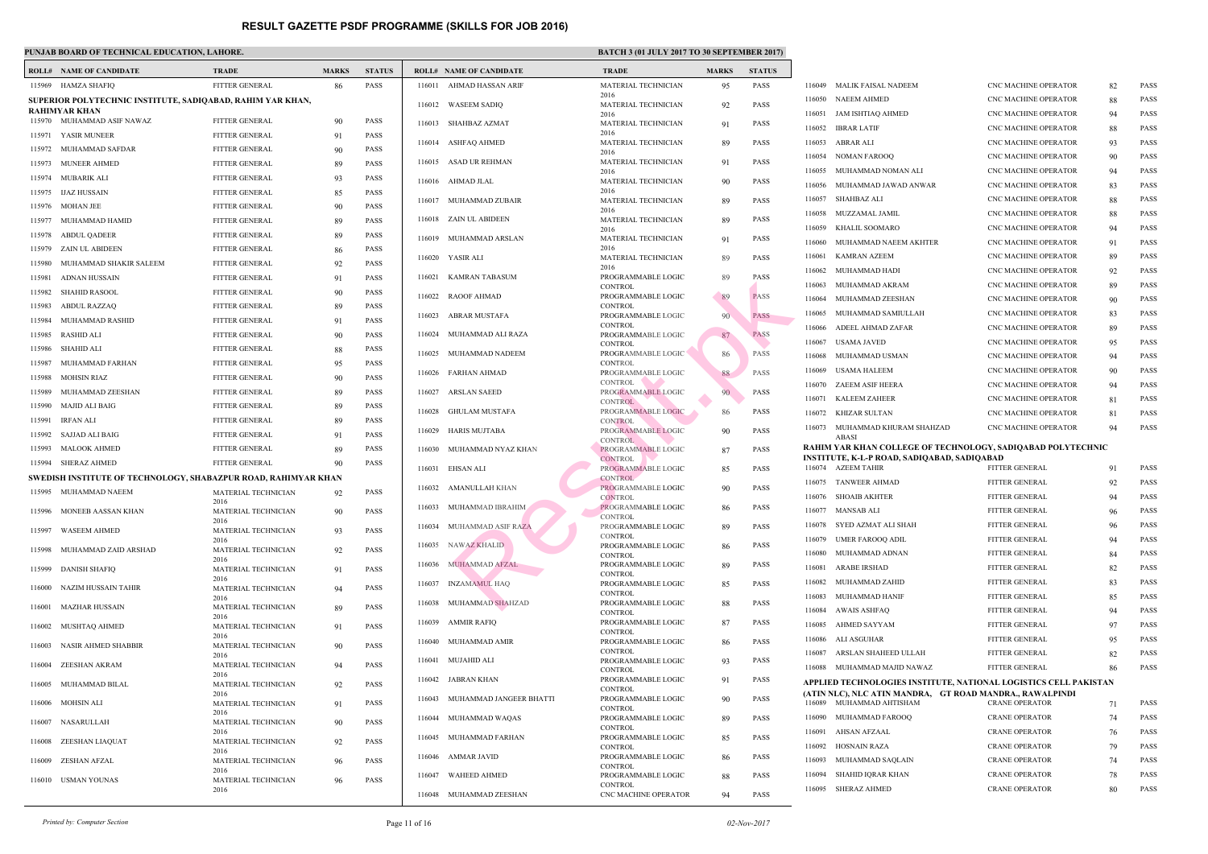# RESULT GAZETTE PSDF PROGRAMME (SKILLS FOR JOB 2016)

**PUNJAB BOARD OF TECHNICAL EDUCATION, LAHORE.**

**BATCH 3 (01 JULY 2017 TO 30 SEPTEMBER 2017)**

| ROLL# | NAME OF CANDIDATE | TRADE | MARKS | STATUS |
|---|---|---|---|---|
| 115969 | HAMZA SHAFIQ | FITTER GENERAL | 86 | PASS |

**SUPERIOR POLYTECHNIC INSTITUTE, SADIQABAD, RAHIM YAR KHAN, RAHIMYAR KHAN**

| ROLL# | NAME OF CANDIDATE | TRADE | MARKS | STATUS |
|---|---|---|---|---|
| 115970 | MUHAMMAD ASIF NAWAZ | FITTER GENERAL | 90 | PASS |
| 115971 | YASIR MUNEER | FITTER GENERAL | 91 | PASS |
| 115972 | MUHAMMAD SAFDAR | FITTER GENERAL | 90 | PASS |
| 115973 | MUNEER AHMED | FITTER GENERAL | 89 | PASS |
| 115974 | MUBARIK ALI | FITTER GENERAL | 93 | PASS |
| 115975 | IJAZ HUSSAIN | FITTER GENERAL | 85 | PASS |
| 115976 | MOHAN JEE | FITTER GENERAL | 90 | PASS |
| 115977 | MUHAMMAD HAMID | FITTER GENERAL | 89 | PASS |
| 115978 | ABDUL QADEER | FITTER GENERAL | 89 | PASS |
| 115979 | ZAIN UL ABIDEEN | FITTER GENERAL | 86 | PASS |
| 115980 | MUHAMMAD SHAKIR SALEEM | FITTER GENERAL | 92 | PASS |
| 115981 | ADNAN HUSSAIN | FITTER GENERAL | 91 | PASS |
| 115982 | SHAHID RASOOL | FITTER GENERAL | 90 | PASS |
| 115983 | ABDUL RAZZAQ | FITTER GENERAL | 89 | PASS |
| 115984 | MUHAMMAD RASHID | FITTER GENERAL | 91 | PASS |
| 115985 | RASHID ALI | FITTER GENERAL | 90 | PASS |
| 115986 | SHAHID ALI | FITTER GENERAL | 88 | PASS |
| 115987 | MUHAMMAD FARHAN | FITTER GENERAL | 95 | PASS |
| 115988 | MOHSIN RIAZ | FITTER GENERAL | 90 | PASS |
| 115989 | MUHAMMAD ZEESHAN | FITTER GENERAL | 89 | PASS |
| 115990 | MAJID ALI BAIG | FITTER GENERAL | 89 | PASS |
| 115991 | IRFAN ALI | FITTER GENERAL | 89 | PASS |
| 115992 | SAJJAD ALI BAIG | FITTER GENERAL | 91 | PASS |
| 115993 | MALOOK AHMED | FITTER GENERAL | 89 | PASS |
| 115994 | SHERAZ AHMED | FITTER GENERAL | 90 | PASS |

**SWEDISH INSTITUTE OF TECHNOLOGY, SHABAZPUR ROAD, RAHIMYAR KHAN**

| ROLL# | NAME OF CANDIDATE | TRADE | MARKS | STATUS |
|---|---|---|---|---|
| 115995 | MUHAMMAD NAEEM | MATERIAL TECHNICIAN 2016 | 92 | PASS |
| 115996 | MONEEB AASSAN KHAN | MATERIAL TECHNICIAN 2016 | 90 | PASS |
| 115997 | WASEEM AHMED | MATERIAL TECHNICIAN 2016 | 93 | PASS |
| 115998 | MUHAMMAD ZAID ARSHAD | MATERIAL TECHNICIAN 2016 | 92 | PASS |
| 115999 | DANISH SHAFIQ | MATERIAL TECHNICIAN 2016 | 91 | PASS |
| 116000 | NAZIM HUSSAIN TAHIR | MATERIAL TECHNICIAN 2016 | 94 | PASS |
| 116001 | MAZHAR HUSSAIN | MATERIAL TECHNICIAN 2016 | 89 | PASS |
| 116002 | MUSHTAQ AHMED | MATERIAL TECHNICIAN 2016 | 91 | PASS |
| 116003 | NASIR AHMED SHABBIR | MATERIAL TECHNICIAN 2016 | 90 | PASS |
| 116004 | ZEESHAN AKRAM | MATERIAL TECHNICIAN 2016 | 94 | PASS |
| 116005 | MUHAMMAD BILAL | MATERIAL TECHNICIAN 2016 | 92 | PASS |
| 116006 | MOHSIN ALI | MATERIAL TECHNICIAN 2016 | 91 | PASS |
| 116007 | NASARULLAH | MATERIAL TECHNICIAN 2016 | 90 | PASS |
| 116008 | ZEESHAN LIAQUAT | MATERIAL TECHNICIAN 2016 | 92 | PASS |
| 116009 | ZESHAN AFZAL | MATERIAL TECHNICIAN 2016 | 96 | PASS |
| 116010 | USMAN YOUNAS | MATERIAL TECHNICIAN 2016 | 96 | PASS |
| 116011 | AHMAD HASSAN ARIF | MATERIAL TECHNICIAN 2016 | 95 | PASS |
| 116012 | WASEEM SADIQ | MATERIAL TECHNICIAN 2016 | 92 | PASS |
| 116013 | SHAHBAZ AZMAT | MATERIAL TECHNICIAN 2016 | 91 | PASS |
| 116014 | ASHFAQ AHMED | MATERIAL TECHNICIAN 2016 | 89 | PASS |
| 116015 | ASAD UR REHMAN | MATERIAL TECHNICIAN 2016 | 91 | PASS |
| 116016 | AHMAD JLAL | MATERIAL TECHNICIAN 2016 | 90 | PASS |
| 116017 | MUHAMMAD ZUBAIR | MATERIAL TECHNICIAN 2016 | 89 | PASS |
| 116018 | ZAIN UL ABIDEEN | MATERIAL TECHNICIAN 2016 | 89 | PASS |
| 116019 | MUHAMMAD ARSLAN | MATERIAL TECHNICIAN 2016 | 91 | PASS |
| 116020 | YASIR ALI | MATERIAL TECHNICIAN 2016 | 89 | PASS |
| 116021 | KAMRAN TABASUM | PROGRAMMABLE LOGIC CONTROL | 89 | PASS |
| 116022 | RAOOF AHMAD | PROGRAMMABLE LOGIC CONTROL | 89 | PASS |
| 116023 | ABRAR MUSTAFA | PROGRAMMABLE LOGIC CONTROL | 90 | PASS |
| 116024 | MUHAMMAD ALI RAZA | PROGRAMMABLE LOGIC CONTROL | 87 | PASS |
| 116025 | MUHAMMAD NADEEM | PROGRAMMABLE LOGIC CONTROL | 86 | PASS |
| 116026 | FARHAN AHMAD | PROGRAMMABLE LOGIC CONTROL | 88 | PASS |
| 116027 | ARSLAN SAEED | PROGRAMMABLE LOGIC CONTROL | 90 | PASS |
| 116028 | GHULAM MUSTAFA | PROGRAMMABLE LOGIC CONTROL | 86 | PASS |
| 116029 | HARIS MUJTABA | PROGRAMMABLE LOGIC CONTROL | 90 | PASS |
| 116030 | MUHAMMAD NYAZ KHAN | PROGRAMMABLE LOGIC CONTROL | 87 | PASS |
| 116031 | EHSAN ALI | PROGRAMMABLE LOGIC CONTROL | 85 | PASS |
| 116032 | AMANULLAH KHAN | PROGRAMMABLE LOGIC CONTROL | 90 | PASS |
| 116033 | MUHAMMAD IBRAHIM | PROGRAMMABLE LOGIC CONTROL | 86 | PASS |
| 116034 | MUHAMMAD ASIF RAZA | PROGRAMMABLE LOGIC CONTROL | 89 | PASS |
| 116035 | NAWAZ KHALID | PROGRAMMABLE LOGIC CONTROL | 86 | PASS |
| 116036 | MUHAMMAD AFZAL | PROGRAMMABLE LOGIC CONTROL | 89 | PASS |
| 116037 | INZAMAMUL HAQ | PROGRAMMABLE LOGIC CONTROL | 85 | PASS |
| 116038 | MUHAMMAD SHAHZAD | PROGRAMMABLE LOGIC CONTROL | 88 | PASS |
| 116039 | AMMIR RAFIQ | PROGRAMMABLE LOGIC CONTROL | 87 | PASS |
| 116040 | MUHAMMAD AMIR | PROGRAMMABLE LOGIC CONTROL | 86 | PASS |
| 116041 | MUJAHID ALI | PROGRAMMABLE LOGIC CONTROL | 93 | PASS |
| 116042 | JABRAN KHAN | PROGRAMMABLE LOGIC CONTROL | 91 | PASS |
| 116043 | MUHAMMAD JANGEER BHATTI | PROGRAMMABLE LOGIC CONTROL | 90 | PASS |
| 116044 | MUHAMMAD WAQAS | PROGRAMMABLE LOGIC CONTROL | 89 | PASS |
| 116045 | MUHAMMAD FARHAN | PROGRAMMABLE LOGIC CONTROL | 85 | PASS |
| 116046 | AMMAR JAVID | PROGRAMMABLE LOGIC CONTROL | 86 | PASS |
| 116047 | WAHEED AHMED | PROGRAMMABLE LOGIC CONTROL | 88 | PASS |
| 116048 | MUHAMMAD ZEESHAN | CNC MACHINE OPERATOR | 94 | PASS |
| 116049 | MALIK FAISAL NADEEM | CNC MACHINE OPERATOR | 82 | PASS |
| 116050 | NAEEM AHMED | CNC MACHINE OPERATOR | 88 | PASS |
| 116051 | JAM ISHTIAQ AHMED | CNC MACHINE OPERATOR | 94 | PASS |
| 116052 | IBRAR LATIF | CNC MACHINE OPERATOR | 88 | PASS |
| 116053 | ABRAR ALI | CNC MACHINE OPERATOR | 93 | PASS |
| 116054 | NOMAN FAROOQ | CNC MACHINE OPERATOR | 90 | PASS |
| 116055 | MUHAMMAD NOMAN ALI | CNC MACHINE OPERATOR | 94 | PASS |
| 116056 | MUHAMMAD JAWAD ANWAR | CNC MACHINE OPERATOR | 83 | PASS |
| 116057 | SHAHBAZ ALI | CNC MACHINE OPERATOR | 88 | PASS |
| 116058 | MUZZAMAL JAMIL | CNC MACHINE OPERATOR | 88 | PASS |
| 116059 | KHALIL SOOMARO | CNC MACHINE OPERATOR | 94 | PASS |
| 116060 | MUHAMMAD NAEEM AKHTER | CNC MACHINE OPERATOR | 91 | PASS |
| 116061 | KAMRAN AZEEM | CNC MACHINE OPERATOR | 89 | PASS |
| 116062 | MUHAMMAD HADI | CNC MACHINE OPERATOR | 92 | PASS |
| 116063 | MUHAMMAD AKRAM | CNC MACHINE OPERATOR | 89 | PASS |
| 116064 | MUHAMMAD ZEESHAN | CNC MACHINE OPERATOR | 90 | PASS |
| 116065 | MUHAMMAD SAMIULLAH | CNC MACHINE OPERATOR | 83 | PASS |
| 116066 | ADEEL AHMAD ZAFAR | CNC MACHINE OPERATOR | 89 | PASS |
| 116067 | USAMA JAVED | CNC MACHINE OPERATOR | 95 | PASS |
| 116068 | MUHAMMAD USMAN | CNC MACHINE OPERATOR | 94 | PASS |
| 116069 | USAMA HALEEM | CNC MACHINE OPERATOR | 90 | PASS |
| 116070 | ZAEEM ASIF HEERA | CNC MACHINE OPERATOR | 94 | PASS |
| 116071 | KALEEM ZAHEER | CNC MACHINE OPERATOR | 81 | PASS |
| 116072 | KHIZAR SULTAN | CNC MACHINE OPERATOR | 81 | PASS |
| 116073 | MUHAMMAD KHURAM SHAHZAD ABASI | CNC MACHINE OPERATOR | 94 | PASS |

**RAHIM YAR KHAN COLLEGE OF TECHNOLOGY, SADIQABAD POLYTECHNIC INSTITUTE, K-L-P ROAD, SADIQABAD, SADIQABAD**

| ROLL# | NAME OF CANDIDATE | TRADE | MARKS | STATUS |
|---|---|---|---|---|
| 116074 | AZEEM TAHIR | FITTER GENERAL | 91 | PASS |
| 116075 | TANWEER AHMAD | FITTER GENERAL | 92 | PASS |
| 116076 | SHOAIB AKHTER | FITTER GENERAL | 94 | PASS |
| 116077 | MANSAB ALI | FITTER GENERAL | 96 | PASS |
| 116078 | SYED AZMAT ALI SHAH | FITTER GENERAL | 96 | PASS |
| 116079 | UMER FAROOQ ADIL | FITTER GENERAL | 94 | PASS |
| 116080 | MUHAMMAD ADNAN | FITTER GENERAL | 84 | PASS |
| 116081 | ARABE IRSHAD | FITTER GENERAL | 82 | PASS |
| 116082 | MUHAMMAD ZAHID | FITTER GENERAL | 83 | PASS |
| 116083 | MUHAMMAD HANIF | FITTER GENERAL | 85 | PASS |
| 116084 | AWAIS ASHFAQ | FITTER GENERAL | 94 | PASS |
| 116085 | AHMED SAYYAM | FITTER GENERAL | 97 | PASS |
| 116086 | ALI ASGUHAR | FITTER GENERAL | 95 | PASS |
| 116087 | ARSLAN SHAHEED ULLAH | FITTER GENERAL | 82 | PASS |
| 116088 | MUHAMMAD MAJID NAWAZ | FITTER GENERAL | 86 | PASS |

**APPLIED TECHNOLOGIES INSTITUTE, NATIONAL LOGISTICS CELL PAKISTAN (ATIN NLC), NLC ATIN MANDRA, GT ROAD MANDRA., RAWALPINDI**

| ROLL# | NAME OF CANDIDATE | TRADE | MARKS | STATUS |
|---|---|---|---|---|
| 116089 | MUHAMMAD AHTISHAM | CRANE OPERATOR | 71 | PASS |
| 116090 | MUHAMMAD FAROOQ | CRANE OPERATOR | 74 | PASS |
| 116091 | AHSAN AFZAAL | CRANE OPERATOR | 76 | PASS |
| 116092 | HOSNAIN RAZA | CRANE OPERATOR | 79 | PASS |
| 116093 | MUHAMMAD SAQLAIN | CRANE OPERATOR | 74 | PASS |
| 116094 | SHAHID IQRAR KHAN | CRANE OPERATOR | 78 | PASS |
| 116095 | SHERAZ AHMED | CRANE OPERATOR | 80 | PASS |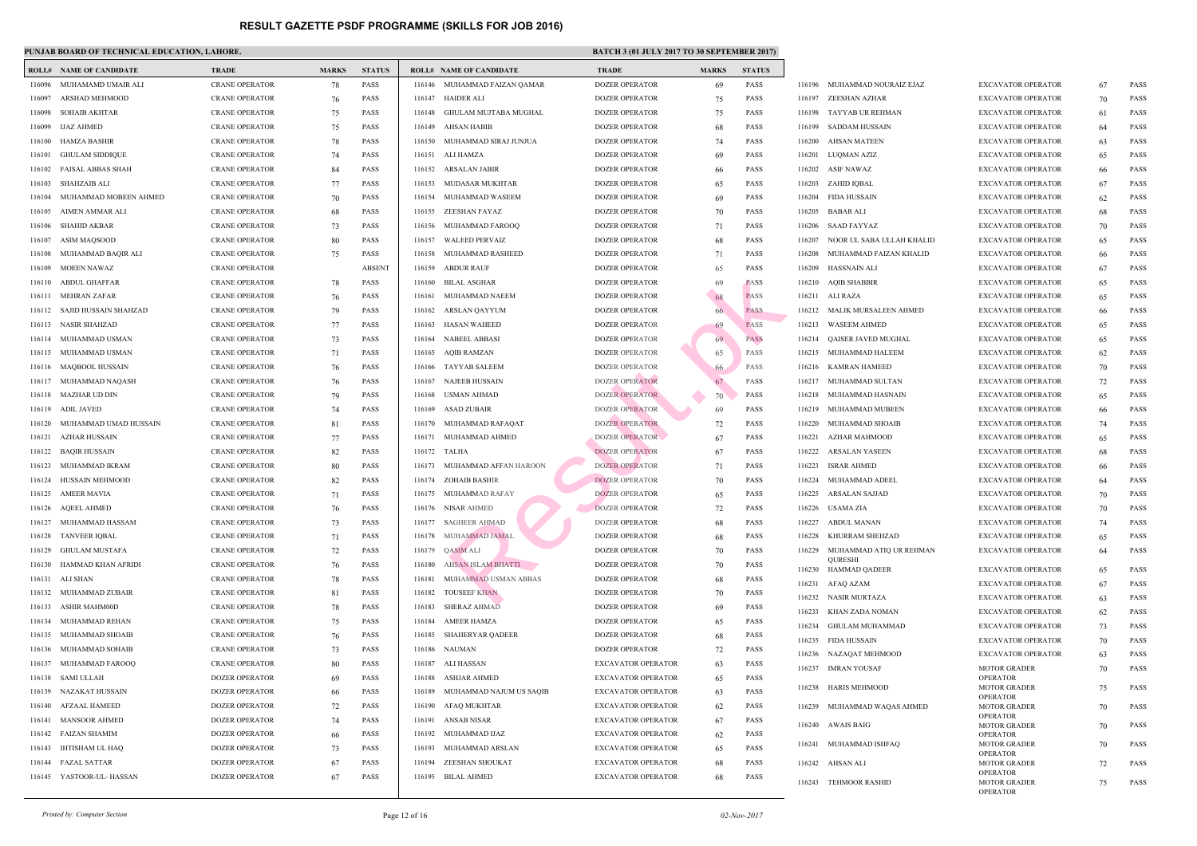# RESULT GAZETTE PSDF PROGRAMME (SKILLS FOR JOB 2016)

**PUNJAB BOARD OF TECHNICAL EDUCATION, LAHORE.**

**BATCH 3 (01 JULY 2017 TO 30 SEPTEMBER 2017)**

| ROLL# | NAME OF CANDIDATE | TRADE | MARKS | STATUS |
|---|---|---|---|---|
| 116096 | MUHAMAMD UMAIR ALI | CRANE OPERATOR | 78 | PASS |
| 116097 | ARSHAD MEHMOOD | CRANE OPERATOR | 76 | PASS |
| 116098 | SOHAIB AKHTAR | CRANE OPERATOR | 75 | PASS |
| 116099 | IJAZ AHMED | CRANE OPERATOR | 75 | PASS |
| 116100 | HAMZA BASHIR | CRANE OPERATOR | 78 | PASS |
| 116101 | GHULAM SIDDIQUE | CRANE OPERATOR | 74 | PASS |
| 116102 | FAISAL ABBAS SHAH | CRANE OPERATOR | 84 | PASS |
| 116103 | SHAHZAIB ALI | CRANE OPERATOR | 77 | PASS |
| 116104 | MUHAMMAD MOBEEN AHMED | CRANE OPERATOR | 70 | PASS |
| 116105 | AIMEN AMMAR ALI | CRANE OPERATOR | 68 | PASS |
| 116106 | SHAHID AKBAR | CRANE OPERATOR | 73 | PASS |
| 116107 | ASIM MAQSOOD | CRANE OPERATOR | 80 | PASS |
| 116108 | MUHAMMAD BAQIR ALI | CRANE OPERATOR | 75 | PASS |
| 116109 | MOEEN NAWAZ | CRANE OPERATOR | | ABSENT |
| 116110 | ABDUL GHAFFAR | CRANE OPERATOR | 78 | PASS |
| 116111 | MEHRAN ZAFAR | CRANE OPERATOR | 76 | PASS |
| 116112 | SAJID HUSSAIN SHAHZAD | CRANE OPERATOR | 79 | PASS |
| 116113 | NASIR SHAHZAD | CRANE OPERATOR | 77 | PASS |
| 116114 | MUHAMMAD USMAN | CRANE OPERATOR | 73 | PASS |
| 116115 | MUHAMMAD USMAN | CRANE OPERATOR | 71 | PASS |
| 116116 | MAQBOOL HUSSAIN | CRANE OPERATOR | 76 | PASS |
| 116117 | MUHAMMAD NAQASH | CRANE OPERATOR | 76 | PASS |
| 116118 | MAZHAR UD DIN | CRANE OPERATOR | 79 | PASS |
| 116119 | ADIL JAVED | CRANE OPERATOR | 74 | PASS |
| 116120 | MUHAMMAD UMAD HUSSAIN | CRANE OPERATOR | 81 | PASS |
| 116121 | AZHAR HUSSAIN | CRANE OPERATOR | 77 | PASS |
| 116122 | BAQIR HUSSAIN | CRANE OPERATOR | 82 | PASS |
| 116123 | MUHAMMAD IKRAM | CRANE OPERATOR | 80 | PASS |
| 116124 | HUSSAIN MEHMOOD | CRANE OPERATOR | 82 | PASS |
| 116125 | AMEER MAVIA | CRANE OPERATOR | 71 | PASS |
| 116126 | AQEEL AHMED | CRANE OPERATOR | 76 | PASS |
| 116127 | MUHAMMAD HASSAM | CRANE OPERATOR | 73 | PASS |
| 116128 | TANVEER IQBAL | CRANE OPERATOR | 71 | PASS |
| 116129 | GHULAM MUSTAFA | CRANE OPERATOR | 72 | PASS |
| 116130 | HAMMAD KHAN AFRIDI | CRANE OPERATOR | 76 | PASS |
| 116131 | ALI SHAN | CRANE OPERATOR | 78 | PASS |
| 116132 | MUHAMMAD ZUBAIR | CRANE OPERATOR | 81 | PASS |
| 116133 | ASHIR MAHM00D | CRANE OPERATOR | 78 | PASS |
| 116134 | MUHAMMAD REHAN | CRANE OPERATOR | 75 | PASS |
| 116135 | MUHAMMAD SHOAIB | CRANE OPERATOR | 76 | PASS |
| 116136 | MUHAMMAD SOHAIB | CRANE OPERATOR | 73 | PASS |
| 116137 | MUHAMMAD FAROOQ | CRANE OPERATOR | 80 | PASS |
| 116138 | SAMI ULLAH | DOZER OPERATOR | 69 | PASS |
| 116139 | NAZAKAT HUSSAIN | DOZER OPERATOR | 66 | PASS |
| 116140 | AFZAAL HAMEED | DOZER OPERATOR | 72 | PASS |
| 116141 | MANSOOR AHMED | DOZER OPERATOR | 74 | PASS |
| 116142 | FAIZAN SHAMIM | DOZER OPERATOR | 66 | PASS |
| 116143 | IHTISHAM UL HAQ | DOZER OPERATOR | 73 | PASS |
| 116144 | FAZAL SATTAR | DOZER OPERATOR | 67 | PASS |
| 116145 | YASTOOR-UL- HASSAN | DOZER OPERATOR | 67 | PASS |
| 116146 | MUHAMMAD FAIZAN QAMAR | DOZER OPERATOR | 69 | PASS |
| 116147 | HAIDER ALI | DOZER OPERATOR | 75 | PASS |
| 116148 | GHULAM MUJTABA MUGHAL | DOZER OPERATOR | 75 | PASS |
| 116149 | AHSAN HABIB | DOZER OPERATOR | 68 | PASS |
| 116150 | MUHAMMAD SIRAJ JUNJUA | DOZER OPERATOR | 74 | PASS |
| 116151 | ALI HAMZA | DOZER OPERATOR | 69 | PASS |
| 116152 | ARSALAN JABIR | DOZER OPERATOR | 66 | PASS |
| 116153 | MUDASAR MUKHTAR | DOZER OPERATOR | 65 | PASS |
| 116154 | MUHAMMAD WASEEM | DOZER OPERATOR | 69 | PASS |
| 116155 | ZEESHAN FAYAZ | DOZER OPERATOR | 70 | PASS |
| 116156 | MUHAMMAD FAROOQ | DOZER OPERATOR | 71 | PASS |
| 116157 | WALEED PERVAIZ | DOZER OPERATOR | 68 | PASS |
| 116158 | MUHAMMAD RASHEED | DOZER OPERATOR | 71 | PASS |
| 116159 | ABDUR RAUF | DOZER OPERATOR | 65 | PASS |
| 116160 | BILAL ASGHAR | DOZER OPERATOR | 69 | PASS |
| 116161 | MUHAMMAD NAEEM | DOZER OPERATOR | 68 | PASS |
| 116162 | ARSLAN QAYYUM | DOZER OPERATOR | 66 | PASS |
| 116163 | HASAN WAHEED | DOZER OPERATOR | 69 | PASS |
| 116164 | NABEEL ABBASI | DOZER OPERATOR | 69 | PASS |
| 116165 | AQIB RAMZAN | DOZER OPERATOR | 65 | PASS |
| 116166 | TAYYAB SALEEM | DOZER OPERATOR | 66 | PASS |
| 116167 | NAJEEB HUSSAIN | DOZER OPERATOR | 67 | PASS |
| 116168 | USMAN AHMAD | DOZER OPERATOR | 70 | PASS |
| 116169 | ASAD ZUBAIR | DOZER OPERATOR | 69 | PASS |
| 116170 | MUHAMMAD RAFAQAT | DOZER OPERATOR | 72 | PASS |
| 116171 | MUHAMMAD AHMED | DOZER OPERATOR | 67 | PASS |
| 116172 | TALHA | DOZER OPERATOR | 67 | PASS |
| 116173 | MUHAMMAD AFFAN HAROON | DOZER OPERATOR | 71 | PASS |
| 116174 | ZOHAIB BASHIR | DOZER OPERATOR | 70 | PASS |
| 116175 | MUHAMMAD RAFAY | DOZER OPERATOR | 65 | PASS |
| 116176 | NISAR AHMED | DOZER OPERATOR | 72 | PASS |
| 116177 | SAGHEER AHMAD | DOZER OPERATOR | 68 | PASS |
| 116178 | MUHAMMAD JAMAL | DOZER OPERATOR | 68 | PASS |
| 116179 | QASIM ALI | DOZER OPERATOR | 70 | PASS |
| 116180 | AHSAN ISLAM BHATTI | DOZER OPERATOR | 70 | PASS |
| 116181 | MUHAMMAD USMAN ABBAS | DOZER OPERATOR | 68 | PASS |
| 116182 | TOUSEEF KHAN | DOZER OPERATOR | 70 | PASS |
| 116183 | SHERAZ AHMAD | DOZER OPERATOR | 69 | PASS |
| 116184 | AMEER HAMZA | DOZER OPERATOR | 65 | PASS |
| 116185 | SHAHERYAR QADEER | DOZER OPERATOR | 68 | PASS |
| 116186 | NAUMAN | DOZER OPERATOR | 72 | PASS |
| 116187 | ALI HASSAN | EXCAVATOR OPERATOR | 63 | PASS |
| 116188 | ASHJAR AHMED | EXCAVATOR OPERATOR | 65 | PASS |
| 116189 | MUHAMMAD NAJUM US SAQIB | EXCAVATOR OPERATOR | 63 | PASS |
| 116190 | AFAQ MUKHTAR | EXCAVATOR OPERATOR | 62 | PASS |
| 116191 | ANSAB NISAR | EXCAVATOR OPERATOR | 67 | PASS |
| 116192 | MUHAMMAD IJAZ | EXCAVATOR OPERATOR | 62 | PASS |
| 116193 | MUHAMMAD ARSLAN | EXCAVATOR OPERATOR | 65 | PASS |
| 116194 | ZEESHAN SHOUKAT | EXCAVATOR OPERATOR | 68 | PASS |
| 116195 | BILAL AHMED | EXCAVATOR OPERATOR | 68 | PASS |
| 116196 | MUHAMMAD NOURAIZ EJAZ | EXCAVATOR OPERATOR | 67 | PASS |
| 116197 | ZEESHAN AZHAR | EXCAVATOR OPERATOR | 70 | PASS |
| 116198 | TAYYAB UR REHMAN | EXCAVATOR OPERATOR | 61 | PASS |
| 116199 | SADDAM HUSSAIN | EXCAVATOR OPERATOR | 64 | PASS |
| 116200 | AHSAN MATEEN | EXCAVATOR OPERATOR | 63 | PASS |
| 116201 | LUQMAN AZIZ | EXCAVATOR OPERATOR | 65 | PASS |
| 116202 | ASIF NAWAZ | EXCAVATOR OPERATOR | 66 | PASS |
| 116203 | ZAHID IQBAL | EXCAVATOR OPERATOR | 67 | PASS |
| 116204 | FIDA HUSSAIN | EXCAVATOR OPERATOR | 62 | PASS |
| 116205 | BABAR ALI | EXCAVATOR OPERATOR | 68 | PASS |
| 116206 | SAAD FAYYAZ | EXCAVATOR OPERATOR | 70 | PASS |
| 116207 | NOOR UL SABA ULLAH KHALID | EXCAVATOR OPERATOR | 65 | PASS |
| 116208 | MUHAMMAD FAIZAN KHALID | EXCAVATOR OPERATOR | 66 | PASS |
| 116209 | HASSNAIN ALI | EXCAVATOR OPERATOR | 67 | PASS |
| 116210 | AQIB SHABBIR | EXCAVATOR OPERATOR | 65 | PASS |
| 116211 | ALI RAZA | EXCAVATOR OPERATOR | 65 | PASS |
| 116212 | MALIK MURSALEEN AHMED | EXCAVATOR OPERATOR | 66 | PASS |
| 116213 | WASEEM AHMED | EXCAVATOR OPERATOR | 65 | PASS |
| 116214 | QAISER JAVED MUGHAL | EXCAVATOR OPERATOR | 65 | PASS |
| 116215 | MUHAMMAD HALEEM | EXCAVATOR OPERATOR | 62 | PASS |
| 116216 | KAMRAN HAMEED | EXCAVATOR OPERATOR | 70 | PASS |
| 116217 | MUHAMMAD SULTAN | EXCAVATOR OPERATOR | 72 | PASS |
| 116218 | MUHAMMAD HASNAIN | EXCAVATOR OPERATOR | 65 | PASS |
| 116219 | MUHAMMAD MUBEEN | EXCAVATOR OPERATOR | 66 | PASS |
| 116220 | MUHAMMAD SHOAIB | EXCAVATOR OPERATOR | 74 | PASS |
| 116221 | AZHAR MAHMOOD | EXCAVATOR OPERATOR | 65 | PASS |
| 116222 | ARSALAN YASEEN | EXCAVATOR OPERATOR | 68 | PASS |
| 116223 | ISRAR AHMED | EXCAVATOR OPERATOR | 66 | PASS |
| 116224 | MUHAMMAD ADEEL | EXCAVATOR OPERATOR | 64 | PASS |
| 116225 | ARSALAN SAJJAD | EXCAVATOR OPERATOR | 70 | PASS |
| 116226 | USAMA ZIA | EXCAVATOR OPERATOR | 70 | PASS |
| 116227 | ABDUL MANAN | EXCAVATOR OPERATOR | 74 | PASS |
| 116228 | KHURRAM SHEHZAD | EXCAVATOR OPERATOR | 65 | PASS |
| 116229 | MUHAMMAD ATIQ UR REHMAN QURESHI | EXCAVATOR OPERATOR | 64 | PASS |
| 116230 | HAMMAD QADEER | EXCAVATOR OPERATOR | 65 | PASS |
| 116231 | AFAQ AZAM | EXCAVATOR OPERATOR | 67 | PASS |
| 116232 | NASIR MURTAZA | EXCAVATOR OPERATOR | 63 | PASS |
| 116233 | KHAN ZADA NOMAN | EXCAVATOR OPERATOR | 62 | PASS |
| 116234 | GHULAM MUHAMMAD | EXCAVATOR OPERATOR | 73 | PASS |
| 116235 | FIDA HUSSAIN | EXCAVATOR OPERATOR | 70 | PASS |
| 116236 | NAZAQAT MEHMOOD | EXCAVATOR OPERATOR | 63 | PASS |
| 116237 | IMRAN YOUSAF | MOTOR GRADER OPERATOR | 70 | PASS |
| 116238 | HARIS MEHMOOD | MOTOR GRADER OPERATOR | 75 | PASS |
| 116239 | MUHAMMAD WAQAS AHMED | MOTOR GRADER OPERATOR | 70 | PASS |
| 116240 | AWAIS BAIG | MOTOR GRADER OPERATOR | 70 | PASS |
| 116241 | MUHAMMAD ISHFAQ | MOTOR GRADER OPERATOR | 70 | PASS |
| 116242 | AHSAN ALI | MOTOR GRADER OPERATOR | 72 | PASS |
| 116243 | TEHMOOR RASHID | MOTOR GRADER OPERATOR | 75 | PASS |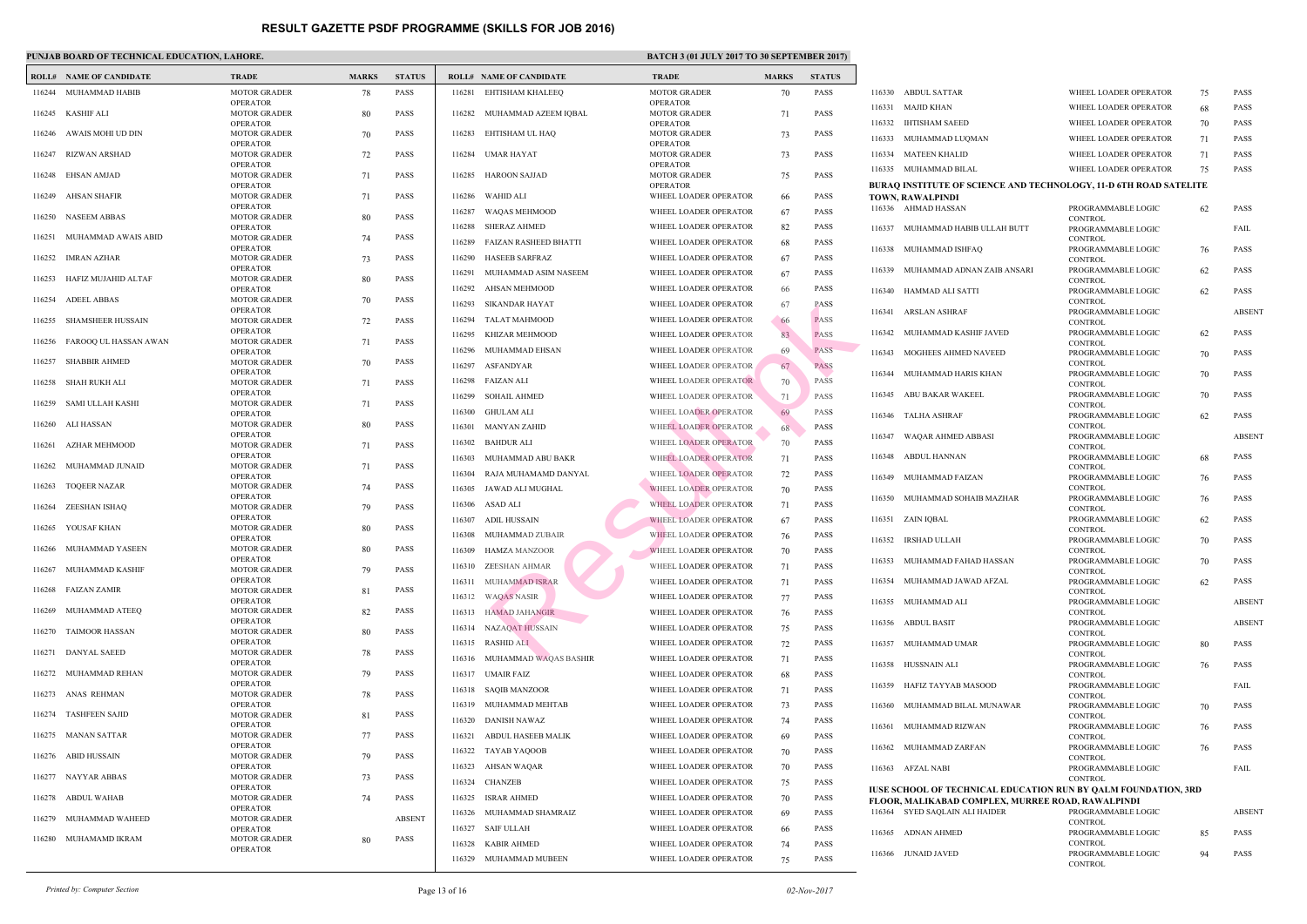# RESULT GAZETTE PSDF PROGRAMME (SKILLS FOR JOB 2016)

**PUNJAB BOARD OF TECHNICAL EDUCATION, LAHORE.**

**BATCH 3 (01 JULY 2017 TO 30 SEPTEMBER 2017)**

| ROLL# | NAME OF CANDIDATE | TRADE | MARKS | STATUS |
|---|---|---|---|---|
| 116244 | MUHAMMAD HABIB | MOTOR GRADER OPERATOR | 78 | PASS |
| 116245 | KASHIF ALI | MOTOR GRADER OPERATOR | 80 | PASS |
| 116246 | AWAIS MOHI UD DIN | MOTOR GRADER OPERATOR | 70 | PASS |
| 116247 | RIZWAN ARSHAD | MOTOR GRADER OPERATOR | 72 | PASS |
| 116248 | EHSAN AMJAD | MOTOR GRADER OPERATOR | 71 | PASS |
| 116249 | AHSAN SHAFIR | MOTOR GRADER OPERATOR | 71 | PASS |
| 116250 | NASEEM ABBAS | MOTOR GRADER OPERATOR | 80 | PASS |
| 116251 | MUHAMMAD AWAIS ABID | MOTOR GRADER OPERATOR | 74 | PASS |
| 116252 | IMRAN AZHAR | MOTOR GRADER OPERATOR | 73 | PASS |
| 116253 | HAFIZ MUJAHID ALTAF | MOTOR GRADER OPERATOR | 80 | PASS |
| 116254 | ADEEL ABBAS | MOTOR GRADER OPERATOR | 70 | PASS |
| 116255 | SHAMSHEER HUSSAIN | MOTOR GRADER OPERATOR | 72 | PASS |
| 116256 | FAROOQ UL HASSAN AWAN | MOTOR GRADER OPERATOR | 71 | PASS |
| 116257 | SHABBIR AHMED | MOTOR GRADER OPERATOR | 70 | PASS |
| 116258 | SHAH RUKH ALI | MOTOR GRADER OPERATOR | 71 | PASS |
| 116259 | SAMI ULLAH KASHI | MOTOR GRADER OPERATOR | 71 | PASS |
| 116260 | ALI HASSAN | MOTOR GRADER OPERATOR | 80 | PASS |
| 116261 | AZHAR MEHMOOD | MOTOR GRADER OPERATOR | 71 | PASS |
| 116262 | MUHAMMAD JUNAID | MOTOR GRADER OPERATOR | 71 | PASS |
| 116263 | TOQEER NAZAR | MOTOR GRADER OPERATOR | 74 | PASS |
| 116264 | ZEESHAN ISHAQ | MOTOR GRADER OPERATOR | 79 | PASS |
| 116265 | YOUSAF KHAN | MOTOR GRADER OPERATOR | 80 | PASS |
| 116266 | MUHAMMAD YASEEN | MOTOR GRADER OPERATOR | 80 | PASS |
| 116267 | MUHAMMAD KASHIF | MOTOR GRADER OPERATOR | 79 | PASS |
| 116268 | FAIZAN ZAMIR | MOTOR GRADER OPERATOR | 81 | PASS |
| 116269 | MUHAMMAD ATEEQ | MOTOR GRADER OPERATOR | 82 | PASS |
| 116270 | TAIMOOR HASSAN | MOTOR GRADER OPERATOR | 80 | PASS |
| 116271 | DANYAL SAEED | MOTOR GRADER OPERATOR | 78 | PASS |
| 116272 | MUHAMMAD REHAN | MOTOR GRADER OPERATOR | 79 | PASS |
| 116273 | ANAS REHMAN | MOTOR GRADER OPERATOR | 78 | PASS |
| 116274 | TASHFEEN SAJID | MOTOR GRADER OPERATOR | 81 | PASS |
| 116275 | MANAN SATTAR | MOTOR GRADER OPERATOR | 77 | PASS |
| 116276 | ABID HUSSAIN | MOTOR GRADER OPERATOR | 79 | PASS |
| 116277 | NAYYAR ABBAS | MOTOR GRADER OPERATOR | 73 | PASS |
| 116278 | ABDUL WAHAB | MOTOR GRADER OPERATOR | 74 | PASS |
| 116279 | MUHAMMAD WAHEED | MOTOR GRADER OPERATOR | | ABSENT |
| 116280 | MUHAMAMD IKRAM | MOTOR GRADER OPERATOR | 80 | PASS |
| 116281 | EHTISHAM KHALEEQ | MOTOR GRADER OPERATOR | 70 | PASS |
| 116282 | MUHAMMAD AZEEM IQBAL | MOTOR GRADER OPERATOR | 71 | PASS |
| 116283 | EHTISHAM UL HAQ | MOTOR GRADER OPERATOR | 73 | PASS |
| 116284 | UMAR HAYAT | MOTOR GRADER OPERATOR | 73 | PASS |
| 116285 | HAROON SAJJAD | MOTOR GRADER OPERATOR | 75 | PASS |
| 116286 | WAHID ALI | WHEEL LOADER OPERATOR | 66 | PASS |
| 116287 | WAQAS MEHMOOD | WHEEL LOADER OPERATOR | 67 | PASS |
| 116288 | SHERAZ AHMED | WHEEL LOADER OPERATOR | 82 | PASS |
| 116289 | FAIZAN RASHEED BHATTI | WHEEL LOADER OPERATOR | 68 | PASS |
| 116290 | HASEEB SARFRAZ | WHEEL LOADER OPERATOR | 67 | PASS |
| 116291 | MUHAMMAD ASIM NASEEM | WHEEL LOADER OPERATOR | 67 | PASS |
| 116292 | AHSAN MEHMOOD | WHEEL LOADER OPERATOR | 66 | PASS |
| 116293 | SIKANDAR HAYAT | WHEEL LOADER OPERATOR | 67 | PASS |
| 116294 | TALAT MAHMOOD | WHEEL LOADER OPERATOR | 66 | PASS |
| 116295 | KHIZAR MEHMOOD | WHEEL LOADER OPERATOR | 83 | PASS |
| 116296 | MUHAMMAD EHSAN | WHEEL LOADER OPERATOR | 69 | PASS |
| 116297 | ASFANDYAR | WHEEL LOADER OPERATOR | 67 | PASS |
| 116298 | FAIZAN ALI | WHEEL LOADER OPERATOR | 70 | PASS |
| 116299 | SOHAIL AHMED | WHEEL LOADER OPERATOR | 71 | PASS |
| 116300 | GHULAM ALI | WHEEL LOADER OPERATOR | 69 | PASS |
| 116301 | MANYAN ZAHID | WHEEL LOADER OPERATOR | 68 | PASS |
| 116302 | BAHDUR ALI | WHEEL LOADER OPERATOR | 70 | PASS |
| 116303 | MUHAMMAD ABU BAKR | WHEEL LOADER OPERATOR | 71 | PASS |
| 116304 | RAJA MUHAMAMD DANYAL | WHEEL LOADER OPERATOR | 72 | PASS |
| 116305 | JAWAD ALI MUGHAL | WHEEL LOADER OPERATOR | 70 | PASS |
| 116306 | ASAD ALI | WHEEL LOADER OPERATOR | 71 | PASS |
| 116307 | ADIL HUSSAIN | WHEEL LOADER OPERATOR | 67 | PASS |
| 116308 | MUHAMMAD ZUBAIR | WHEEL LOADER OPERATOR | 76 | PASS |
| 116309 | HAMZA MANZOOR | WHEEL LOADER OPERATOR | 70 | PASS |
| 116310 | ZEESHAN AHMAR | WHEEL LOADER OPERATOR | 71 | PASS |
| 116311 | MUHAMMAD ISRAR | WHEEL LOADER OPERATOR | 71 | PASS |
| 116312 | WAQAS NASIR | WHEEL LOADER OPERATOR | 77 | PASS |
| 116313 | HAMAD JAHANGIR | WHEEL LOADER OPERATOR | 76 | PASS |
| 116314 | NAZAQAT HUSSAIN | WHEEL LOADER OPERATOR | 75 | PASS |
| 116315 | RASHID ALI | WHEEL LOADER OPERATOR | 72 | PASS |
| 116316 | MUHAMMAD WAQAS BASHIR | WHEEL LOADER OPERATOR | 71 | PASS |
| 116317 | UMAIR FAIZ | WHEEL LOADER OPERATOR | 68 | PASS |
| 116318 | SAQIB MANZOOR | WHEEL LOADER OPERATOR | 71 | PASS |
| 116319 | MUHAMMAD MEHTAB | WHEEL LOADER OPERATOR | 73 | PASS |
| 116320 | DANISH NAWAZ | WHEEL LOADER OPERATOR | 74 | PASS |
| 116321 | ABDUL HASEEB MALIK | WHEEL LOADER OPERATOR | 69 | PASS |
| 116322 | TAYAB YAQOOB | WHEEL LOADER OPERATOR | 70 | PASS |
| 116323 | AHSAN WAQAR | WHEEL LOADER OPERATOR | 70 | PASS |
| 116324 | CHANZEB | WHEEL LOADER OPERATOR | 75 | PASS |
| 116325 | ISRAR AHMED | WHEEL LOADER OPERATOR | 70 | PASS |
| 116326 | MUHAMMAD SHAMRAIZ | WHEEL LOADER OPERATOR | 69 | PASS |
| 116327 | SAIF ULLAH | WHEEL LOADER OPERATOR | 66 | PASS |
| 116328 | KABIR AHMED | WHEEL LOADER OPERATOR | 74 | PASS |
| 116329 | MUHAMMAD MUBEEN | WHEEL LOADER OPERATOR | 75 | PASS |
| 116330 | ABDUL SATTAR | WHEEL LOADER OPERATOR | 75 | PASS |
| 116331 | MAJID KHAN | WHEEL LOADER OPERATOR | 68 | PASS |
| 116332 | IHTISHAM SAEED | WHEEL LOADER OPERATOR | 70 | PASS |
| 116333 | MUHAMMAD LUQMAN | WHEEL LOADER OPERATOR | 71 | PASS |
| 116334 | MATEEN KHALID | WHEEL LOADER OPERATOR | 71 | PASS |
| 116335 | MUHAMMAD BILAL | WHEEL LOADER OPERATOR | 75 | PASS |

**BURAQ INSTITUTE OF SCIENCE AND TECHNOLOGY, 11-D 6TH ROAD SATELITE TOWN, RAWALPINDI**

| ROLL# | NAME OF CANDIDATE | TRADE | MARKS | STATUS |
|---|---|---|---|---|
| 116336 | AHMAD HASSAN | PROGRAMMABLE LOGIC CONTROL | 62 | PASS |
| 116337 | MUHAMMAD HABIB ULLAH BUTT | PROGRAMMABLE LOGIC CONTROL | | FAIL |
| 116338 | MUHAMMAD ISHFAQ | PROGRAMMABLE LOGIC CONTROL | 76 | PASS |
| 116339 | MUHAMMAD ADNAN ZAIB ANSARI | PROGRAMMABLE LOGIC CONTROL | 62 | PASS |
| 116340 | HAMMAD ALI SATTI | PROGRAMMABLE LOGIC CONTROL | 62 | PASS |
| 116341 | ARSLAN ASHRAF | PROGRAMMABLE LOGIC CONTROL | | ABSENT |
| 116342 | MUHAMMAD KASHIF JAVED | PROGRAMMABLE LOGIC CONTROL | 62 | PASS |
| 116343 | MOGHEES AHMED NAVEED | PROGRAMMABLE LOGIC CONTROL | 70 | PASS |
| 116344 | MUHAMMAD HARIS KHAN | PROGRAMMABLE LOGIC CONTROL | 70 | PASS |
| 116345 | ABU BAKAR WAKEEL | PROGRAMMABLE LOGIC CONTROL | 70 | PASS |
| 116346 | TALHA ASHRAF | PROGRAMMABLE LOGIC CONTROL | 62 | PASS |
| 116347 | WAQAR AHMED ABBASI | PROGRAMMABLE LOGIC CONTROL | | ABSENT |
| 116348 | ABDUL HANNAN | PROGRAMMABLE LOGIC CONTROL | 68 | PASS |
| 116349 | MUHAMMAD FAIZAN | PROGRAMMABLE LOGIC CONTROL | 76 | PASS |
| 116350 | MUHAMMAD SOHAIB MAZHAR | PROGRAMMABLE LOGIC CONTROL | 76 | PASS |
| 116351 | ZAIN IQBAL | PROGRAMMABLE LOGIC CONTROL | 62 | PASS |
| 116352 | IRSHAD ULLAH | PROGRAMMABLE LOGIC CONTROL | 70 | PASS |
| 116353 | MUHAMMAD FAHAD HASSAN | PROGRAMMABLE LOGIC CONTROL | 70 | PASS |
| 116354 | MUHAMMAD JAWAD AFZAL | PROGRAMMABLE LOGIC CONTROL | 62 | PASS |
| 116355 | MUHAMMAD ALI | PROGRAMMABLE LOGIC CONTROL | | ABSENT |
| 116356 | ABDUL BASIT | PROGRAMMABLE LOGIC CONTROL | | ABSENT |
| 116357 | MUHAMMAD UMAR | PROGRAMMABLE LOGIC CONTROL | 80 | PASS |
| 116358 | HUSSNAIN ALI | PROGRAMMABLE LOGIC CONTROL | 76 | PASS |
| 116359 | HAFIZ TAYYAB MASOOD | PROGRAMMABLE LOGIC CONTROL | | FAIL |
| 116360 | MUHAMMAD BILAL MUNAWAR | PROGRAMMABLE LOGIC CONTROL | 70 | PASS |
| 116361 | MUHAMMAD RIZWAN | PROGRAMMABLE LOGIC CONTROL | 76 | PASS |
| 116362 | MUHAMMAD ZARFAN | PROGRAMMABLE LOGIC CONTROL | 76 | PASS |
| 116363 | AFZAL NABI | PROGRAMMABLE LOGIC CONTROL | | FAIL |

**IUSE SCHOOL OF TECHNICAL EDUCATION RUN BY QALM FOUNDATION, 3RD FLOOR, MALIKABAD COMPLEX, MURREE ROAD, RAWALPINDI**

| ROLL# | NAME OF CANDIDATE | TRADE | MARKS | STATUS |
|---|---|---|---|---|
| 116364 | SYED SAQLAIN ALI HAIDER | PROGRAMMABLE LOGIC CONTROL | | ABSENT |
| 116365 | ADNAN AHMED | PROGRAMMABLE LOGIC CONTROL | 85 | PASS |
| 116366 | JUNAID JAVED | PROGRAMMABLE LOGIC CONTROL | 94 | PASS |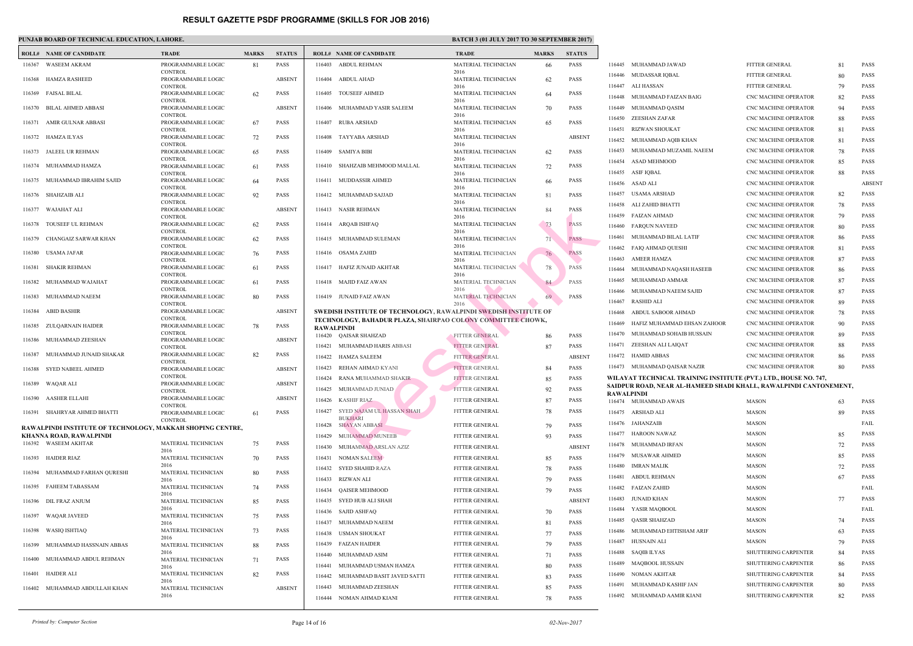# RESULT GAZETTE PSDF PROGRAMME (SKILLS FOR JOB 2016)

**PUNJAB BOARD OF TECHNICAL EDUCATION, LAHORE.**

**BATCH 3 (01 JULY 2017 TO 30 SEPTEMBER 2017)**

| ROLL# | NAME OF CANDIDATE | TRADE | MARKS | STATUS |
|---|---|---|---|---|
| 116367 | WASEEM AKRAM | PROGRAMMABLE LOGIC CONTROL | 81 | PASS |
| 116368 | HAMZA RASHEED | PROGRAMMABLE LOGIC CONTROL | | ABSENT |
| 116369 | FAISAL BILAL | PROGRAMMABLE LOGIC CONTROL | 62 | PASS |
| 116370 | BILAL AHMED ABBASI | PROGRAMMABLE LOGIC CONTROL | | ABSENT |
| 116371 | AMIR GULNAR ABBASI | PROGRAMMABLE LOGIC CONTROL | 67 | PASS |
| 116372 | HAMZA ILYAS | PROGRAMMABLE LOGIC CONTROL | 72 | PASS |
| 116373 | JALEEL UR REHMAN | PROGRAMMABLE LOGIC CONTROL | 65 | PASS |
| 116374 | MUHAMMAD HAMZA | PROGRAMMABLE LOGIC CONTROL | 61 | PASS |
| 116375 | MUHAMMAD IBRAHIM SAJID | PROGRAMMABLE LOGIC CONTROL | 64 | PASS |
| 116376 | SHAHZAIB ALI | PROGRAMMABLE LOGIC CONTROL | 92 | PASS |
| 116377 | WAJAHAT ALI | PROGRAMMABLE LOGIC CONTROL | | ABSENT |
| 116378 | TOUSEEF UL REHMAN | PROGRAMMABLE LOGIC CONTROL | 62 | PASS |
| 116379 | CHANGAIZ SARWAR KHAN | PROGRAMMABLE LOGIC CONTROL | 62 | PASS |
| 116380 | USAMA JAFAR | PROGRAMMABLE LOGIC CONTROL | 76 | PASS |
| 116381 | SHAKIR REHMAN | PROGRAMMABLE LOGIC CONTROL | 61 | PASS |
| 116382 | MUHAMMAD WAJAHAT | PROGRAMMABLE LOGIC CONTROL | 61 | PASS |
| 116383 | MUHAMMAD NAEEM | PROGRAMMABLE LOGIC CONTROL | 80 | PASS |
| 116384 | ABID BASHIR | PROGRAMMABLE LOGIC CONTROL | | ABSENT |
| 116385 | ZULQARNAIN HAIDER | PROGRAMMABLE LOGIC CONTROL | 78 | PASS |
| 116386 | MUHAMMAD ZEESHAN | PROGRAMMABLE LOGIC CONTROL | | ABSENT |
| 116387 | MUHAMMAD JUNAID SHAKAR | PROGRAMMABLE LOGIC CONTROL | 82 | PASS |
| 116388 | SYED NABEEL AHMED | PROGRAMMABLE LOGIC CONTROL | | ABSENT |
| 116389 | WAQAR ALI | PROGRAMMABLE LOGIC CONTROL | | ABSENT |
| 116390 | AASHER ELLAHI | PROGRAMMABLE LOGIC CONTROL | | ABSENT |
| 116391 | SHAHRYAR AHMED BHATTI | PROGRAMMABLE LOGIC CONTROL | 61 | PASS |

**RAWALPINDI INSTITUTE OF TECHNOLOGY, MAKKAH SHOPING CENTRE, KHANNA ROAD, RAWALPINDI**

| ROLL# | NAME OF CANDIDATE | TRADE | MARKS | STATUS |
|---|---|---|---|---|
| 116392 | WASEEM AKHTAR | MATERIAL TECHNICIAN 2016 | 75 | PASS |
| 116393 | HAIDER RIAZ | MATERIAL TECHNICIAN 2016 | 70 | PASS |
| 116394 | MUHAMMAD FARHAN QURESHI | MATERIAL TECHNICIAN 2016 | 80 | PASS |
| 116395 | FAHEEM TABASSAM | MATERIAL TECHNICIAN 2016 | 74 | PASS |
| 116396 | DIL FRAZ ANJUM | MATERIAL TECHNICIAN 2016 | 85 | PASS |
| 116397 | WAQAR JAVEED | MATERIAL TECHNICIAN 2016 | 75 | PASS |
| 116398 | WASIQ ISHTIAQ | MATERIAL TECHNICIAN 2016 | 73 | PASS |
| 116399 | MUHAMMAD HASSNAIN ABBAS | MATERIAL TECHNICIAN 2016 | 88 | PASS |
| 116400 | MUHAMMAD ABDUL REHMAN | MATERIAL TECHNICIAN 2016 | 71 | PASS |
| 116401 | HAIDER ALI | MATERIAL TECHNICIAN 2016 | 82 | PASS |
| 116402 | MUHAMMAD ABDULLAH KHAN | MATERIAL TECHNICIAN 2016 | | ABSENT |
| 116403 | ABDUL REHMAN | MATERIAL TECHNICIAN 2016 | 66 | PASS |
| 116404 | ABDUL AHAD | MATERIAL TECHNICIAN 2016 | 62 | PASS |
| 116405 | TOUSEEF AHMED | MATERIAL TECHNICIAN 2016 | 64 | PASS |
| 116406 | MUHAMMAD YASIR SALEEM | MATERIAL TECHNICIAN 2016 | 70 | PASS |
| 116407 | RUBA ARSHAD | MATERIAL TECHNICIAN 2016 | 65 | PASS |
| 116408 | TAYYABA ARSHAD | MATERIAL TECHNICIAN 2016 | | ABSENT |
| 116409 | SAMIYA BIBI | MATERIAL TECHNICIAN 2016 | 62 | PASS |
| 116410 | SHAHZAIB MEHMOOD MALLAL | MATERIAL TECHNICIAN 2016 | 72 | PASS |
| 116411 | MUDDASSIR AHMED | MATERIAL TECHNICIAN 2016 | 66 | PASS |
| 116412 | MUHAMMAD SAJJAD | MATERIAL TECHNICIAN 2016 | 81 | PASS |
| 116413 | NASIR REHMAN | MATERIAL TECHNICIAN 2016 | 84 | PASS |
| 116414 | ARQAB ISHFAQ | MATERIAL TECHNICIAN 2016 | 73 | PASS |
| 116415 | MUHAMMAD SULEMAN | MATERIAL TECHNICIAN 2016 | 71 | PASS |
| 116416 | OSAMA ZAHID | MATERIAL TECHNICIAN 2016 | 76 | PASS |
| 116417 | HAFIZ JUNAID AKHTAR | MATERIAL TECHNICIAN 2016 | 78 | PASS |
| 116418 | MAJID FAIZ AWAN | MATERIAL TECHNICIAN 2016 | 84 | PASS |
| 116419 | JUNAID FAIZ AWAN | MATERIAL TECHNICIAN 2016 | 69 | PASS |

**SWEDISH INSTITUTE OF TECHNOLOGY, RAWALPINDI SWEDISH INSTITUTE OF TECHNOLOGY, BAHADUR PLAZA, SHAIRPAO COLONY COMMITTEE CHOWK, RAWALPINDI**

| ROLL# | NAME OF CANDIDATE | TRADE | MARKS | STATUS |
|---|---|---|---|---|
| 116420 | QAISAR SHAHZAD | FITTER GENERAL | 86 | PASS |
| 116421 | MUHAMMAD HARIS ABBASI | FITTER GENERAL | 87 | PASS |
| 116422 | HAMZA SALEEM | FITTER GENERAL | | ABSENT |
| 116423 | REHAN AHMAD KYANI | FITTER GENERAL | 84 | PASS |
| 116424 | RANA MUHAMMAD SHAKIR | FITTER GENERAL | 85 | PASS |
| 116425 | MUHAMMAD JUNIAD | FITTER GENERAL | 92 | PASS |
| 116426 | KASHIF RIAZ | FITTER GENERAL | 87 | PASS |
| 116427 | SYED NAJAM UL HASSAN SHAH BUKHARI | FITTER GENERAL | 78 | PASS |
| 116428 | SHAYAN ABBASI | FITTER GENERAL | 79 | PASS |
| 116429 | MUHAMMAD MUNEEB | FITTER GENERAL | 93 | PASS |
| 116430 | MUHAMMAD ARSLAN AZIZ | FITTER GENERAL | | ABSENT |
| 116431 | NOMAN SALEEM | FITTER GENERAL | 85 | PASS |
| 116432 | SYED SHAHID RAZA | FITTER GENERAL | 78 | PASS |
| 116433 | RIZWAN ALI | FITTER GENERAL | 79 | PASS |
| 116434 | QAISER MEHMOOD | FITTER GENERAL | 79 | PASS |
| 116435 | SYED HUB ALI SHAH | FITTER GENERAL | | ABSENT |
| 116436 | SAJID ASHFAQ | FITTER GENERAL | 70 | PASS |
| 116437 | MUHAMMAD NAEEM | FITTER GENERAL | 81 | PASS |
| 116438 | USMAN SHOUKAT | FITTER GENERAL | 77 | PASS |
| 116439 | FAIZAN HAIDER | FITTER GENERAL | 79 | PASS |
| 116440 | MUHAMMAD ASIM | FITTER GENERAL | 71 | PASS |
| 116441 | MUHAMMAD USMAN HAMZA | FITTER GENERAL | 80 | PASS |
| 116442 | MUHAMMAD BASIT JAVED SATTI | FITTER GENERAL | 83 | PASS |
| 116443 | MUHAMMAD ZEESHAN | FITTER GENERAL | 85 | PASS |
| 116444 | NOMAN AHMAD KIANI | FITTER GENERAL | 78 | PASS |
| 116445 | MUHAMMAD JAWAD | FITTER GENERAL | 81 | PASS |
| 116446 | MUDASSAR IQBAL | FITTER GENERAL | 80 | PASS |
| 116447 | ALI HASSAN | FITTER GENERAL | 79 | PASS |
| 116448 | MUHAMMAD FAIZAN BAIG | CNC MACHINE OPERATOR | 82 | PASS |
| 116449 | MUHAMMAD QASIM | CNC MACHINE OPERATOR | 94 | PASS |
| 116450 | ZEESHAN ZAFAR | CNC MACHINE OPERATOR | 88 | PASS |
| 116451 | RIZWAN SHOUKAT | CNC MACHINE OPERATOR | 81 | PASS |
| 116452 | MUHAMMAD AQIB KHAN | CNC MACHINE OPERATOR | 81 | PASS |
| 116453 | MUHAMMAD MUZAMIL NAEEM | CNC MACHINE OPERATOR | 78 | PASS |
| 116454 | ASAD MEHMOOD | CNC MACHINE OPERATOR | 85 | PASS |
| 116455 | ASIF IQBAL | CNC MACHINE OPERATOR | 88 | PASS |
| 116456 | ASAD ALI | CNC MACHINE OPERATOR | | ABSENT |
| 116457 | USAMA ARSHAD | CNC MACHINE OPERATOR | 82 | PASS |
| 116458 | ALI ZAHID BHATTI | CNC MACHINE OPERATOR | 78 | PASS |
| 116459 | FAIZAN AHMAD | CNC MACHINE OPERATOR | 79 | PASS |
| 116460 | FARQUN NAVEED | CNC MACHINE OPERATOR | 80 | PASS |
| 116461 | MUHAMMAD BILAL LATIF | CNC MACHINE OPERATOR | 86 | PASS |
| 116462 | FAIQ AHMAD QUESHI | CNC MACHINE OPERATOR | 81 | PASS |
| 116463 | AMEER HAMZA | CNC MACHINE OPERATOR | 87 | PASS |
| 116464 | MUHAMMAD NAQASH HASEEB | CNC MACHINE OPERATOR | 86 | PASS |
| 116465 | MUHAMMAD AMMAR | CNC MACHINE OPERATOR | 87 | PASS |
| 116466 | MUHAMMAD NAEEM SAJID | CNC MACHINE OPERATOR | 87 | PASS |
| 116467 | RASHID ALI | CNC MACHINE OPERATOR | 89 | PASS |
| 116468 | ABDUL SABOOR AHMAD | CNC MACHINE OPERATOR | 78 | PASS |
| 116469 | HAFIZ MUHAMMAD EHSAN ZAHOOR | CNC MACHINE OPERATOR | 90 | PASS |
| 116470 | MUHAMMAD SOHAIB HUSSAIN | CNC MACHINE OPERATOR | 89 | PASS |
| 116471 | ZEESHAN ALI LAIQAT | CNC MACHINE OPERATOR | 88 | PASS |
| 116472 | HAMID ABBAS | CNC MACHINE OPERATOR | 86 | PASS |
| 116473 | MUHAMMAD QAISAR NAZIR | CNC MACHINE OPERATOR | 80 | PASS |

**WILAYAT TECHNICAL TRAINING INSTITUTE (PVT.) LTD., HOUSE NO. 747, SAIDPUR ROAD, NEAR AL-HAMEED SHADI KHALL, RAWALPINDI CANTONEMENT, RAWALPINDI**

| ROLL# | NAME OF CANDIDATE | TRADE | MARKS | STATUS |
|---|---|---|---|---|
| 116474 | MUHAMMAD AWAIS | MASON | 63 | PASS |
| 116475 | ARSHAD ALI | MASON | 89 | PASS |
| 116476 | JAHANZAIB | MASON | | FAIL |
| 116477 | HAROON NAWAZ | MASON | 85 | PASS |
| 116478 | MUHAMMAD IRFAN | MASON | 72 | PASS |
| 116479 | MUSAWAR AHMED | MASON | 85 | PASS |
| 116480 | IMRAN MALIK | MASON | 72 | PASS |
| 116481 | ABDUL REHMAN | MASON | 67 | PASS |
| 116482 | FAIZAN ZAHID | MASON | | FAIL |
| 116483 | JUNAID KHAN | MASON | 77 | PASS |
| 116484 | YASIR MAQBOOL | MASON | | FAIL |
| 116485 | QASIR SHAHZAD | MASON | 74 | PASS |
| 116486 | MUHAMMAD EHTISHAM ARIF | MASON | 63 | PASS |
| 116487 | HUSNAIN ALI | MASON | 79 | PASS |
| 116488 | SAQIB ILYAS | SHUTTERING CARPENTER | 84 | PASS |
| 116489 | MAQBOOL HUSSAIN | SHUTTERING CARPENTER | 86 | PASS |
| 116490 | NOMAN AKHTAR | SHUTTERING CARPENTER | 84 | PASS |
| 116491 | MUHAMMAD KASHIF JAN | SHUTTERING CARPENTER | 80 | PASS |
| 116492 | MUHAMMAD AAMIR KIANI | SHUTTERING CARPENTER | 82 | PASS |

*Printed by: Computer Section*

*02-Nov-2017*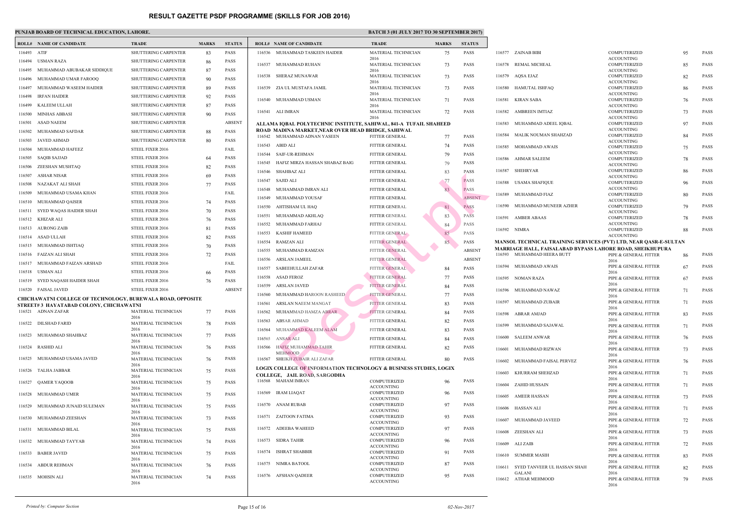# RESULT GAZETTE PSDF PROGRAMME (SKILLS FOR JOB 2016)

**PUNJAB BOARD OF TECHNICAL EDUCATION, LAHORE.**

**BATCH 3 (01 JULY 2017 TO 30 SEPTEMBER 2017)**

| ROLL# | NAME OF CANDIDATE | TRADE | MARKS | STATUS |
|---|---|---|---|---|
| 116493 | ATIF | SHUTTERING CARPENTER | 83 | PASS |
| 116494 | USMAN RAZA | SHUTTERING CARPENTER | 86 | PASS |
| 116495 | MUHAMMAD ABUBAKAR SIDDIQUE | SHUTTERING CARPENTER | 87 | PASS |
| 116496 | MUHAMMAD UMAR FAROOQ | SHUTTERING CARPENTER | 90 | PASS |
| 116497 | MUHAMMAD WASEEM HAIDER | SHUTTERING CARPENTER | 89 | PASS |
| 116498 | IRFAN HAIDER | SHUTTERING CARPENTER | 92 | PASS |
| 116499 | KALEEM ULLAH | SHUTTERING CARPENTER | 87 | PASS |
| 116500 | MINHAS ABBASI | SHUTTERING CARPENTER | 90 | PASS |
| 116501 | ASAD NAEEM | SHUTTERING CARPENTER | | ABSENT |
| 116502 | MUHAMMAD SAFDAR | SHUTTERING CARPENTER | 88 | PASS |
| 116503 | JAVED AHMAD | SHUTTERING CARPENTER | 80 | PASS |
| 116504 | MUHAMMAD HAFEEZ | STEEL FIXER 2016 | | FAIL |
| 116505 | SAQIB SAJJAD | STEEL FIXER 2016 | 64 | PASS |
| 116506 | ZEESHAN MUSHTAQ | STEEL FIXER 2016 | 82 | PASS |
| 116507 | ASHAR NISAR | STEEL FIXER 2016 | 69 | PASS |
| 116508 | NAZAKAT ALI SHAH | STEEL FIXER 2016 | 77 | PASS |
| 116509 | MUHAMMAD USAMA KHAN | STEEL FIXER 2016 | | FAIL |
| 116510 | MUHAMMAD QAISER | STEEL FIXER 2016 | 74 | PASS |
| 116511 | SYED WAQAS HAIDER SHAH | STEEL FIXER 2016 | 70 | PASS |
| 116512 | KHIZAR ALI | STEEL FIXER 2016 | 76 | PASS |
| 116513 | AURONG ZAIB | STEEL FIXER 2016 | 81 | PASS |
| 116514 | ASAD ULLAH | STEEL FIXER 2016 | 82 | PASS |
| 116515 | MUHAMMAD ISHTIAQ | STEEL FIXER 2016 | 70 | PASS |
| 116516 | FAIZAN ALI SHAH | STEEL FIXER 2016 | 72 | PASS |
| 116517 | MUHAMMAD FAIZAN ARSHAD | STEEL FIXER 2016 | | FAIL |
| 116518 | USMAN ALI | STEEL FIXER 2016 | 66 | PASS |
| 116519 | SYED NAQASH HAIDER SHAH | STEEL FIXER 2016 | 76 | PASS |
| 116520 | FAISAL JAVED | STEEL FIXER 2016 | | ABSENT |

**CHICHAWATNI COLLEGE OF TECHNOLOGY, BUREWALA ROAD, OPPOSITE STREET# 3 HAYATABAD COLONY, CHICHAWATNI**

| ROLL# | NAME OF CANDIDATE | TRADE | MARKS | STATUS |
|---|---|---|---|---|
| 116521 | ADNAN ZAFAR | MATERIAL TECHNICIAN 2016 | 77 | PASS |
| 116522 | DILSHAD FARID | MATERIAL TECHNICIAN 2016 | 78 | PASS |
| 116523 | MUHAMMAD SHAHBAZ | MATERIAL TECHNICIAN 2016 | 77 | PASS |
| 116524 | RASHID ALI | MATERIAL TECHNICIAN 2016 | 76 | PASS |
| 116525 | MUHAMMAD USAMA JAVED | MATERIAL TECHNICIAN 2016 | 76 | PASS |
| 116526 | TALHA JABBAR | MATERIAL TECHNICIAN 2016 | 75 | PASS |
| 116527 | QAMER YAQOOB | MATERIAL TECHNICIAN 2016 | 75 | PASS |
| 116528 | MUHAMMAD UMER | MATERIAL TECHNICIAN 2016 | 75 | PASS |
| 116529 | MUHAMMAD JUNAID SULEMAN | MATERIAL TECHNICIAN 2016 | 75 | PASS |
| 116530 | MUHAMMAD ZEESHAN | MATERIAL TECHNICIAN 2016 | 73 | PASS |
| 116531 | MUHAMMAD BILAL | MATERIAL TECHNICIAN 2016 | 75 | PASS |
| 116532 | MUHAMMAD TAYYAB | MATERIAL TECHNICIAN 2016 | 74 | PASS |
| 116533 | BABER JAVED | MATERIAL TECHNICIAN 2016 | 75 | PASS |
| 116534 | ABDUR REHMAN | MATERIAL TECHNICIAN 2016 | 76 | PASS |
| 116535 | MOHSIN ALI | MATERIAL TECHNICIAN 2016 | 74 | PASS |
| 116536 | MUHAMMAD TASKEEN HAIDER | MATERIAL TECHNICIAN 2016 | 75 | PASS |
| 116537 | MUHAMMAD RUHAN | MATERIAL TECHNICIAN 2016 | 73 | PASS |
| 116538 | SHERAZ MUNAWAR | MATERIAL TECHNICIAN 2016 | 73 | PASS |
| 116539 | ZIA UL MUSTAFA JAMIL | MATERIAL TECHNICIAN 2016 | 73 | PASS |
| 116540 | MUHAMMAD USMAN | MATERIAL TECHNICIAN 2016 | 71 | PASS |
| 116541 | ALI IMRAN | MATERIAL TECHNICIAN 2016 | 72 | PASS |

**ALLAMA IQBAL POLYTECHNIC INSTITUTE, SAHIWAL, 841-A TUFAIL SHAHEED ROAD MADINA MARKET,NEAR OVER HEAD BRIDGE, SAHIWAL**

| ROLL# | NAME OF CANDIDATE | TRADE | MARKS | STATUS |
|---|---|---|---|---|
| 116542 | MUHAMMAD ADNAN YASEEN | FITTER GENERAL | 77 | PASS |
| 116543 | ABID ALI | FITTER GENERAL | 74 | PASS |
| 116544 | SAIF-UR-REHMAN | FITTER GENERAL | 79 | PASS |
| 116545 | HAFIZ MIRZA HASSAN SHABAZ BAIG | FITTER GENERAL | 79 | PASS |
| 116546 | SHAHBAZ ALI | FITTER GENERAL | 83 | PASS |
| 116547 | SAJID ALI | FITTER GENERAL | 77 | PASS |
| 116548 | MUHAMMAD IMRAN ALI | FITTER GENERAL | 83 | PASS |
| 116549 | MUHAMMAD YOUSAF | FITTER GENERAL | | ABSENT |
| 116550 | AHTISHAM UL HAQ | FITTER GENERAL | 81 | PASS |
| 116551 | MUHAMMAD AKHLAQ | FITTER GENERAL | 83 | PASS |
| 116552 | MUHAMMAD FARHAJ | FITTER GENERAL | 84 | PASS |
| 116553 | KASHIF HAMEED | FITTER GENERAL | 85 | PASS |
| 116554 | RAMZAN ALI | FITTER GENERAL | 85 | PASS |
| 116555 | MUHAMMAD RAMZAN | FITTER GENERAL | | ABSENT |
| 116556 | ARSLAN JAMEEL | FITTER GENERAL | | ABSENT |
| 116557 | SABEEHULLAH ZAFAR | FITTER GENERAL | 84 | PASS |
| 116558 | ASAD FEROZ | FITTER GENERAL | 77 | PASS |
| 116559 | ARSLAN JAVED | FITTER GENERAL | 84 | PASS |
| 116560 | MUHAMMAD HAROON RASHEED | FITTER GENERAL | 77 | PASS |
| 116561 | ARSLAN NAEEM MANGAT | FITTER GENERAL | 83 | PASS |
| 116562 | MUHAMMAD HAMZA ABRAR | FITTER GENERAL | 84 | PASS |
| 116563 | ABSAR AHMAD | FITTER GENERAL | 82 | PASS |
| 116564 | MUHAMMAD KALEEM ALAM | FITTER GENERAL | 83 | PASS |
| 116565 | ANSAR ALI | FITTER GENERAL | 84 | PASS |
| 116566 | HAFIZ MUHAMMAD TAHIR MEHMOOD | FITTER GENERAL | 82 | PASS |
| 116567 | SHEIKH ZUBAIR ALI ZAFAR | FITTER GENERAL | 80 | PASS |

**LOGIX COLLEGE OF INFORMATION TECHNOLOGY & BUSINESS STUDIES, LOGIX COLLEGE, JAIL ROAD, SARGODHA**

| ROLL# | NAME OF CANDIDATE | TRADE | MARKS | STATUS |
|---|---|---|---|---|
| 116568 | MAHAM IMRAN | COMPUTERIZED ACCOUNTING | 96 | PASS |
| 116569 | IRAM LIAQAT | COMPUTERIZED ACCOUNTING | 96 | PASS |
| 116570 | ANAM RUBAB | COMPUTERIZED ACCOUNTING | 97 | PASS |
| 116571 | ZAITOON FATIMA | COMPUTERIZED ACCOUNTING | 93 | PASS |
| 116572 | ADEEBA WAHEED | COMPUTERIZED ACCOUNTING | 97 | PASS |
| 116573 | SIDRA TAHIR | COMPUTERIZED ACCOUNTING | 96 | PASS |
| 116574 | ISHRAT SHABBIR | COMPUTERIZED ACCOUNTING | 91 | PASS |
| 116575 | NIMRA BATOOL | COMPUTERIZED ACCOUNTING | 87 | PASS |
| 116576 | AFSHAN QADEER | COMPUTERIZED ACCOUNTING | 95 | PASS |
| 116577 | ZAINAB BIBI | COMPUTERIZED ACCOUNTING | 95 | PASS |
| 116578 | REMAL MICHEAL | COMPUTERIZED ACCOUNTING | 85 | PASS |
| 116579 | AQSA EJAZ | COMPUTERIZED ACCOUNTING | 82 | PASS |
| 116580 | HAMUTAL ISHFAQ | COMPUTERIZED ACCOUNTING | 86 | PASS |
| 116581 | KIRAN SABA | COMPUTERIZED ACCOUNTING | 76 | PASS |
| 116582 | AMBREEN IMTIAZ | COMPUTERIZED ACCOUNTING | 73 | PASS |
| 116583 | MUHAMMAD ADEEL IQBAL | COMPUTERIZED ACCOUNTING | 97 | PASS |
| 116584 | MALIK NOUMAN SHAHZAD | COMPUTERIZED ACCOUNTING | 84 | PASS |
| 116585 | MOHAMMAD AWAIS | COMPUTERIZED ACCOUNTING | 75 | PASS |
| 116586 | AHMAR SALEEM | COMPUTERIZED ACCOUNTING | 78 | PASS |
| 116587 | SHEHRYAR | COMPUTERIZED ACCOUNTING | 86 | PASS |
| 116588 | USAMA SHAFIQUE | COMPUTERIZED ACCOUNTING | 96 | PASS |
| 116589 | MUHAMMAD FIAZ | COMPUTERIZED ACCOUNTING | 80 | PASS |
| 116590 | MUHAMMAD MUNEER AZHER | COMPUTERIZED ACCOUNTING | 79 | PASS |
| 116591 | AMBER ABAAS | COMPUTERIZED ACCOUNTING | 78 | PASS |
| 116592 | NIMRA | COMPUTERIZED ACCOUNTING | 88 | PASS |

**MANSOL TECHNICAL TRAINING SERVICES (PVT) LTD, NEAR QASR-E-SULTAN MARRIAGE HALL, FAISALABAD BYPASS LAHORE ROAD, SHEIKHUPURA**

| ROLL# | NAME OF CANDIDATE | TRADE | MARKS | STATUS |
|---|---|---|---|---|
| 116593 | MUHAMMAD HEERA BUTT | PIPE & GENERAL FITTER 2016 | 86 | PASS |
| 116594 | MUHAMMAD AWAIS | PIPE & GENERAL FITTER 2016 | 67 | PASS |
| 116595 | NOMAN RAZA | PIPE & GENERAL FITTER 2016 | 67 | PASS |
| 116596 | MUHAMMAD NAWAZ | PIPE & GENERAL FITTER 2016 | 71 | PASS |
| 116597 | MUHAMMAD ZUBAIR | PIPE & GENERAL FITTER 2016 | 71 | PASS |
| 116598 | ABRAR AMJAD | PIPE & GENERAL FITTER 2016 | 83 | PASS |
| 116599 | MUHAMMAD SAJAWAL | PIPE & GENERAL FITTER 2016 | 71 | PASS |
| 116600 | SALEEM ANWAR | PIPE & GENERAL FITTER 2016 | 76 | PASS |
| 116601 | MUHAMMAD RIZWAN | PIPE & GENERAL FITTER 2016 | 73 | PASS |
| 116602 | MUHAMMAD FAISAL PERVEZ | PIPE & GENERAL FITTER 2016 | 76 | PASS |
| 116603 | KHURRAM SHEHZAD | PIPE & GENERAL FITTER 2016 | 71 | PASS |
| 116604 | ZAHID HUSSAIN | PIPE & GENERAL FITTER 2016 | 71 | PASS |
| 116605 | AMEER HASSAN | PIPE & GENERAL FITTER 2016 | 73 | PASS |
| 116606 | HASSAN ALI | PIPE & GENERAL FITTER 2016 | 71 | PASS |
| 116607 | MUHAMMAD JAVEED | PIPE & GENERAL FITTER 2016 | 72 | PASS |
| 116608 | ZEESHAN ALI | PIPE & GENERAL FITTER 2016 | 73 | PASS |
| 116609 | ALI ZAIB | PIPE & GENERAL FITTER 2016 | 72 | PASS |
| 116610 | SUMMER MASIH | PIPE & GENERAL FITTER 2016 | 83 | PASS |
| 116611 | SYED TANVEER UL HASSAN SHAH GALANI | PIPE & GENERAL FITTER 2016 | 82 | PASS |
| 116612 | ATHAR MEHMOOD | PIPE & GENERAL FITTER 2016 | 79 | PASS |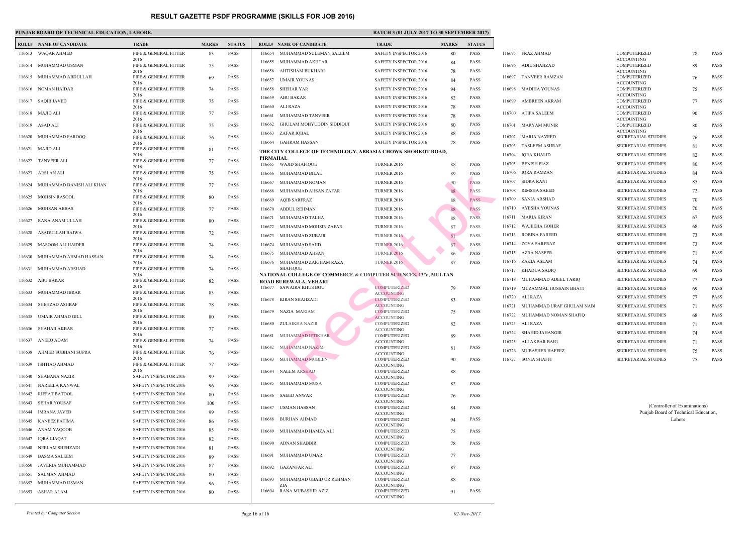# RESULT GAZETTE PSDF PROGRAMME (SKILLS FOR JOB 2016)

**PUNJAB BOARD OF TECHNICAL EDUCATION, LAHORE.** | **BATCH 3 (01 JULY 2017 TO 30 SEPTEMBER 2017)**

| ROLL# | NAME OF CANDIDATE | TRADE | MARKS | STATUS |
|---|---|---|---|---|
| 116613 | WAQAR AHMED | PIPE & GENERAL FITTER 2016 | 83 | PASS |
| 116614 | MUHAMMAD USMAN | PIPE & GENERAL FITTER 2016 | 75 | PASS |
| 116615 | MUHAMMAD ABDULLAH | PIPE & GENERAL FITTER 2016 | 69 | PASS |
| 116616 | NOMAN HAIDAR | PIPE & GENERAL FITTER 2016 | 74 | PASS |
| 116617 | SAQIB JAVED | PIPE & GENERAL FITTER 2016 | 75 | PASS |
| 116618 | MAJID ALI | PIPE & GENERAL FITTER 2016 | 77 | PASS |
| 116619 | ASAD ALI | PIPE & GENERAL FITTER 2016 | 75 | PASS |
| 116620 | MUHAMMAD FAROOQ | PIPE & GENERAL FITTER 2016 | 76 | PASS |
| 116621 | MAJID ALI | PIPE & GENERAL FITTER 2016 | 81 | PASS |
| 116622 | TANVEER ALI | PIPE & GENERAL FITTER 2016 | 77 | PASS |
| 116623 | ARSLAN ALI | PIPE & GENERAL FITTER 2016 | 75 | PASS |
| 116624 | MUHAMMAD DANISH ALI KHAN | PIPE & GENERAL FITTER 2016 | 77 | PASS |
| 116625 | MOHSIN RASOOL | PIPE & GENERAL FITTER 2016 | 80 | PASS |
| 116626 | MOHSAN ABBAS | PIPE & GENERAL FITTER 2016 | 77 | PASS |
| 116627 | RANA ANAM ULLAH | PIPE & GENERAL FITTER 2016 | 80 | PASS |
| 116628 | ASADULLAH BAJWA | PIPE & GENERAL FITTER 2016 | 72 | PASS |
| 116629 | MASOOM ALI HAIDER | PIPE & GENERAL FITTER 2016 | 74 | PASS |
| 116630 | MUHAMMAD AHMAD HASSAN | PIPE & GENERAL FITTER 2016 | 74 | PASS |
| 116631 | MUHAMMAD ARSHAD | PIPE & GENERAL FITTER 2016 | 74 | PASS |
| 116632 | ABU BAKAR | PIPE & GENERAL FITTER 2016 | 82 | PASS |
| 116633 | MUHAMMAD IBRAR | PIPE & GENERAL FITTER 2016 | 83 | PASS |
| 116634 | SHEHZAD ASHRAF | PIPE & GENERAL FITTER 2016 | 78 | PASS |
| 116635 | UMAIR AHMAD GILL | PIPE & GENERAL FITTER 2016 | 80 | PASS |
| 116636 | SHAHAB AKBAR | PIPE & GENERAL FITTER 2016 | 77 | PASS |
| 116637 | ANEEQ ADAM | PIPE & GENERAL FITTER 2016 | 74 | PASS |
| 116638 | AHMED SUBHANI SUPRA | PIPE & GENERAL FITTER 2016 | 76 | PASS |
| 116639 | ISHTIAQ AHMAD | PIPE & GENERAL FITTER 2016 | 77 | PASS |
| 116640 | SHABANA NAZIR | SAFETY INSPECTOR 2016 | 99 | PASS |
| 116641 | NAREELA KANWAL | SAFETY INSPECTOR 2016 | 96 | PASS |
| 116642 | RIEFAT BATOOL | SAFETY INSPECTOR 2016 | 80 | PASS |
| 116643 | SEHAR YOUSAF | SAFETY INSPECTOR 2016 | 100 | PASS |
| 116644 | IMRANA JAVED | SAFETY INSPECTOR 2016 | 99 | PASS |
| 116645 | KANEEZ FATIMA | SAFETY INSPECTOR 2016 | 86 | PASS |
| 116646 | ANAM YAQOOB | SAFETY INSPECTOR 2016 | 85 | PASS |
| 116647 | IQRA LIAQAT | SAFETY INSPECTOR 2016 | 82 | PASS |
| 116648 | NEELAM SHEHZADI | SAFETY INSPECTOR 2016 | 81 | PASS |
| 116649 | BASMA SALEEM | SAFETY INSPECTOR 2016 | 89 | PASS |
| 116650 | JAVERIA MUHAMMAD | SAFETY INSPECTOR 2016 | 87 | PASS |
| 116651 | SALMAN AHMAD | SAFETY INSPECTOR 2016 | 80 | PASS |
| 116652 | MUHAMMAD USMAN | SAFETY INSPECTOR 2016 | 96 | PASS |
| 116653 | ASHAR ALAM | SAFETY INSPECTOR 2016 | 80 | PASS |
| 116654 | MUHAMMAD SULEMAN SALEEM | SAFETY INSPECTOR 2016 | 80 | PASS |
| 116655 | MUHAMMAD AKHTAR | SAFETY INSPECTOR 2016 | 84 | PASS |
| 116656 | AHTISHAM BUKHARI | SAFETY INSPECTOR 2016 | 78 | PASS |
| 116657 | UMAIR YOUNAS | SAFETY INSPECTOR 2016 | 84 | PASS |
| 116658 | SHEHAR YAR | SAFETY INSPECTOR 2016 | 94 | PASS |
| 116659 | ABU BAKAR | SAFETY INSPECTOR 2016 | 82 | PASS |
| 116660 | ALI RAZA | SAFETY INSPECTOR 2016 | 78 | PASS |
| 116661 | MUHAMMAD TANVEER | SAFETY INSPECTOR 2016 | 78 | PASS |
| 116662 | GHULAM MOHYUDDIN SIDDIQUI | SAFETY INSPECTOR 2016 | 80 | PASS |
| 116663 | ZAFAR IQBAL | SAFETY INSPECTOR 2016 | 88 | PASS |
| 116664 | GAHRAM HASSAN | SAFETY INSPECTOR 2016 | 78 | PASS |

**THE CITY COLLEGE OF TECHNOLOGY, ABBASIA CHOWK SHORKOT ROAD, PIRMAHAL**

| ROLL# | NAME OF CANDIDATE | TRADE | MARKS | STATUS |
|---|---|---|---|---|
| 116665 | WAJID SHAFIQUE | TURNER 2016 | 88 | PASS |
| 116666 | MUHAMMAD BILAL | TURNER 2016 | 89 | PASS |
| 116667 | MUHAMMAD NOMAN | TURNER 2016 | 90 | PASS |
| 116668 | MUHAMMAD AHSAN ZAFAR | TURNER 2016 | 88 | PASS |
| 116669 | AQIB SARFRAZ | TURNER 2016 | 88 | PASS |
| 116670 | ABDUL REHMAN | TURNER 2016 | 88 | PASS |
| 116671 | MUHAMMAD TALHA | TURNER 2016 | 88 | PASS |
| 116672 | MUHAMMAD MOHSIN ZAFAR | TURNER 2016 | 87 | PASS |
| 116673 | MUHAMMAD ZUBAIR | TURNER 2016 | 81 | PASS |
| 116674 | MUHAMMAD SAJID | TURNER 2016 | 87 | PASS |
| 116675 | MUHAMMAD AHSAN | TURNER 2016 | 86 | PASS |
| 116676 | MUHAMMAD ZAIGHAM RAZA SHAFIQUE | TURNER 2016 | 87 | PASS |

**NATIONAL COLLEGE OF COMMERCE & COMPUTER SCIENCES, 13/V, MULTAN ROAD BUREWALA, VEHARI**

| ROLL# | NAME OF CANDIDATE | TRADE | MARKS | STATUS |
|---|---|---|---|---|
| 116677 | SAWAIRA KHUS BOU | COMPUTERIZED ACCOUNTING | 79 | PASS |
| 116678 | KIRAN SHAHZADI | COMPUTERIZED ACCOUNTING | 83 | PASS |
| 116679 | NAZIA MARIAM | COMPUTERIZED ACCOUNTING | 75 | PASS |
| 116680 | ZULAIKHA NAZIR | COMPUTERIZED ACCOUNTING | 82 | PASS |
| 116681 | MUHAMMAD IFTIKHAR | COMPUTERIZED ACCOUNTING | 89 | PASS |
| 116682 | MUHAMMAD NAZIM | COMPUTERIZED ACCOUNTING | 81 | PASS |
| 116683 | MUHAMMAD MUBEEN | COMPUTERIZED ACCOUNTING | 90 | PASS |
| 116684 | NAEEM ARSHAD | COMPUTERIZED ACCOUNTING | 88 | PASS |
| 116685 | MUHAMMAD MUSA | COMPUTERIZED ACCOUNTING | 82 | PASS |
| 116686 | SAEED ANWAR | COMPUTERIZED ACCOUNTING | 76 | PASS |
| 116687 | USMAN HASSAN | COMPUTERIZED ACCOUNTING | 84 | PASS |
| 116688 | BURHAN AHMAD | COMPUTERIZED ACCOUNTING | 94 | PASS |
| 116689 | MUHAMMAD HAMZA ALI | COMPUTERIZED ACCOUNTING | 75 | PASS |
| 116690 | ADNAN SHABBIR | COMPUTERIZED ACCOUNTING | 78 | PASS |
| 116691 | MUHAMMAD UMAR | COMPUTERIZED ACCOUNTING | 77 | PASS |
| 116692 | GAZANFAR ALI | COMPUTERIZED ACCOUNTING | 87 | PASS |
| 116693 | MUHAMMAD UBAID UR REHMAN ZIA | COMPUTERIZED ACCOUNTING | 88 | PASS |
| 116694 | RANA MUBASHIR AZIZ | COMPUTERIZED ACCOUNTING | 91 | PASS |
| 116695 | FRAZ AHMAD | COMPUTERIZED ACCOUNTING | 78 | PASS |
| 116696 | ADIL SHAHZAD | COMPUTERIZED ACCOUNTING | 89 | PASS |
| 116697 | TANVEER RAMZAN | COMPUTERIZED ACCOUNTING | 76 | PASS |
| 116698 | MADIHA YOUNAS | COMPUTERIZED ACCOUNTING | 75 | PASS |
| 116699 | AMBREEN AKRAM | COMPUTERIZED ACCOUNTING | 77 | PASS |
| 116700 | ATIFA SALEEM | COMPUTERIZED ACCOUNTING | 90 | PASS |
| 116701 | MARYAM MUNIR | COMPUTERIZED ACCOUNTING | 80 | PASS |
| 116702 | MARIA NAVEED | SECRETARIAL STUDIES | 76 | PASS |
| 116703 | TASLEEM ASHRAF | SECRETARIAL STUDIES | 81 | PASS |
| 116704 | IQRA KHALID | SECRETARIAL STUDIES | 82 | PASS |
| 116705 | BENISH FIAZ | SECRETARIAL STUDIES | 80 | PASS |
| 116706 | IQRA RAMZAN | SECRETARIAL STUDIES | 84 | PASS |
| 116707 | SIDRA RANI | SECRETARIAL STUDIES | 85 | PASS |
| 116708 | RIMSHA SAEED | SECRETARIAL STUDIES | 72 | PASS |
| 116709 | SANIA ARSHAD | SECRETARIAL STUDIES | 70 | PASS |
| 116710 | AYESHA YOUNAS | SECRETARIAL STUDIES | 70 | PASS |
| 116711 | MARIA KIRAN | SECRETARIAL STUDIES | 67 | PASS |
| 116712 | WAJEEHA GOHER | SECRETARIAL STUDIES | 68 | PASS |
| 116713 | ROBINA FAREED | SECRETARIAL STUDIES | 73 | PASS |
| 116714 | ZOYA SARFRAZ | SECRETARIAL STUDIES | 73 | PASS |
| 116715 | AZRA NASEER | SECRETARIAL STUDIES | 71 | PASS |
| 116716 | ZAKIA ASLAM | SECRETARIAL STUDIES | 74 | PASS |
| 116717 | KHADIJA SADIQ | SECRETARIAL STUDIES | 69 | PASS |
| 116718 | MUHAMMAD ADEEL TARIQ | SECRETARIAL STUDIES | 77 | PASS |
| 116719 | MUZAMMAL HUSSAIN BHATI | SECRETARIAL STUDIES | 69 | PASS |
| 116720 | ALI RAZA | SECRETARIAL STUDIES | 77 | PASS |
| 116721 | MUHAMMAD URAF GHULAM NABI | SECRETARIAL STUDIES | 71 | PASS |
| 116722 | MUHAMMAD NOMAN SHAFIQ | SECRETARIAL STUDIES | 68 | PASS |
| 116723 | ALI RAZA | SECRETARIAL STUDIES | 71 | PASS |
| 116724 | SHAHID JAHANGIR | SECRETARIAL STUDIES | 74 | PASS |
| 116725 | ALI AKBAR BAIG | SECRETARIAL STUDIES | 71 | PASS |
| 116726 | MUBASHER HAFEEZ | SECRETARIAL STUDIES | 75 | PASS |
| 116727 | SONIA SHAFFI | SECRETARIAL STUDIES | 75 | PASS |

(Controller of Examinations)
Punjab Board of Technical Education,
Lahore

Printed by: Computer Section | 02-Nov-2017